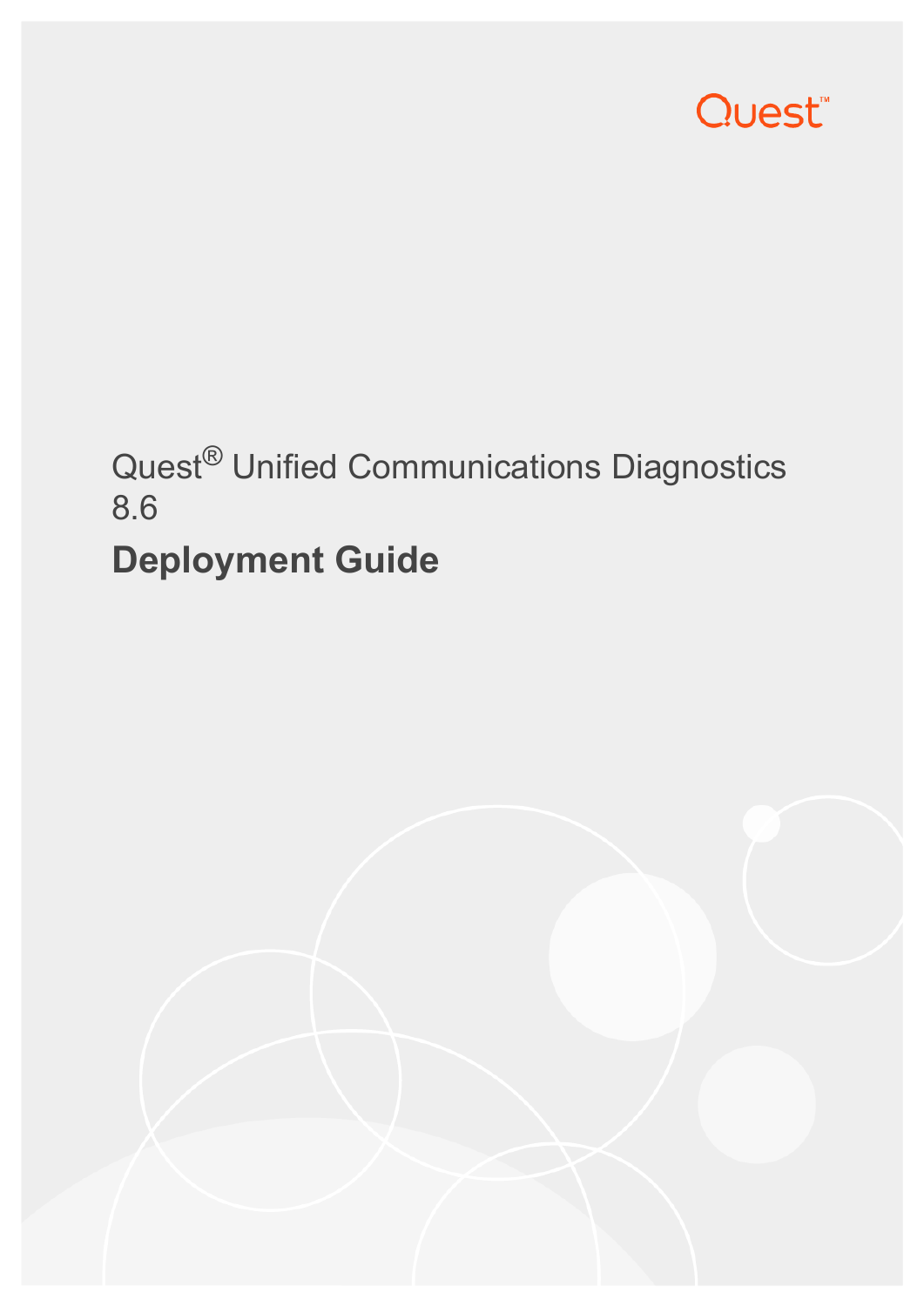Quest

Quest® Unified Communications Diagnostics 8.6

# Deployment Guide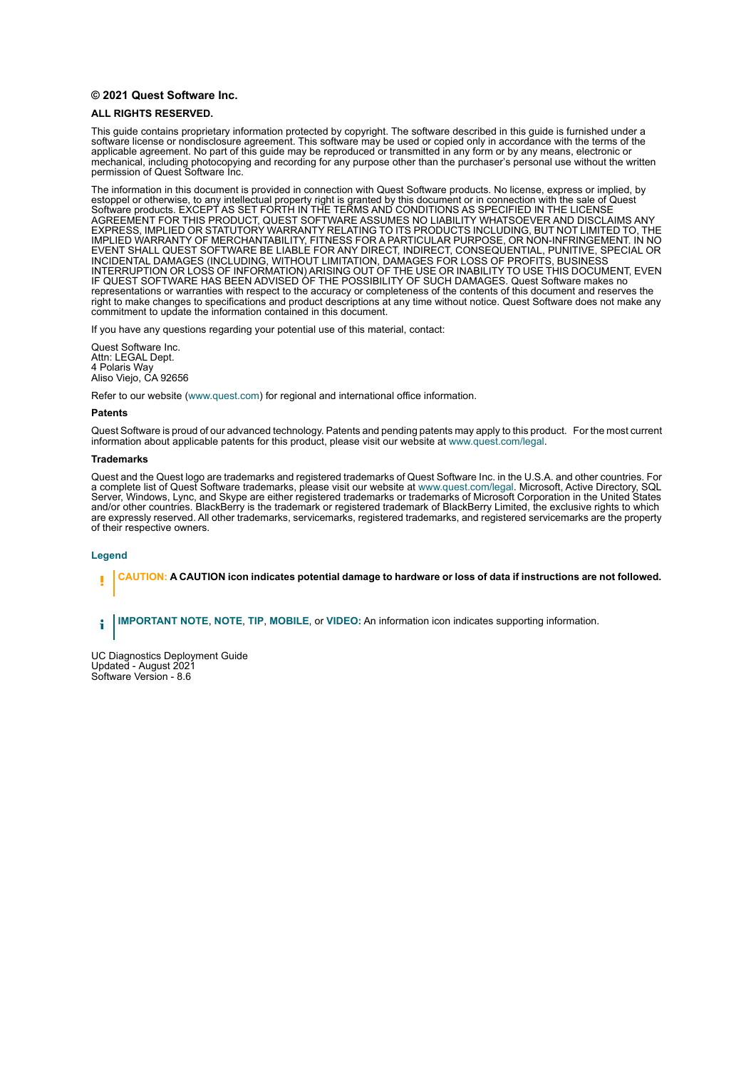**© 2021 Quest Software Inc.**

**ALL RIGHTS RESERVED.**

This guide contains proprietary information protected by copyright. The software described in this guide is furnished under a software license or nondisclosure agreement. This software may be used or copied only in accordance with the terms of the applicable agreement. No part of this guide may be reproduced or transmitted in any form or by any means, electronic or mechanical, including photocopying and recording for any purpose other than the purchaser's personal use without the written permission of Quest Software Inc.

The information in this document is provided in connection with Quest Software products. No license, express or implied, by estoppel or otherwise, to any intellectual property right is granted by this document or in connection with the sale of Quest Software products. EXCEPT AS SET FORTH IN THE TERMS AND CONDITIONS AS SPECIFIED IN THE LICENSE AGREEMENT FOR THIS PRODUCT, QUEST SOFTWARE ASSUMES NO LIABILITY WHATSOEVER AND DISCLAIMS ANY EXPRESS, IMPLIED OR STATUTORY WARRANTY RELATING TO ITS PRODUCTS INCLUDING, BUT NOT LIMITED TO, THE IMPLIED WARRANTY OF MERCHANTABILITY, FITNESS FOR A PARTICULAR PURPOSE, OR NON-INFRINGEMENT. IN NO EVENT SHALL QUEST SOFTWARE BE LIABLE FOR ANY DIRECT, INDIRECT, CONSEQUENTIAL, PUNITIVE, SPECIAL OR INCIDENTAL DAMAGES (INCLUDING, WITHOUT LIMITATION, DAMAGES FOR LOSS OF PROFITS, BUSINESS INTERRUPTION OR LOSS OF INFORMATION) ARISING OUT OF THE USE OR INABILITY TO USE THIS DOCUMENT, EVEN IF QUEST SOFTWARE HAS BEEN ADVISED OF THE POSSIBILITY OF SUCH DAMAGES. Quest Software makes no representations or warranties with respect to the accuracy or completeness of the contents of this document and reserves the right to make changes to specifications and product descriptions at any time without notice. Quest Software does not make any commitment to update the information contained in this document.

If you have any questions regarding your potential use of this material, contact:

Quest Software Inc.
Attn: LEGAL Dept.
4 Polaris Way
Aliso Viejo, CA 92656

Refer to our website (www.quest.com) for regional and international office information.

**Patents**

Quest Software is proud of our advanced technology. Patents and pending patents may apply to this product. For the most current information about applicable patents for this product, please visit our website at www.quest.com/legal.

**Trademarks**

Quest and the Quest logo are trademarks and registered trademarks of Quest Software Inc. in the U.S.A. and other countries. For a complete list of Quest Software trademarks, please visit our website at www.quest.com/legal. Microsoft, Active Directory, SQL Server, Windows, Lync, and Skype are either registered trademarks or trademarks of Microsoft Corporation in the United States and/or other countries. BlackBerry is the trademark or registered trademark of BlackBerry Limited, the exclusive rights to which are expressly reserved. All other trademarks, servicemarks, registered trademarks, and registered servicemarks are the property of their respective owners.

**Legend**

**CAUTION: A CAUTION icon indicates potential damage to hardware or loss of data if instructions are not followed.**

**IMPORTANT NOTE**, **NOTE**, **TIP**, **MOBILE**, or **VIDEO:** An information icon indicates supporting information.

UC Diagnostics Deployment Guide
Updated - August 2021
Software Version - 8.6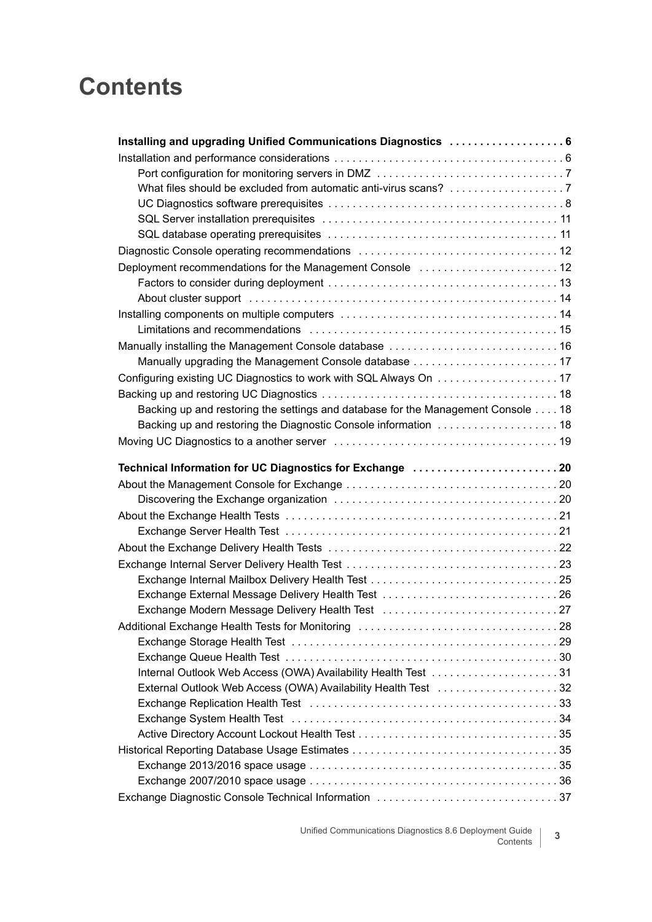# Contents

**Installing and upgrading Unified Communications Diagnostics . . . . . . . . . . . . . . . . . . 6**

Installation and performance considerations . . . . . . . . . . . . . . . . . . . . . . . . . . . . . . . . . . . . . 6

- Port configuration for monitoring servers in DMZ . . . . . . . . . . . . . . . . . . . . . . . . . . . . . . 7
- What files should be excluded from automatic anti-virus scans? . . . . . . . . . . . . . . . . . . 7
- UC Diagnostics software prerequisites . . . . . . . . . . . . . . . . . . . . . . . . . . . . . . . . . . . . . . 8
- SQL Server installation prerequisites . . . . . . . . . . . . . . . . . . . . . . . . . . . . . . . . . . . . . . 11
- SQL database operating prerequisites . . . . . . . . . . . . . . . . . . . . . . . . . . . . . . . . . . . . . 11

Diagnostic Console operating recommendations . . . . . . . . . . . . . . . . . . . . . . . . . . . . . . . . 12

Deployment recommendations for the Management Console . . . . . . . . . . . . . . . . . . . . . . 12

- Factors to consider during deployment . . . . . . . . . . . . . . . . . . . . . . . . . . . . . . . . . . . . . 13
- About cluster support . . . . . . . . . . . . . . . . . . . . . . . . . . . . . . . . . . . . . . . . . . . . . . . . . . 14

Installing components on multiple computers . . . . . . . . . . . . . . . . . . . . . . . . . . . . . . . . . . . 14

- Limitations and recommendations . . . . . . . . . . . . . . . . . . . . . . . . . . . . . . . . . . . . . . . . 15

Manually installing the Management Console database . . . . . . . . . . . . . . . . . . . . . . . . . . . 16

- Manually upgrading the Management Console database . . . . . . . . . . . . . . . . . . . . . . . . 17

Configuring existing UC Diagnostics to work with SQL Always On . . . . . . . . . . . . . . . . . . . 17

Backing up and restoring UC Diagnostics . . . . . . . . . . . . . . . . . . . . . . . . . . . . . . . . . . . . . . 18

- Backing up and restoring the settings and database for the Management Console . . . . 18
- Backing up and restoring the Diagnostic Console information . . . . . . . . . . . . . . . . . . . . 18

Moving UC Diagnostics to a another server . . . . . . . . . . . . . . . . . . . . . . . . . . . . . . . . . . . . . 19

**Technical Information for UC Diagnostics for Exchange . . . . . . . . . . . . . . . . . . . . . . . . 20**

About the Management Console for Exchange . . . . . . . . . . . . . . . . . . . . . . . . . . . . . . . . . . 20

- Discovering the Exchange organization . . . . . . . . . . . . . . . . . . . . . . . . . . . . . . . . . . . . 20

About the Exchange Health Tests . . . . . . . . . . . . . . . . . . . . . . . . . . . . . . . . . . . . . . . . . . . . 21

- Exchange Server Health Test . . . . . . . . . . . . . . . . . . . . . . . . . . . . . . . . . . . . . . . . . . . . 21

About the Exchange Delivery Health Tests . . . . . . . . . . . . . . . . . . . . . . . . . . . . . . . . . . . . . 22

Exchange Internal Server Delivery Health Test . . . . . . . . . . . . . . . . . . . . . . . . . . . . . . . . . . 23

- Exchange Internal Mailbox Delivery Health Test . . . . . . . . . . . . . . . . . . . . . . . . . . . . . . 25
- Exchange External Message Delivery Health Test . . . . . . . . . . . . . . . . . . . . . . . . . . . . 26
- Exchange Modern Message Delivery Health Test . . . . . . . . . . . . . . . . . . . . . . . . . . . . . 27

Additional Exchange Health Tests for Monitoring . . . . . . . . . . . . . . . . . . . . . . . . . . . . . . . . 28

- Exchange Storage Health Test . . . . . . . . . . . . . . . . . . . . . . . . . . . . . . . . . . . . . . . . . . . 29
- Exchange Queue Health Test . . . . . . . . . . . . . . . . . . . . . . . . . . . . . . . . . . . . . . . . . . . . 30
- Internal Outlook Web Access (OWA) Availability Health Test . . . . . . . . . . . . . . . . . . . . 31
- External Outlook Web Access (OWA) Availability Health Test . . . . . . . . . . . . . . . . . . . 32
- Exchange Replication Health Test . . . . . . . . . . . . . . . . . . . . . . . . . . . . . . . . . . . . . . . . 33
- Exchange System Health Test . . . . . . . . . . . . . . . . . . . . . . . . . . . . . . . . . . . . . . . . . . . 34
- Active Directory Account Lockout Health Test . . . . . . . . . . . . . . . . . . . . . . . . . . . . . . . . 35

Historical Reporting Database Usage Estimates . . . . . . . . . . . . . . . . . . . . . . . . . . . . . . . . . 35

- Exchange 2013/2016 space usage . . . . . . . . . . . . . . . . . . . . . . . . . . . . . . . . . . . . . . . . 35
- Exchange 2007/2010 space usage . . . . . . . . . . . . . . . . . . . . . . . . . . . . . . . . . . . . . . . . 36

Exchange Diagnostic Console Technical Information . . . . . . . . . . . . . . . . . . . . . . . . . . . . . 37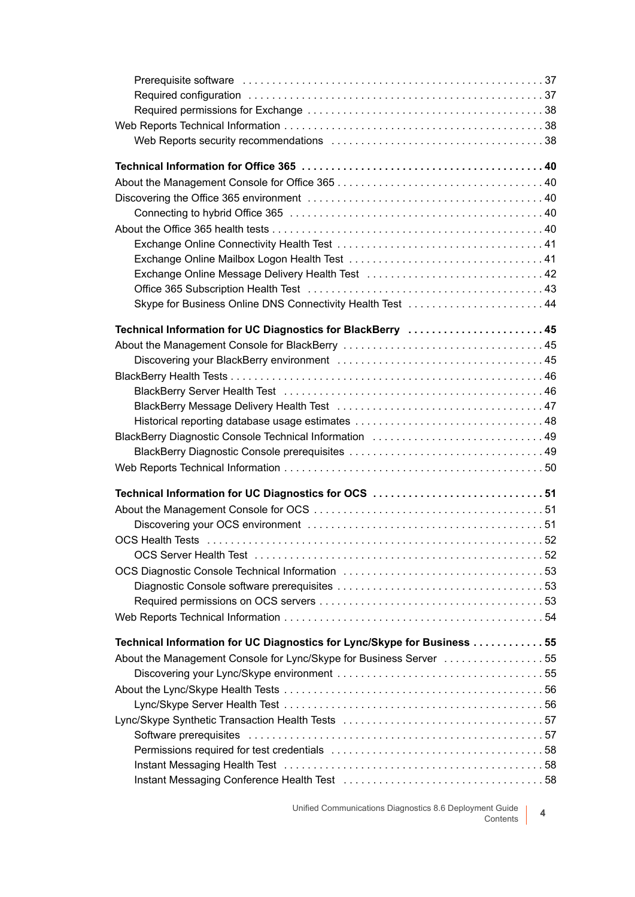- Prerequisite software . . . . . 37
- Required configuration . . . . . 37
- Required permissions for Exchange . . . . . 38

Web Reports Technical Information . . . . . 38

- Web Reports security recommendations . . . . . 38

**Technical Information for Office 365 . . . . . 40**

About the Management Console for Office 365 . . . . . 40

Discovering the Office 365 environment . . . . . 40

- Connecting to hybrid Office 365 . . . . . 40

About the Office 365 health tests . . . . . 40

- Exchange Online Connectivity Health Test . . . . . 41
- Exchange Online Mailbox Logon Health Test . . . . . 41
- Exchange Online Message Delivery Health Test . . . . . 42
- Office 365 Subscription Health Test . . . . . 43
- Skype for Business Online DNS Connectivity Health Test . . . . . 44

**Technical Information for UC Diagnostics for BlackBerry . . . . . 45**

About the Management Console for BlackBerry . . . . . 45

- Discovering your BlackBerry environment . . . . . 45

BlackBerry Health Tests . . . . . 46

- BlackBerry Server Health Test . . . . . 46
- BlackBerry Message Delivery Health Test . . . . . 47
- Historical reporting database usage estimates . . . . . 48

BlackBerry Diagnostic Console Technical Information . . . . . 49

- BlackBerry Diagnostic Console prerequisites . . . . . 49

Web Reports Technical Information . . . . . 50

**Technical Information for UC Diagnostics for OCS . . . . . 51**

About the Management Console for OCS . . . . . 51

- Discovering your OCS environment . . . . . 51

OCS Health Tests . . . . . 52

- OCS Server Health Test . . . . . 52

OCS Diagnostic Console Technical Information . . . . . 53

- Diagnostic Console software prerequisites . . . . . 53
- Required permissions on OCS servers . . . . . 53

Web Reports Technical Information . . . . . 54

**Technical Information for UC Diagnostics for Lync/Skype for Business . . . . . 55**

About the Management Console for Lync/Skype for Business Server . . . . . 55

- Discovering your Lync/Skype environment . . . . . 55

About the Lync/Skype Health Tests . . . . . 56

- Lync/Skype Server Health Test . . . . . 56

Lync/Skype Synthetic Transaction Health Tests . . . . . 57

- Software prerequisites . . . . . 57
- Permissions required for test credentials . . . . . 58
- Instant Messaging Health Test . . . . . 58
- Instant Messaging Conference Health Test . . . . . 58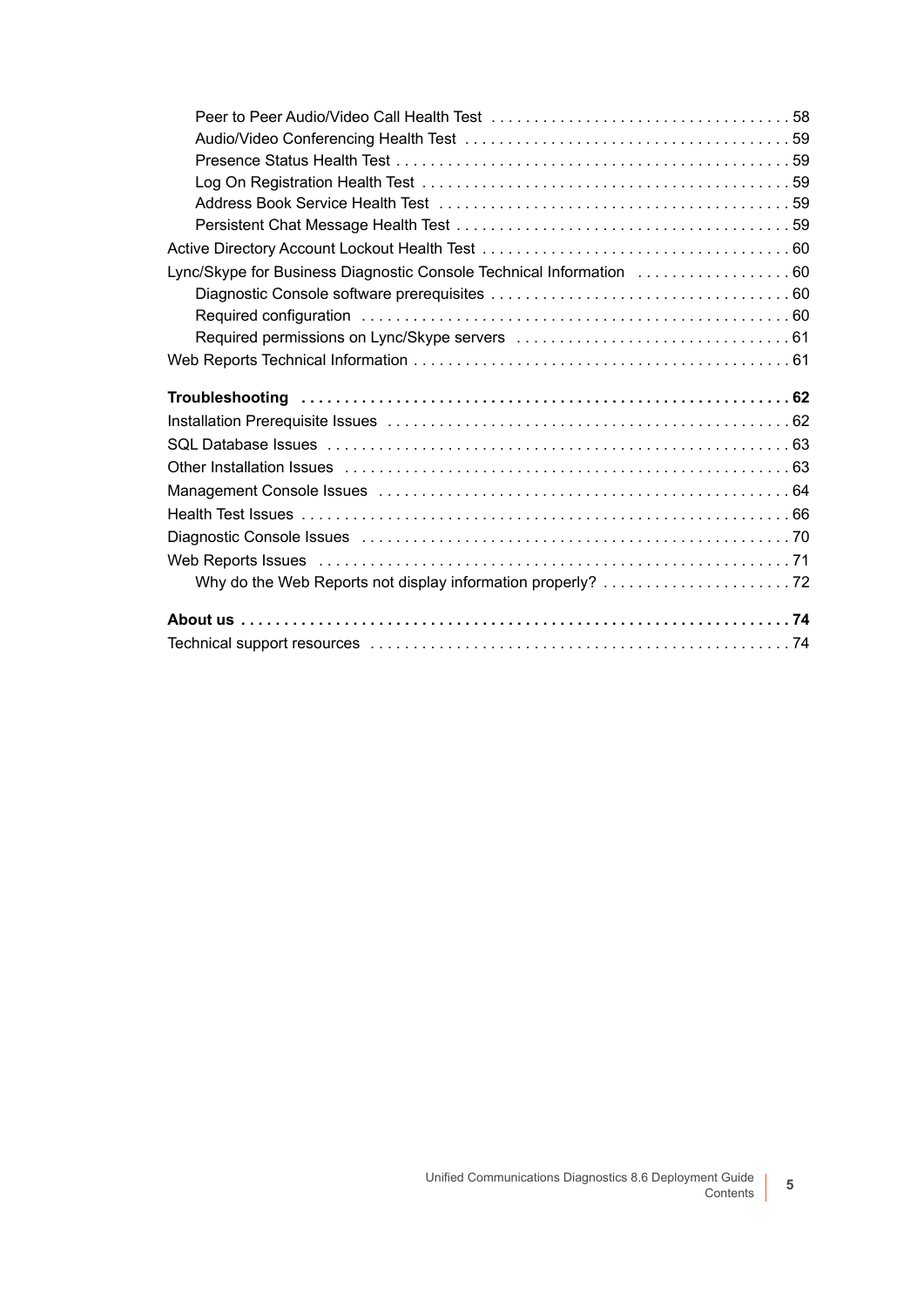- Peer to Peer Audio/Video Call Health Test . . . . . . . . . . 58
- Audio/Video Conferencing Health Test . . . . . . . . . . 59
- Presence Status Health Test . . . . . . . . . . 59
- Log On Registration Health Test . . . . . . . . . . 59
- Address Book Service Health Test . . . . . . . . . . 59
- Persistent Chat Message Health Test . . . . . . . . . . 59

Active Directory Account Lockout Health Test . . . . . . . . . . 60

Lync/Skype for Business Diagnostic Console Technical Information . . . . . . . . . . 60

- Diagnostic Console software prerequisites . . . . . . . . . . 60
- Required configuration . . . . . . . . . . 60
- Required permissions on Lync/Skype servers . . . . . . . . . . 61

Web Reports Technical Information . . . . . . . . . . 61

**Troubleshooting . . . . . . . . . . 62**

Installation Prerequisite Issues . . . . . . . . . . 62

SQL Database Issues . . . . . . . . . . 63

Other Installation Issues . . . . . . . . . . 63

Management Console Issues . . . . . . . . . . 64

Health Test Issues . . . . . . . . . . 66

Diagnostic Console Issues . . . . . . . . . . 70

Web Reports Issues . . . . . . . . . . 71

- Why do the Web Reports not display information properly? . . . . . . . . . . 72

**About us . . . . . . . . . . 74**

Technical support resources . . . . . . . . . . 74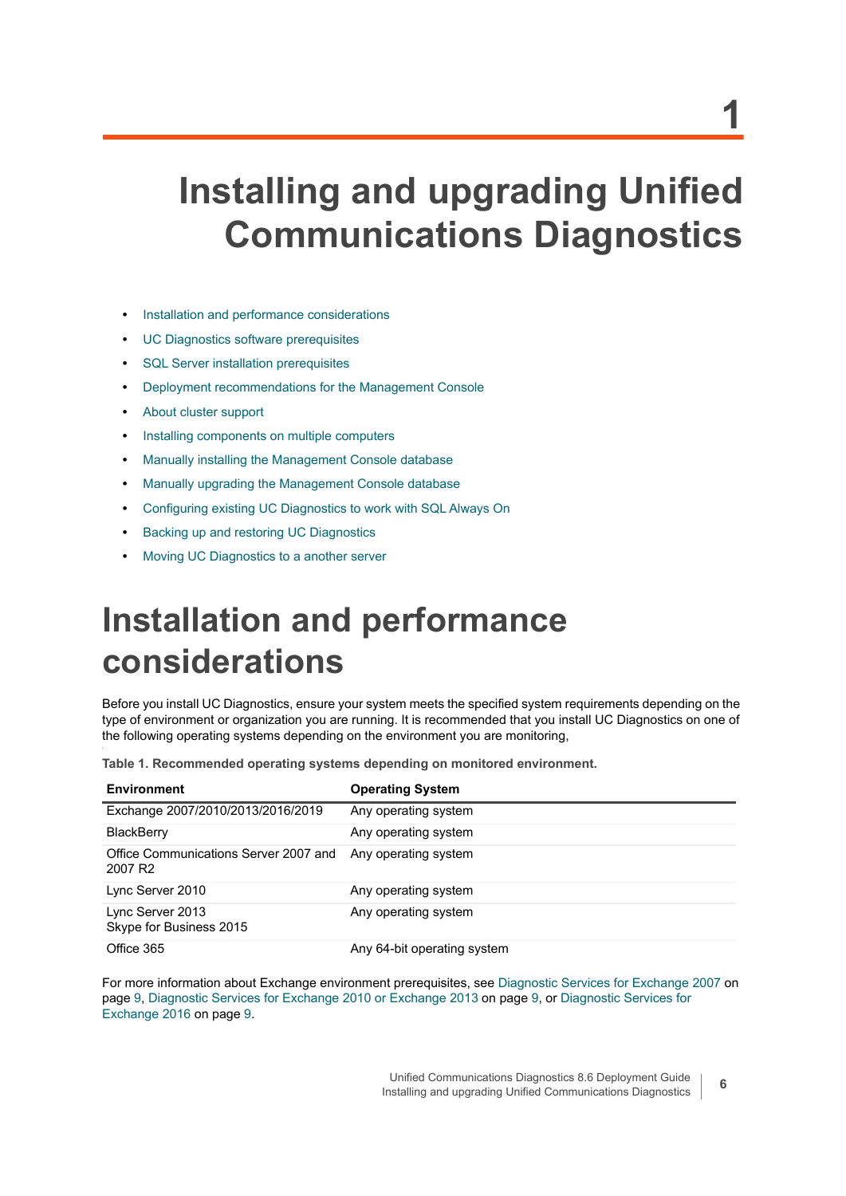# 1

# Installing and upgrading Unified Communications Diagnostics

- Installation and performance considerations
- UC Diagnostics software prerequisites
- SQL Server installation prerequisites
- Deployment recommendations for the Management Console
- About cluster support
- Installing components on multiple computers
- Manually installing the Management Console database
- Manually upgrading the Management Console database
- Configuring existing UC Diagnostics to work with SQL Always On
- Backing up and restoring UC Diagnostics
- Moving UC Diagnostics to a another server

## Installation and performance considerations

Before you install UC Diagnostics, ensure your system meets the specified system requirements depending on the type of environment or organization you are running. It is recommended that you install UC Diagnostics on one of the following operating systems depending on the environment you are monitoring,

**Table 1. Recommended operating systems depending on monitored environment.**

| Environment | Operating System |
|---|---|
| Exchange 2007/2010/2013/2016/2019 | Any operating system |
| BlackBerry | Any operating system |
| Office Communications Server 2007 and 2007 R2 | Any operating system |
| Lync Server 2010 | Any operating system |
| Lync Server 2013<br>Skype for Business 2015 | Any operating system |
| Office 365 | Any 64-bit operating system |

For more information about Exchange environment prerequisites, see Diagnostic Services for Exchange 2007 on page 9, Diagnostic Services for Exchange 2010 or Exchange 2013 on page 9, or Diagnostic Services for Exchange 2016 on page 9.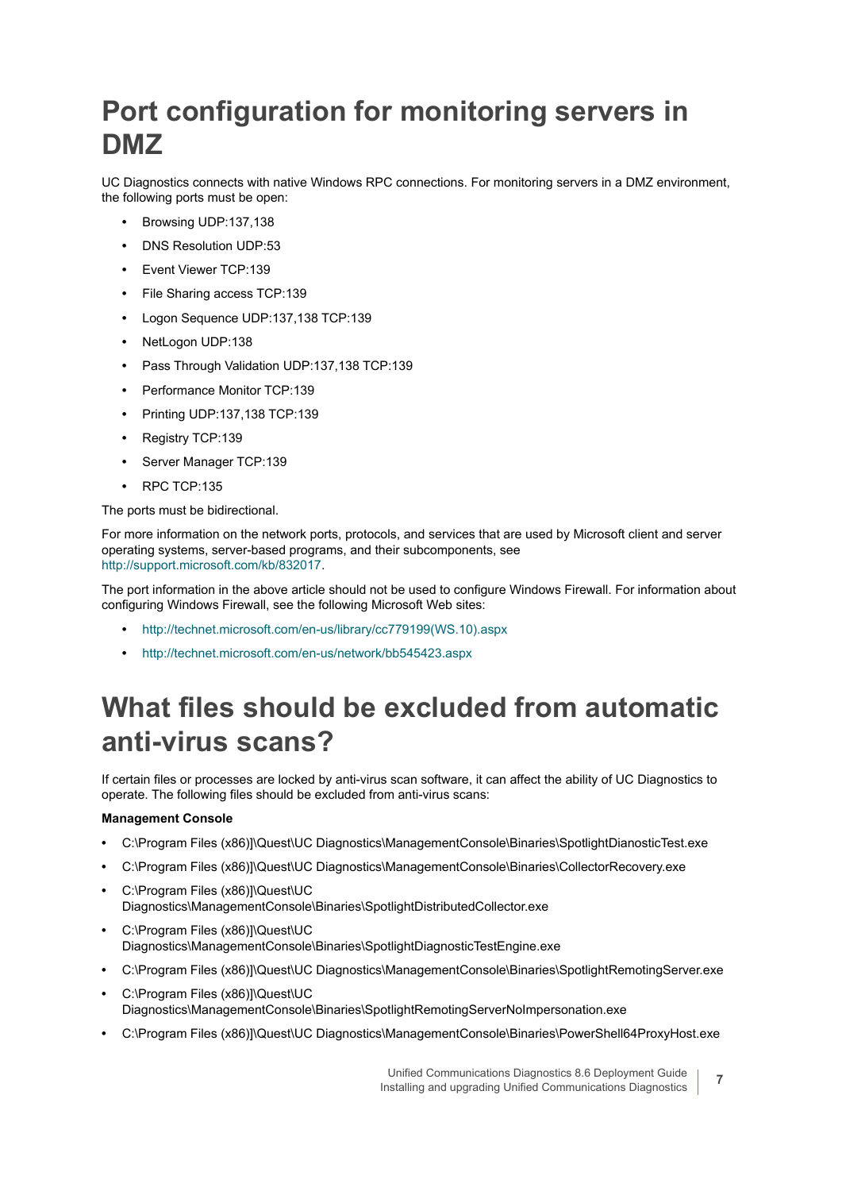# Port configuration for monitoring servers in DMZ

UC Diagnostics connects with native Windows RPC connections. For monitoring servers in a DMZ environment, the following ports must be open:

- Browsing UDP:137,138
- DNS Resolution UDP:53
- Event Viewer TCP:139
- File Sharing access TCP:139
- Logon Sequence UDP:137,138 TCP:139
- NetLogon UDP:138
- Pass Through Validation UDP:137,138 TCP:139
- Performance Monitor TCP:139
- Printing UDP:137,138 TCP:139
- Registry TCP:139
- Server Manager TCP:139
- RPC TCP:135

The ports must be bidirectional.

For more information on the network ports, protocols, and services that are used by Microsoft client and server operating systems, server-based programs, and their subcomponents, see http://support.microsoft.com/kb/832017.

The port information in the above article should not be used to configure Windows Firewall. For information about configuring Windows Firewall, see the following Microsoft Web sites:

- http://technet.microsoft.com/en-us/library/cc779199(WS.10).aspx
- http://technet.microsoft.com/en-us/network/bb545423.aspx

# What files should be excluded from automatic anti-virus scans?

If certain files or processes are locked by anti-virus scan software, it can affect the ability of UC Diagnostics to operate. The following files should be excluded from anti-virus scans:

**Management Console**

- C:\Program Files (x86)]\Quest\UC Diagnostics\ManagementConsole\Binaries\SpotlightDianosticTest.exe
- C:\Program Files (x86)]\Quest\UC Diagnostics\ManagementConsole\Binaries\CollectorRecovery.exe
- C:\Program Files (x86)]\Quest\UC Diagnostics\ManagementConsole\Binaries\SpotlightDistributedCollector.exe
- C:\Program Files (x86)]\Quest\UC Diagnostics\ManagementConsole\Binaries\SpotlightDiagnosticTestEngine.exe
- C:\Program Files (x86)]\Quest\UC Diagnostics\ManagementConsole\Binaries\SpotlightRemotingServer.exe
- C:\Program Files (x86)]\Quest\UC Diagnostics\ManagementConsole\Binaries\SpotlightRemotingServerNoImpersonation.exe
- C:\Program Files (x86)]\Quest\UC Diagnostics\ManagementConsole\Binaries\PowerShell64ProxyHost.exe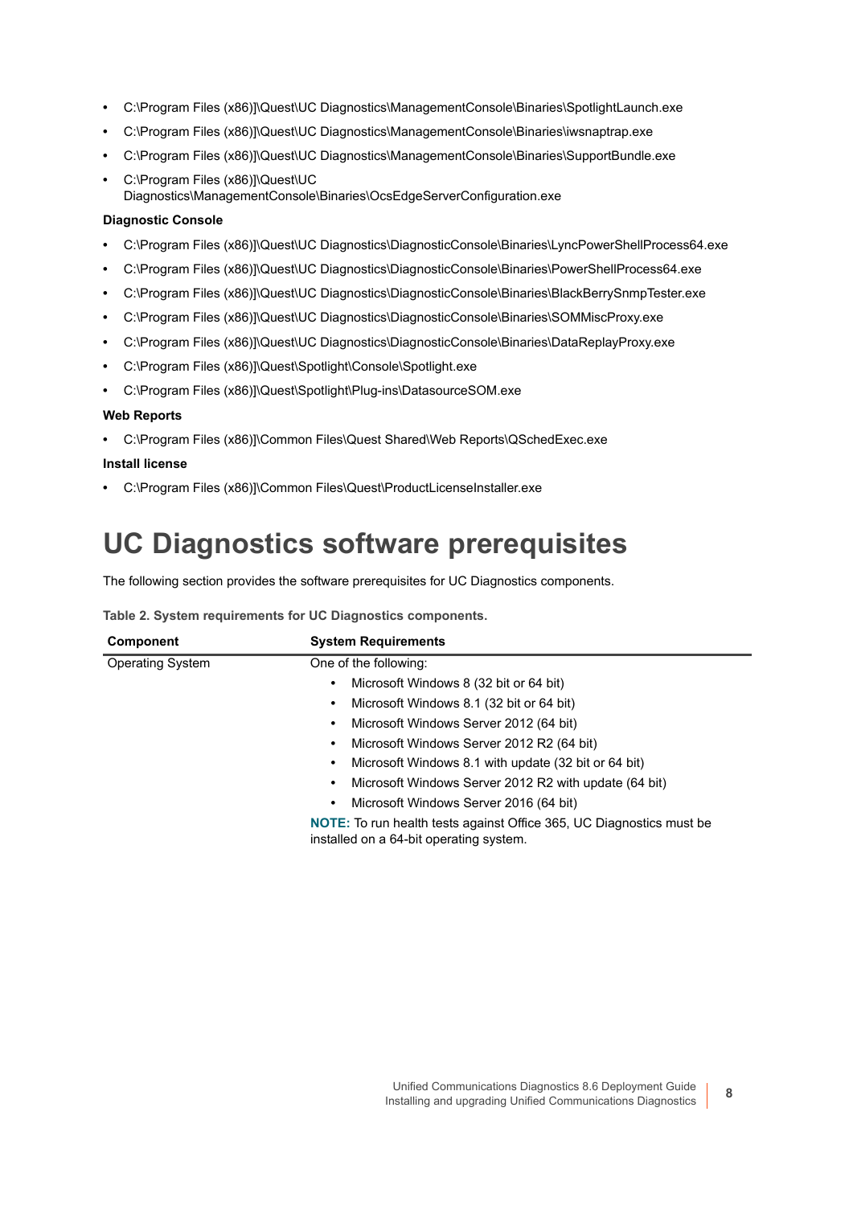- C:\Program Files (x86)]\Quest\UC Diagnostics\ManagementConsole\Binaries\SpotlightLaunch.exe
- C:\Program Files (x86)]\Quest\UC Diagnostics\ManagementConsole\Binaries\iwsnaptrap.exe
- C:\Program Files (x86)]\Quest\UC Diagnostics\ManagementConsole\Binaries\SupportBundle.exe
- C:\Program Files (x86)]\Quest\UC Diagnostics\ManagementConsole\Binaries\OcsEdgeServerConfiguration.exe

**Diagnostic Console**

- C:\Program Files (x86)]\Quest\UC Diagnostics\DiagnosticConsole\Binaries\LyncPowerShellProcess64.exe
- C:\Program Files (x86)]\Quest\UC Diagnostics\DiagnosticConsole\Binaries\PowerShellProcess64.exe
- C:\Program Files (x86)]\Quest\UC Diagnostics\DiagnosticConsole\Binaries\BlackBerrySnmpTester.exe
- C:\Program Files (x86)]\Quest\UC Diagnostics\DiagnosticConsole\Binaries\SOMMiscProxy.exe
- C:\Program Files (x86)]\Quest\UC Diagnostics\DiagnosticConsole\Binaries\DataReplayProxy.exe
- C:\Program Files (x86)]\Quest\Spotlight\Console\Spotlight.exe
- C:\Program Files (x86)]\Quest\Spotlight\Plug-ins\DatasourceSOM.exe

**Web Reports**

- C:\Program Files (x86)]\Common Files\Quest Shared\Web Reports\QSchedExec.exe

**Install license**

- C:\Program Files (x86)]\Common Files\Quest\ProductLicenseInstaller.exe

# UC Diagnostics software prerequisites

The following section provides the software prerequisites for UC Diagnostics components.

**Table 2. System requirements for UC Diagnostics components.**

| Component | System Requirements |
|---|---|
| Operating System | One of the following:<br>• Microsoft Windows 8 (32 bit or 64 bit)<br>• Microsoft Windows 8.1 (32 bit or 64 bit)<br>• Microsoft Windows Server 2012 (64 bit)<br>• Microsoft Windows Server 2012 R2 (64 bit)<br>• Microsoft Windows 8.1 with update (32 bit or 64 bit)<br>• Microsoft Windows Server 2012 R2 with update (64 bit)<br>• Microsoft Windows Server 2016 (64 bit)<br>**NOTE:** To run health tests against Office 365, UC Diagnostics must be installed on a 64-bit operating system. |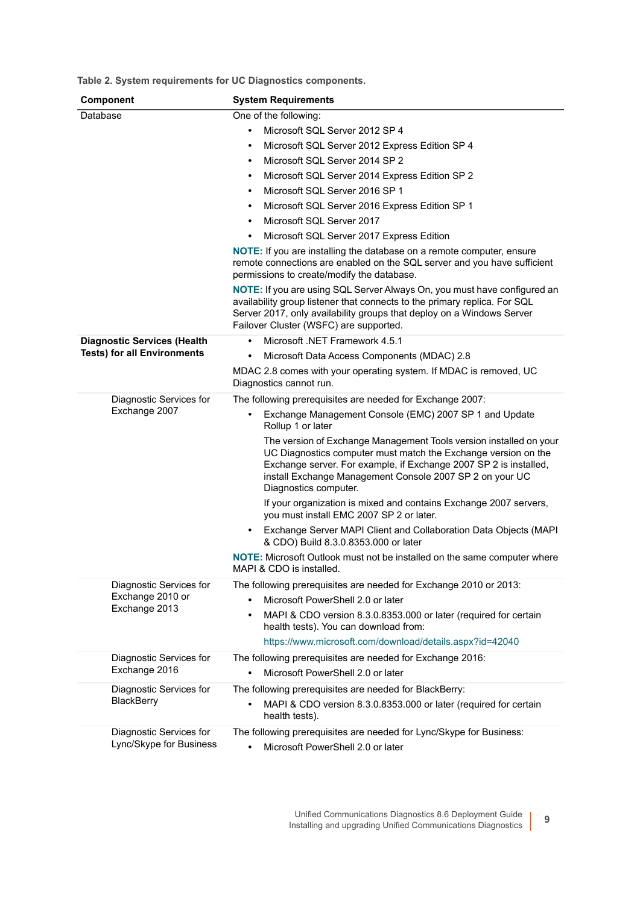**Table 2. System requirements for UC Diagnostics components.**

| Component | System Requirements |
|---|---|
| Database | One of the following:<br>• Microsoft SQL Server 2012 SP 4<br>• Microsoft SQL Server 2012 Express Edition SP 4<br>• Microsoft SQL Server 2014 SP 2<br>• Microsoft SQL Server 2014 Express Edition SP 2<br>• Microsoft SQL Server 2016 SP 1<br>• Microsoft SQL Server 2016 Express Edition SP 1<br>• Microsoft SQL Server 2017<br>• Microsoft SQL Server 2017 Express Edition<br>**NOTE:** If you are installing the database on a remote computer, ensure remote connections are enabled on the SQL server and you have sufficient permissions to create/modify the database.<br>**NOTE:** If you are using SQL Server Always On, you must have configured an availability group listener that connects to the primary replica. For SQL Server 2017, only availability groups that deploy on a Windows Server Failover Cluster (WSFC) are supported. |
| **Diagnostic Services (Health Tests) for all Environments** | • Microsoft .NET Framework 4.5.1<br>• Microsoft Data Access Components (MDAC) 2.8<br>MDAC 2.8 comes with your operating system. If MDAC is removed, UC Diagnostics cannot run. |
| Diagnostic Services for Exchange 2007 | The following prerequisites are needed for Exchange 2007:<br>• Exchange Management Console (EMC) 2007 SP 1 and Update Rollup 1 or later<br>The version of Exchange Management Tools version installed on your UC Diagnostics computer must match the Exchange version on the Exchange server. For example, if Exchange 2007 SP 2 is installed, install Exchange Management Console 2007 SP 2 on your UC Diagnostics computer.<br>If your organization is mixed and contains Exchange 2007 servers, you must install EMC 2007 SP 2 or later.<br>• Exchange Server MAPI Client and Collaboration Data Objects (MAPI & CDO) Build 8.3.0.8353.000 or later<br>**NOTE:** Microsoft Outlook must not be installed on the same computer where MAPI & CDO is installed. |
| Diagnostic Services for Exchange 2010 or Exchange 2013 | The following prerequisites are needed for Exchange 2010 or 2013:<br>• Microsoft PowerShell 2.0 or later<br>• MAPI & CDO version 8.3.0.8353.000 or later (required for certain health tests). You can download from:<br>https://www.microsoft.com/download/details.aspx?id=42040 |
| Diagnostic Services for Exchange 2016 | The following prerequisites are needed for Exchange 2016:<br>• Microsoft PowerShell 2.0 or later |
| Diagnostic Services for BlackBerry | The following prerequisites are needed for BlackBerry:<br>• MAPI & CDO version 8.3.0.8353.000 or later (required for certain health tests). |
| Diagnostic Services for Lync/Skype for Business | The following prerequisites are needed for Lync/Skype for Business:<br>• Microsoft PowerShell 2.0 or later |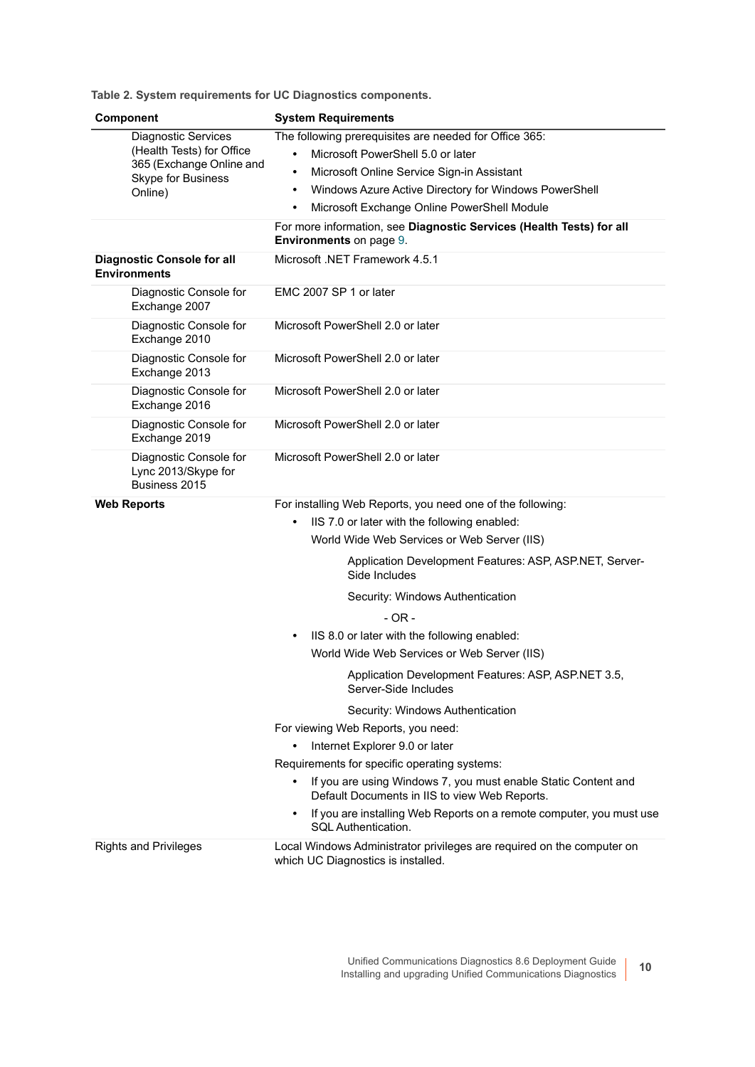**Table 2. System requirements for UC Diagnostics components.**

| Component | System Requirements |
|---|---|
| Diagnostic Services (Health Tests) for Office 365 (Exchange Online and Skype for Business Online) | The following prerequisites are needed for Office 365:<br>• Microsoft PowerShell 5.0 or later<br>• Microsoft Online Service Sign-in Assistant<br>• Windows Azure Active Directory for Windows PowerShell<br>• Microsoft Exchange Online PowerShell Module |
| | For more information, see **Diagnostic Services (Health Tests) for all Environments** on page 9. |
| **Diagnostic Console for all Environments** | Microsoft .NET Framework 4.5.1 |
| Diagnostic Console for Exchange 2007 | EMC 2007 SP 1 or later |
| Diagnostic Console for Exchange 2010 | Microsoft PowerShell 2.0 or later |
| Diagnostic Console for Exchange 2013 | Microsoft PowerShell 2.0 or later |
| Diagnostic Console for Exchange 2016 | Microsoft PowerShell 2.0 or later |
| Diagnostic Console for Exchange 2019 | Microsoft PowerShell 2.0 or later |
| Diagnostic Console for Lync 2013/Skype for Business 2015 | Microsoft PowerShell 2.0 or later |
| **Web Reports** | For installing Web Reports, you need one of the following:<br>• IIS 7.0 or later with the following enabled:<br>World Wide Web Services or Web Server (IIS)<br>Application Development Features: ASP, ASP.NET, Server-Side Includes<br>Security: Windows Authentication<br>- OR -<br>• IIS 8.0 or later with the following enabled:<br>World Wide Web Services or Web Server (IIS)<br>Application Development Features: ASP, ASP.NET 3.5, Server-Side Includes<br>Security: Windows Authentication<br>For viewing Web Reports, you need:<br>• Internet Explorer 9.0 or later<br>Requirements for specific operating systems:<br>• If you are using Windows 7, you must enable Static Content and Default Documents in IIS to view Web Reports.<br>• If you are installing Web Reports on a remote computer, you must use SQL Authentication. |
| Rights and Privileges | Local Windows Administrator privileges are required on the computer on which UC Diagnostics is installed. |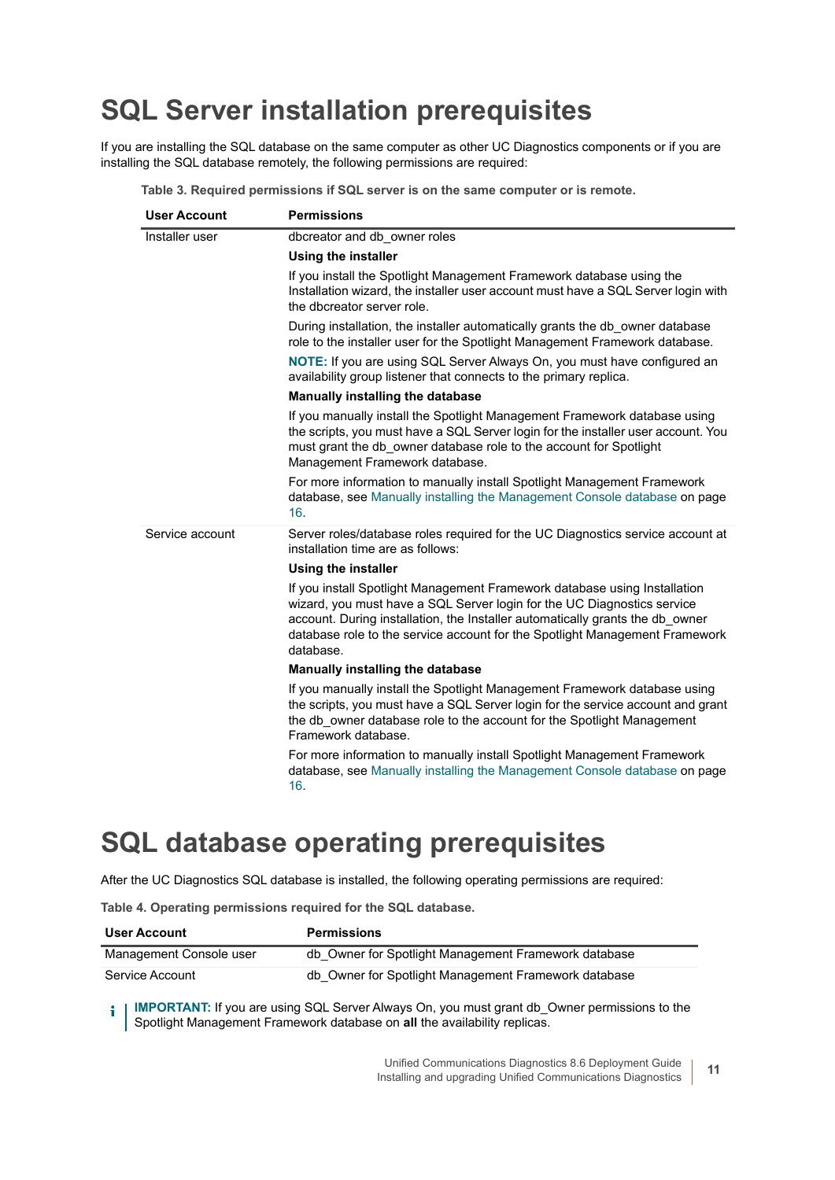# SQL Server installation prerequisites

If you are installing the SQL database on the same computer as other UC Diagnostics components or if you are installing the SQL database remotely, the following permissions are required:

**Table 3. Required permissions if SQL server is on the same computer or is remote.**

| User Account | Permissions |
|---|---|
| Installer user | dbcreator and db_owner roles<br>**Using the installer**<br>If you install the Spotlight Management Framework database using the Installation wizard, the installer user account must have a SQL Server login with the dbcreator server role.<br>During installation, the installer automatically grants the db_owner database role to the installer user for the Spotlight Management Framework database.<br>**NOTE:** If you are using SQL Server Always On, you must have configured an availability group listener that connects to the primary replica.<br>**Manually installing the database**<br>If you manually install the Spotlight Management Framework database using the scripts, you must have a SQL Server login for the installer user account. You must grant the db_owner database role to the account for Spotlight Management Framework database.<br>For more information to manually install Spotlight Management Framework database, see Manually installing the Management Console database on page 16. |
| Service account | Server roles/database roles required for the UC Diagnostics service account at installation time are as follows:<br>**Using the installer**<br>If you install Spotlight Management Framework database using Installation wizard, you must have a SQL Server login for the UC Diagnostics service account. During installation, the Installer automatically grants the db_owner database role to the service account for the Spotlight Management Framework database.<br>**Manually installing the database**<br>If you manually install the Spotlight Management Framework database using the scripts, you must have a SQL Server login for the service account and grant the db_owner database role to the account for the Spotlight Management Framework database.<br>For more information to manually install Spotlight Management Framework database, see Manually installing the Management Console database on page 16. |

# SQL database operating prerequisites

After the UC Diagnostics SQL database is installed, the following operating permissions are required:

**Table 4. Operating permissions required for the SQL database.**

| User Account | Permissions |
|---|---|
| Management Console user | db_Owner for Spotlight Management Framework database |
| Service Account | db_Owner for Spotlight Management Framework database |

**IMPORTANT:** If you are using SQL Server Always On, you must grant db_Owner permissions to the Spotlight Management Framework database on **all** the availability replicas.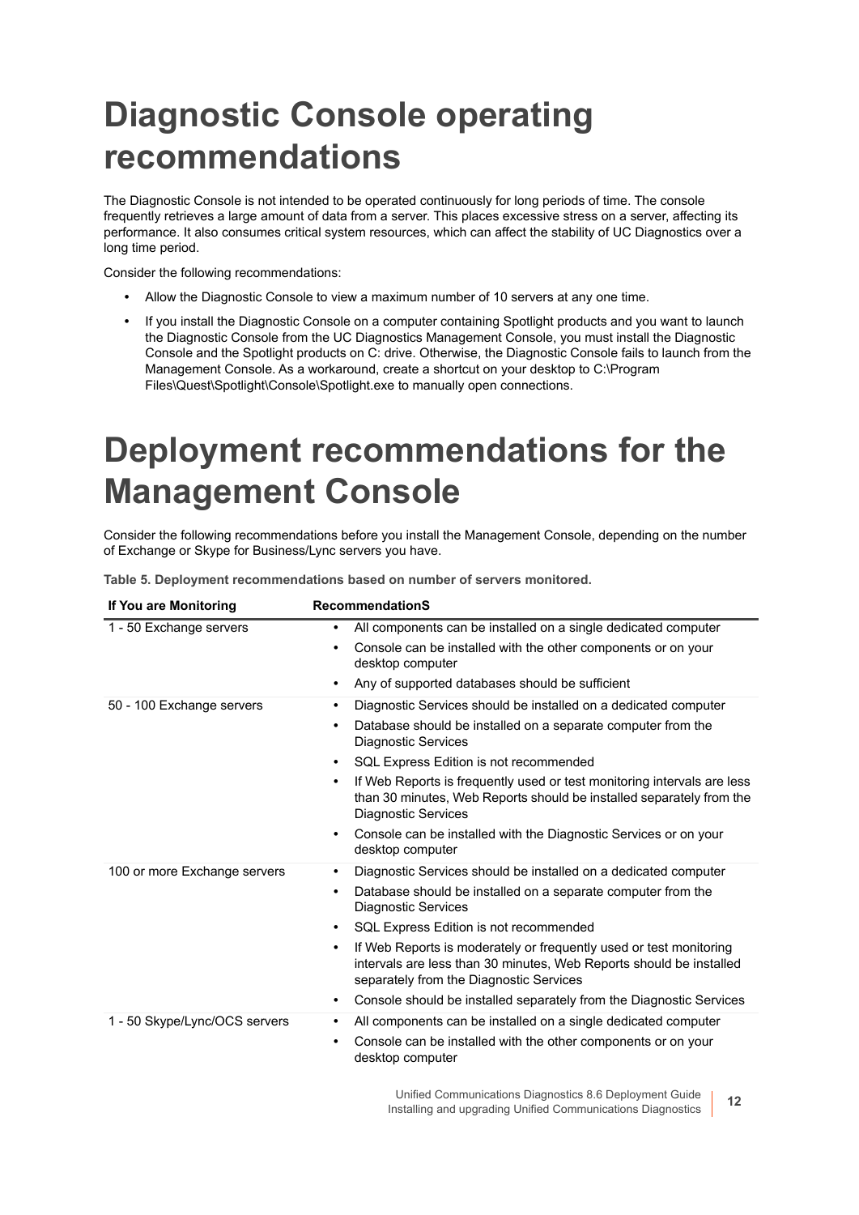# Diagnostic Console operating recommendations

The Diagnostic Console is not intended to be operated continuously for long periods of time. The console frequently retrieves a large amount of data from a server. This places excessive stress on a server, affecting its performance. It also consumes critical system resources, which can affect the stability of UC Diagnostics over a long time period.

Consider the following recommendations:

- Allow the Diagnostic Console to view a maximum number of 10 servers at any one time.
- If you install the Diagnostic Console on a computer containing Spotlight products and you want to launch the Diagnostic Console from the UC Diagnostics Management Console, you must install the Diagnostic Console and the Spotlight products on C: drive. Otherwise, the Diagnostic Console fails to launch from the Management Console. As a workaround, create a shortcut on your desktop to C:\Program Files\Quest\Spotlight\Console\Spotlight.exe to manually open connections.

# Deployment recommendations for the Management Console

Consider the following recommendations before you install the Management Console, depending on the number of Exchange or Skype for Business/Lync servers you have.

**Table 5. Deployment recommendations based on number of servers monitored.**

| If You are Monitoring | RecommendationS |
|---|---|
| 1 - 50 Exchange servers | • All components can be installed on a single dedicated computer<br>• Console can be installed with the other components or on your desktop computer<br>• Any of supported databases should be sufficient |
| 50 - 100 Exchange servers | • Diagnostic Services should be installed on a dedicated computer<br>• Database should be installed on a separate computer from the Diagnostic Services<br>• SQL Express Edition is not recommended<br>• If Web Reports is frequently used or test monitoring intervals are less than 30 minutes, Web Reports should be installed separately from the Diagnostic Services<br>• Console can be installed with the Diagnostic Services or on your desktop computer |
| 100 or more Exchange servers | • Diagnostic Services should be installed on a dedicated computer<br>• Database should be installed on a separate computer from the Diagnostic Services<br>• SQL Express Edition is not recommended<br>• If Web Reports is moderately or frequently used or test monitoring intervals are less than 30 minutes, Web Reports should be installed separately from the Diagnostic Services<br>• Console should be installed separately from the Diagnostic Services |
| 1 - 50 Skype/Lync/OCS servers | • All components can be installed on a single dedicated computer<br>• Console can be installed with the other components or on your desktop computer |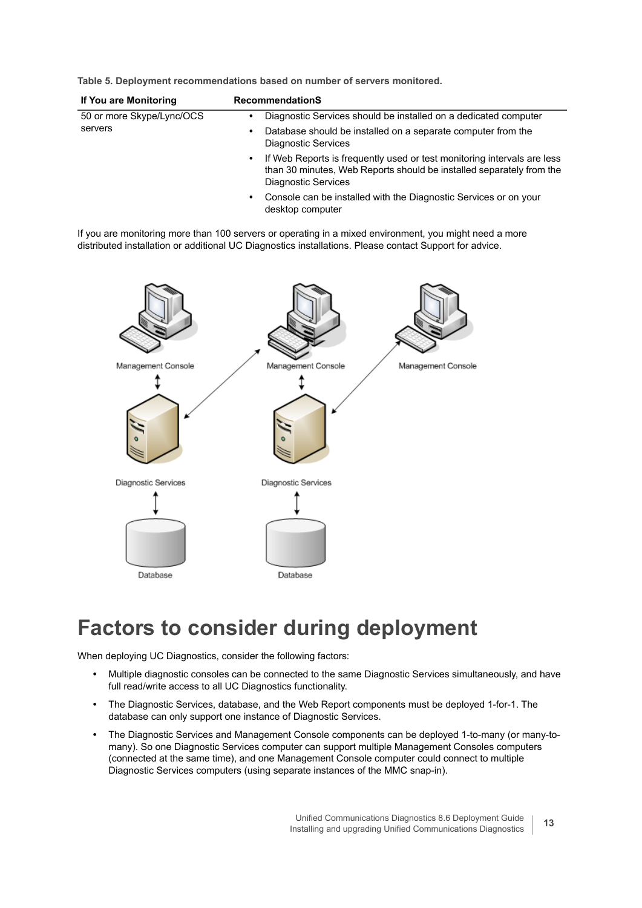**Table 5. Deployment recommendations based on number of servers monitored.**

| If You are Monitoring | RecommendationS |
| --- | --- |
| 50 or more Skype/Lync/OCS servers | • Diagnostic Services should be installed on a dedicated computer<br>• Database should be installed on a separate computer from the Diagnostic Services<br>• If Web Reports is frequently used or test monitoring intervals are less than 30 minutes, Web Reports should be installed separately from the Diagnostic Services<br>• Console can be installed with the Diagnostic Services or on your desktop computer |

If you are monitoring more than 100 servers or operating in a mixed environment, you might need a more distributed installation or additional UC Diagnostics installations. Please contact Support for advice.

# Factors to consider during deployment

When deploying UC Diagnostics, consider the following factors:

- Multiple diagnostic consoles can be connected to the same Diagnostic Services simultaneously, and have full read/write access to all UC Diagnostics functionality.
- The Diagnostic Services, database, and the Web Report components must be deployed 1-for-1. The database can only support one instance of Diagnostic Services.
- The Diagnostic Services and Management Console components can be deployed 1-to-many (or many-to-many). So one Diagnostic Services computer can support multiple Management Consoles computers (connected at the same time), and one Management Console computer could connect to multiple Diagnostic Services computers (using separate instances of the MMC snap-in).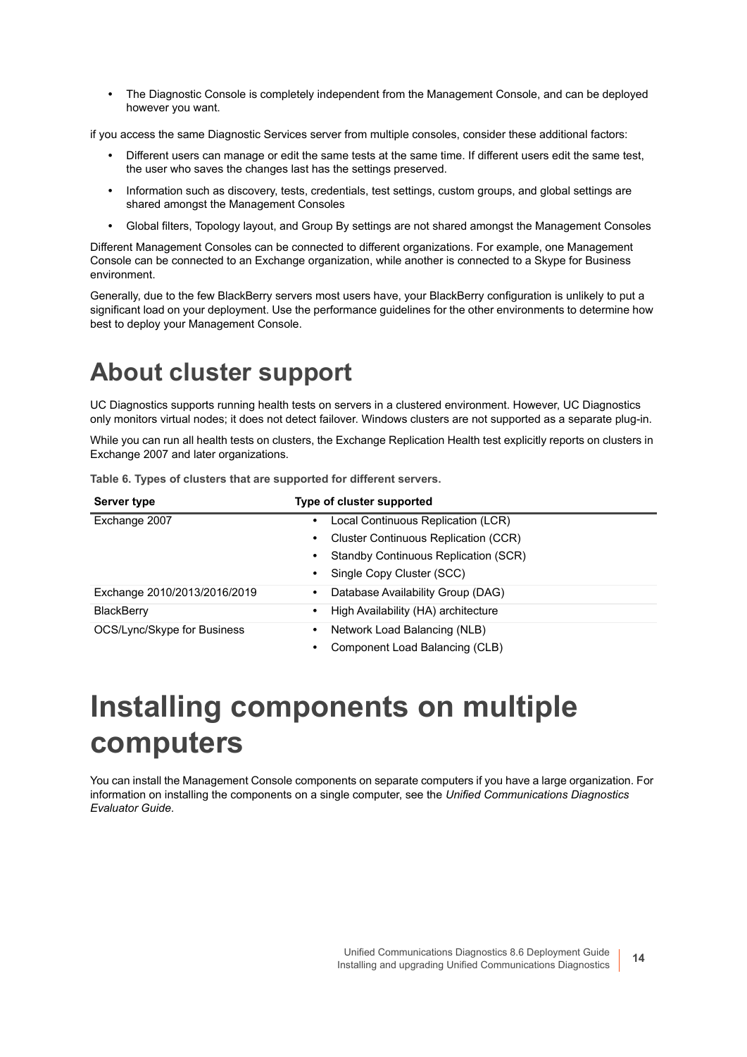- The Diagnostic Console is completely independent from the Management Console, and can be deployed however you want.

if you access the same Diagnostic Services server from multiple consoles, consider these additional factors:

- Different users can manage or edit the same tests at the same time. If different users edit the same test, the user who saves the changes last has the settings preserved.
- Information such as discovery, tests, credentials, test settings, custom groups, and global settings are shared amongst the Management Consoles
- Global filters, Topology layout, and Group By settings are not shared amongst the Management Consoles

Different Management Consoles can be connected to different organizations. For example, one Management Console can be connected to an Exchange organization, while another is connected to a Skype for Business environment.

Generally, due to the few BlackBerry servers most users have, your BlackBerry configuration is unlikely to put a significant load on your deployment. Use the performance guidelines for the other environments to determine how best to deploy your Management Console.

# About cluster support

UC Diagnostics supports running health tests on servers in a clustered environment. However, UC Diagnostics only monitors virtual nodes; it does not detect failover. Windows clusters are not supported as a separate plug-in.

While you can run all health tests on clusters, the Exchange Replication Health test explicitly reports on clusters in Exchange 2007 and later organizations.

**Table 6. Types of clusters that are supported for different servers.**

| Server type | Type of cluster supported |
| --- | --- |
| Exchange 2007 | • Local Continuous Replication (LCR)<br>• Cluster Continuous Replication (CCR)<br>• Standby Continuous Replication (SCR)<br>• Single Copy Cluster (SCC) |
| Exchange 2010/2013/2016/2019 | • Database Availability Group (DAG) |
| BlackBerry | • High Availability (HA) architecture |
| OCS/Lync/Skype for Business | • Network Load Balancing (NLB)<br>• Component Load Balancing (CLB) |

# Installing components on multiple computers

You can install the Management Console components on separate computers if you have a large organization. For information on installing the components on a single computer, see the *Unified Communications Diagnostics Evaluator Guide*.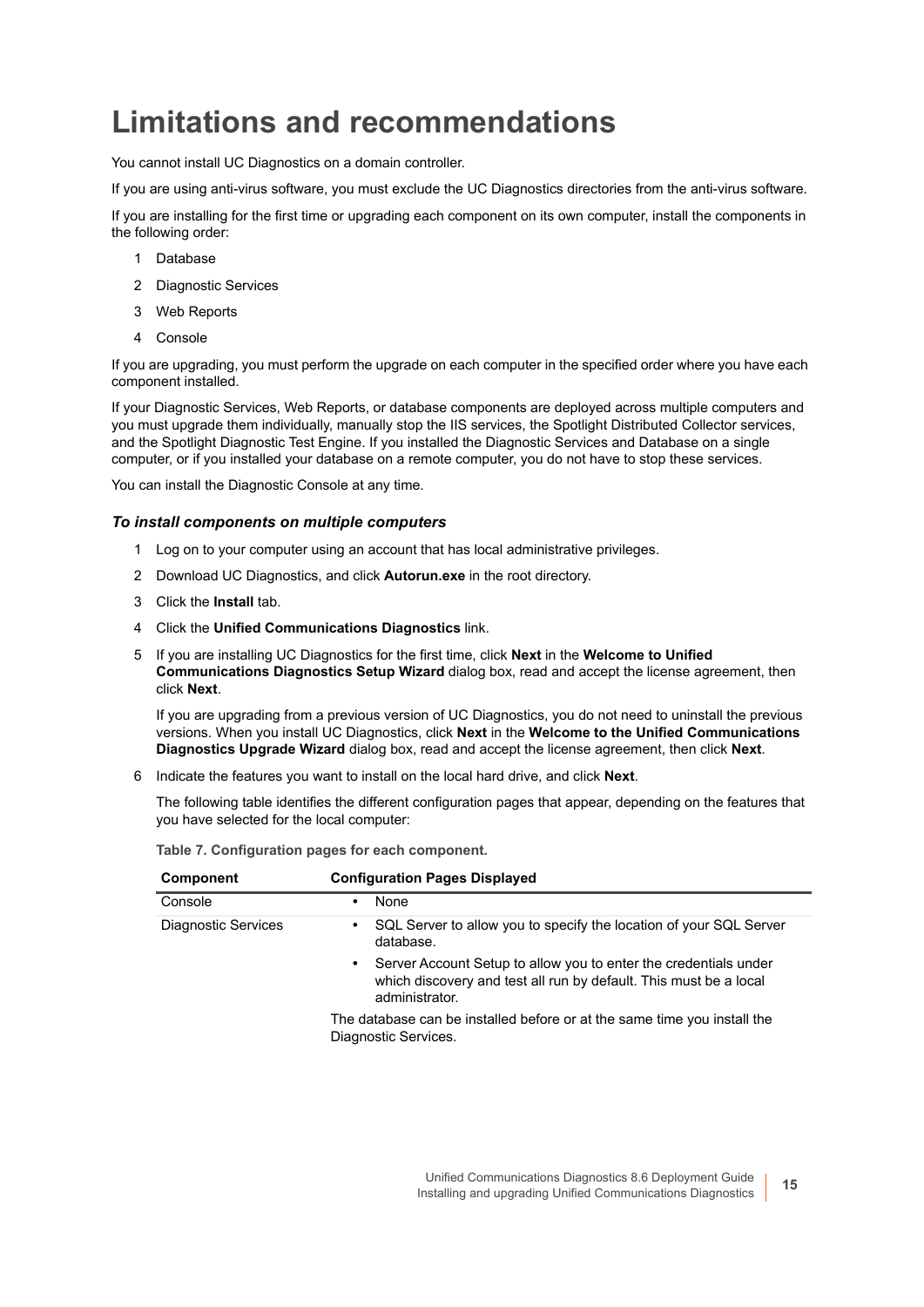# Limitations and recommendations

You cannot install UC Diagnostics on a domain controller.

If you are using anti-virus software, you must exclude the UC Diagnostics directories from the anti-virus software.

If you are installing for the first time or upgrading each component on its own computer, install the components in the following order:

1. Database
2. Diagnostic Services
3. Web Reports
4. Console

If you are upgrading, you must perform the upgrade on each computer in the specified order where you have each component installed.

If your Diagnostic Services, Web Reports, or database components are deployed across multiple computers and you must upgrade them individually, manually stop the IIS services, the Spotlight Distributed Collector services, and the Spotlight Diagnostic Test Engine. If you installed the Diagnostic Services and Database on a single computer, or if you installed your database on a remote computer, you do not have to stop these services.

You can install the Diagnostic Console at any time.

### *To install components on multiple computers*

1. Log on to your computer using an account that has local administrative privileges.
2. Download UC Diagnostics, and click **Autorun.exe** in the root directory.
3. Click the **Install** tab.
4. Click the **Unified Communications Diagnostics** link.
5. If you are installing UC Diagnostics for the first time, click **Next** in the **Welcome to Unified Communications Diagnostics Setup Wizard** dialog box, read and accept the license agreement, then click **Next**.

   If you are upgrading from a previous version of UC Diagnostics, you do not need to uninstall the previous versions. When you install UC Diagnostics, click **Next** in the **Welcome to the Unified Communications Diagnostics Upgrade Wizard** dialog box, read and accept the license agreement, then click **Next**.
6. Indicate the features you want to install on the local hard drive, and click **Next**.

   The following table identifies the different configuration pages that appear, depending on the features that you have selected for the local computer:

**Table 7. Configuration pages for each component.**

| Component | Configuration Pages Displayed |
| --- | --- |
| Console | • None |
| Diagnostic Services | • SQL Server to allow you to specify the location of your SQL Server database.<br>• Server Account Setup to allow you to enter the credentials under which discovery and test all run by default. This must be a local administrator.<br>The database can be installed before or at the same time you install the Diagnostic Services. |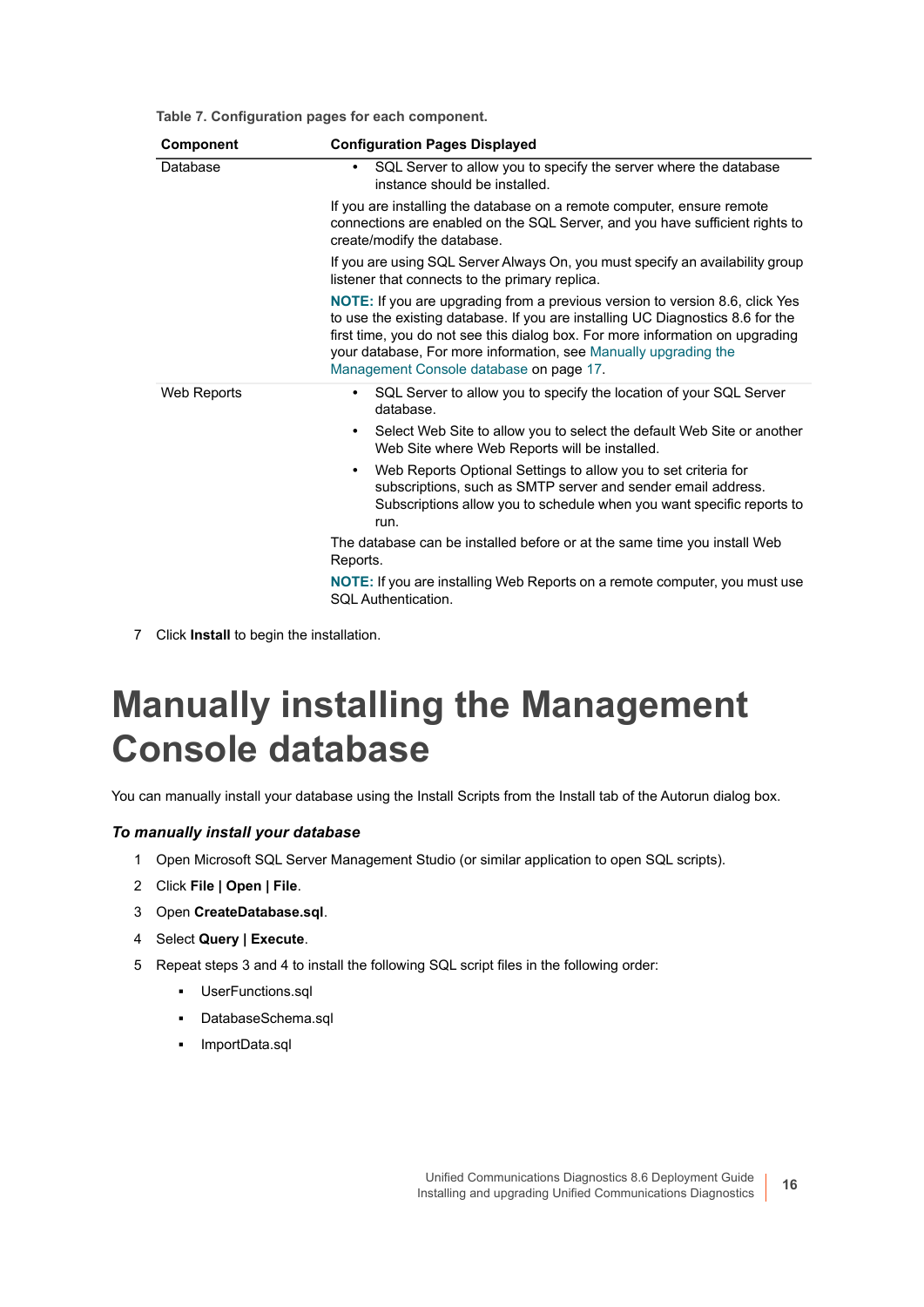**Table 7. Configuration pages for each component.**

| Component | Configuration Pages Displayed |
|---|---|
| Database | • SQL Server to allow you to specify the server where the database instance should be installed.<br><br>If you are installing the database on a remote computer, ensure remote connections are enabled on the SQL Server, and you have sufficient rights to create/modify the database.<br><br>If you are using SQL Server Always On, you must specify an availability group listener that connects to the primary replica.<br><br>**NOTE:** If you are upgrading from a previous version to version 8.6, click Yes to use the existing database. If you are installing UC Diagnostics 8.6 for the first time, you do not see this dialog box. For more information on upgrading your database, For more information, see Manually upgrading the Management Console database on page 17. |
| Web Reports | • SQL Server to allow you to specify the location of your SQL Server database.<br>• Select Web Site to allow you to select the default Web Site or another Web Site where Web Reports will be installed.<br>• Web Reports Optional Settings to allow you to set criteria for subscriptions, such as SMTP server and sender email address. Subscriptions allow you to schedule when you want specific reports to run.<br><br>The database can be installed before or at the same time you install Web Reports.<br><br>**NOTE:** If you are installing Web Reports on a remote computer, you must use SQL Authentication. |

7 Click **Install** to begin the installation.

# Manually installing the Management Console database

You can manually install your database using the Install Scripts from the Install tab of the Autorun dialog box.

### *To manually install your database*

1. Open Microsoft SQL Server Management Studio (or similar application to open SQL scripts).
2. Click **File | Open | File**.
3. Open **CreateDatabase.sql**.
4. Select **Query | Execute**.
5. Repeat steps 3 and 4 to install the following SQL script files in the following order:
    - UserFunctions.sql
    - DatabaseSchema.sql
    - ImportData.sql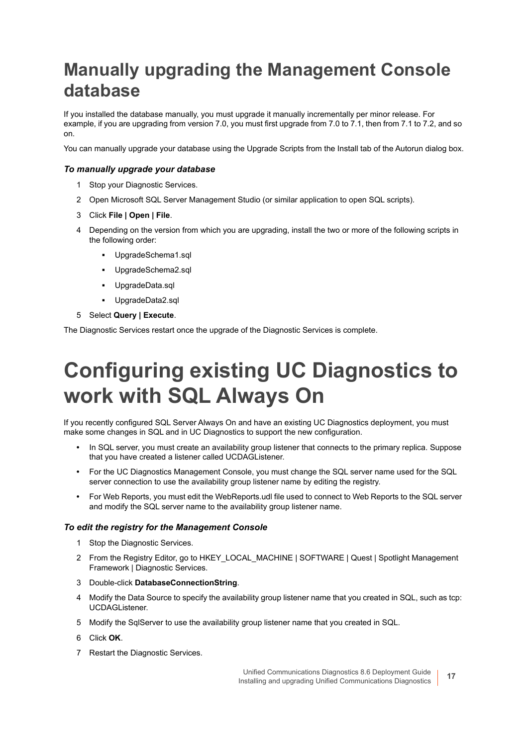## Manually upgrading the Management Console database

If you installed the database manually, you must upgrade it manually incrementally per minor release. For example, if you are upgrading from version 7.0, you must first upgrade from 7.0 to 7.1, then from 7.1 to 7.2, and so on.

You can manually upgrade your database using the Upgrade Scripts from the Install tab of the Autorun dialog box.

***To manually upgrade your database***

1. Stop your Diagnostic Services.
2. Open Microsoft SQL Server Management Studio (or similar application to open SQL scripts).
3. Click **File | Open | File**.
4. Depending on the version from which you are upgrading, install the two or more of the following scripts in the following order:
   - UpgradeSchema1.sql
   - UpgradeSchema2.sql
   - UpgradeData.sql
   - UpgradeData2.sql
5. Select **Query | Execute**.

The Diagnostic Services restart once the upgrade of the Diagnostic Services is complete.

# Configuring existing UC Diagnostics to work with SQL Always On

If you recently configured SQL Server Always On and have an existing UC Diagnostics deployment, you must make some changes in SQL and in UC Diagnostics to support the new configuration.

- In SQL server, you must create an availability group listener that connects to the primary replica. Suppose that you have created a listener called UCDAGListener.
- For the UC Diagnostics Management Console, you must change the SQL server name used for the SQL server connection to use the availability group listener name by editing the registry.
- For Web Reports, you must edit the WebReports.udl file used to connect to Web Reports to the SQL server and modify the SQL server name to the availability group listener name.

***To edit the registry for the Management Console***

1. Stop the Diagnostic Services.
2. From the Registry Editor, go to HKEY_LOCAL_MACHINE | SOFTWARE | Quest | Spotlight Management Framework | Diagnostic Services.
3. Double-click **DatabaseConnectionString**.
4. Modify the Data Source to specify the availability group listener name that you created in SQL, such as tcp: UCDAGListener.
5. Modify the SqlServer to use the availability group listener name that you created in SQL.
6. Click **OK**.
7. Restart the Diagnostic Services.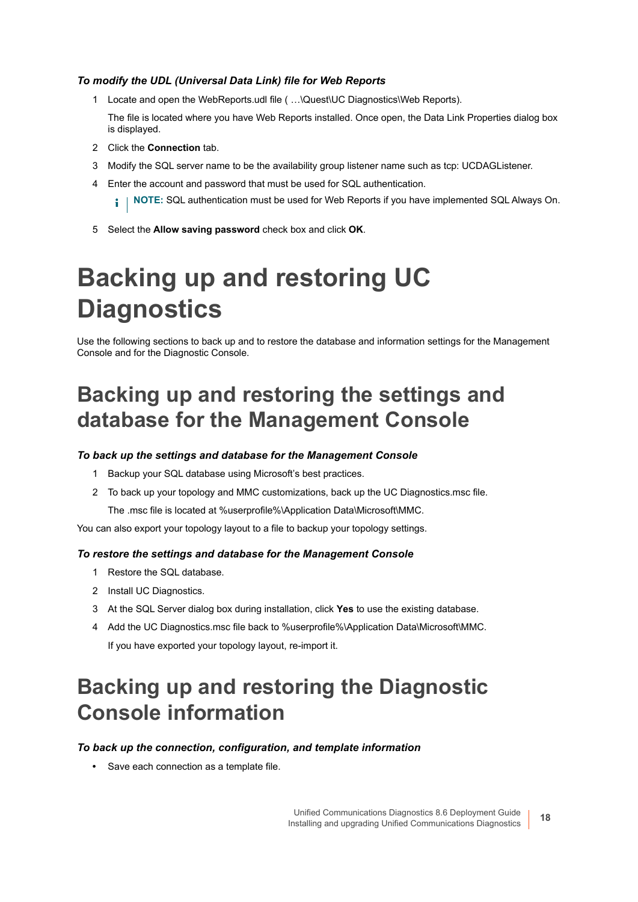***To modify the UDL (Universal Data Link) file for Web Reports***

1. Locate and open the WebReports.udl file ( …\Quest\UC Diagnostics\Web Reports).

   The file is located where you have Web Reports installed. Once open, the Data Link Properties dialog box is displayed.

2. Click the **Connection** tab.
3. Modify the SQL server name to be the availability group listener name such as tcp: UCDAGListener.
4. Enter the account and password that must be used for SQL authentication.

   **NOTE:** SQL authentication must be used for Web Reports if you have implemented SQL Always On.

5. Select the **Allow saving password** check box and click **OK**.

# Backing up and restoring UC Diagnostics

Use the following sections to back up and to restore the database and information settings for the Management Console and for the Diagnostic Console.

## Backing up and restoring the settings and database for the Management Console

***To back up the settings and database for the Management Console***

1. Backup your SQL database using Microsoft's best practices.
2. To back up your topology and MMC customizations, back up the UC Diagnostics.msc file.

   The .msc file is located at %userprofile%\Application Data\Microsoft\MMC.

You can also export your topology layout to a file to backup your topology settings.

***To restore the settings and database for the Management Console***

1. Restore the SQL database.
2. Install UC Diagnostics.
3. At the SQL Server dialog box during installation, click **Yes** to use the existing database.
4. Add the UC Diagnostics.msc file back to %userprofile%\Application Data\Microsoft\MMC.

   If you have exported your topology layout, re-import it.

## Backing up and restoring the Diagnostic Console information

***To back up the connection, configuration, and template information***

- Save each connection as a template file.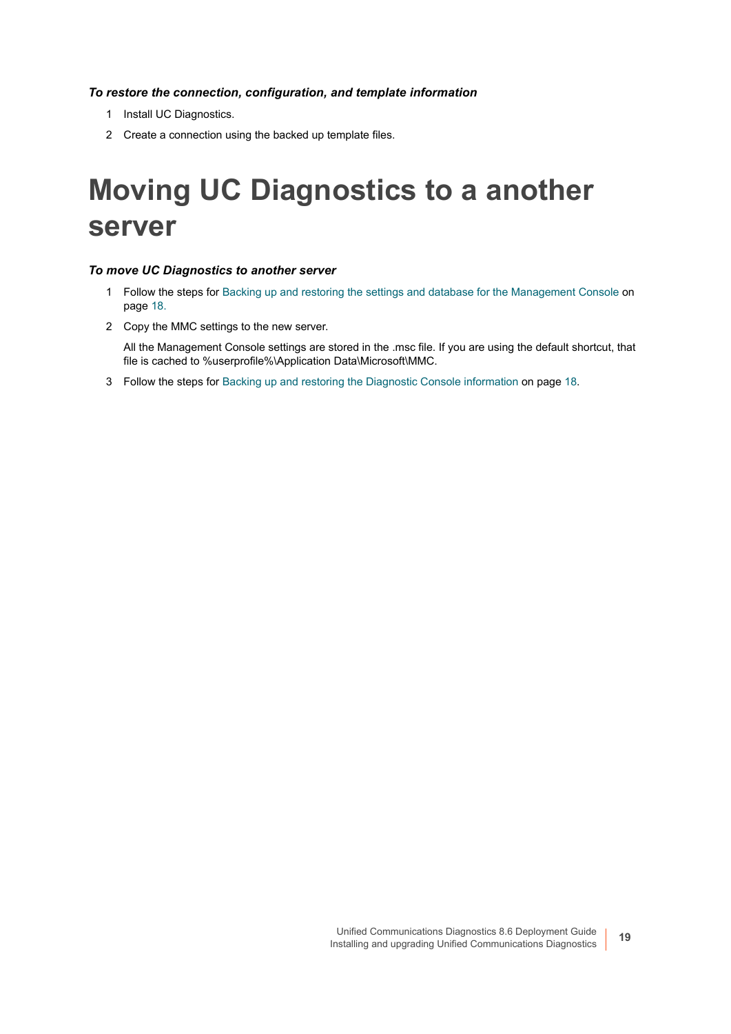*To restore the connection, configuration, and template information*

1. Install UC Diagnostics.
2. Create a connection using the backed up template files.

# Moving UC Diagnostics to a another server

*To move UC Diagnostics to another server*

1. Follow the steps for Backing up and restoring the settings and database for the Management Console on page 18.
2. Copy the MMC settings to the new server.

   All the Management Console settings are stored in the .msc file. If you are using the default shortcut, that file is cached to %userprofile%\Application Data\Microsoft\MMC.
3. Follow the steps for Backing up and restoring the Diagnostic Console information on page 18.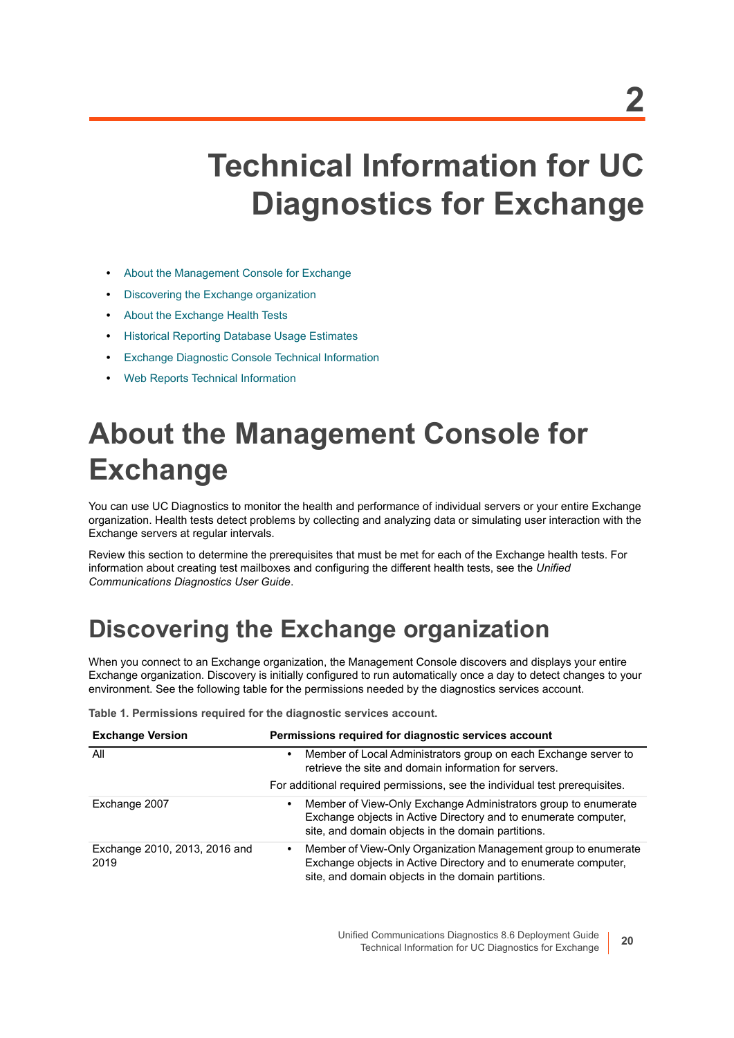# 2 Technical Information for UC Diagnostics for Exchange

- About the Management Console for Exchange
- Discovering the Exchange organization
- About the Exchange Health Tests
- Historical Reporting Database Usage Estimates
- Exchange Diagnostic Console Technical Information
- Web Reports Technical Information

# About the Management Console for Exchange

You can use UC Diagnostics to monitor the health and performance of individual servers or your entire Exchange organization. Health tests detect problems by collecting and analyzing data or simulating user interaction with the Exchange servers at regular intervals.

Review this section to determine the prerequisites that must be met for each of the Exchange health tests. For information about creating test mailboxes and configuring the different health tests, see the *Unified Communications Diagnostics User Guide*.

## Discovering the Exchange organization

When you connect to an Exchange organization, the Management Console discovers and displays your entire Exchange organization. Discovery is initially configured to run automatically once a day to detect changes to your environment. See the following table for the permissions needed by the diagnostics services account.

**Table 1. Permissions required for the diagnostic services account.**

| Exchange Version | Permissions required for diagnostic services account |
| --- | --- |
| All | • Member of Local Administrators group on each Exchange server to retrieve the site and domain information for servers.<br>For additional required permissions, see the individual test prerequisites. |
| Exchange 2007 | • Member of View-Only Exchange Administrators group to enumerate Exchange objects in Active Directory and to enumerate computer, site, and domain objects in the domain partitions. |
| Exchange 2010, 2013, 2016 and 2019 | • Member of View-Only Organization Management group to enumerate Exchange objects in Active Directory and to enumerate computer, site, and domain objects in the domain partitions. |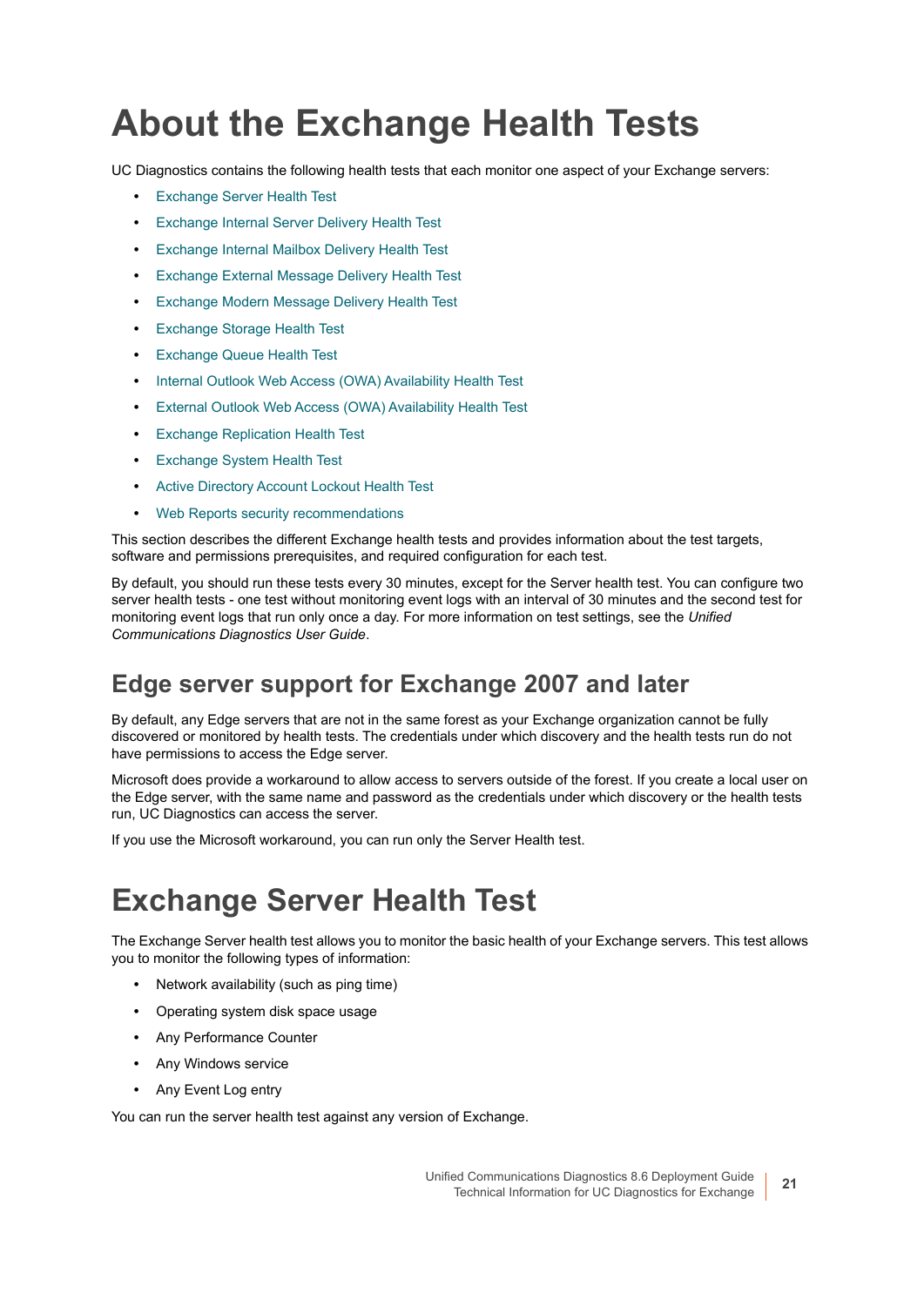# About the Exchange Health Tests

UC Diagnostics contains the following health tests that each monitor one aspect of your Exchange servers:

- Exchange Server Health Test
- Exchange Internal Server Delivery Health Test
- Exchange Internal Mailbox Delivery Health Test
- Exchange External Message Delivery Health Test
- Exchange Modern Message Delivery Health Test
- Exchange Storage Health Test
- Exchange Queue Health Test
- Internal Outlook Web Access (OWA) Availability Health Test
- External Outlook Web Access (OWA) Availability Health Test
- Exchange Replication Health Test
- Exchange System Health Test
- Active Directory Account Lockout Health Test
- Web Reports security recommendations

This section describes the different Exchange health tests and provides information about the test targets, software and permissions prerequisites, and required configuration for each test.

By default, you should run these tests every 30 minutes, except for the Server health test. You can configure two server health tests - one test without monitoring event logs with an interval of 30 minutes and the second test for monitoring event logs that run only once a day. For more information on test settings, see the *Unified Communications Diagnostics User Guide*.

## Edge server support for Exchange 2007 and later

By default, any Edge servers that are not in the same forest as your Exchange organization cannot be fully discovered or monitored by health tests. The credentials under which discovery and the health tests run do not have permissions to access the Edge server.

Microsoft does provide a workaround to allow access to servers outside of the forest. If you create a local user on the Edge server, with the same name and password as the credentials under which discovery or the health tests run, UC Diagnostics can access the server.

If you use the Microsoft workaround, you can run only the Server Health test.

# Exchange Server Health Test

The Exchange Server health test allows you to monitor the basic health of your Exchange servers. This test allows you to monitor the following types of information:

- Network availability (such as ping time)
- Operating system disk space usage
- Any Performance Counter
- Any Windows service
- Any Event Log entry

You can run the server health test against any version of Exchange.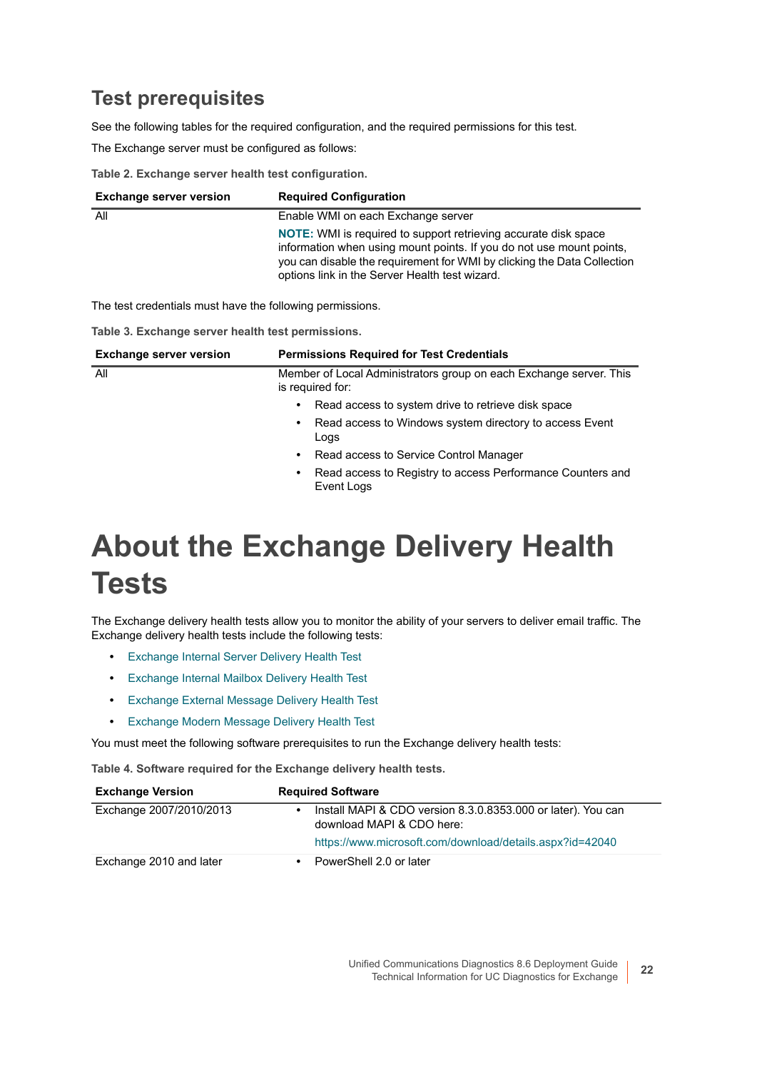## Test prerequisites

See the following tables for the required configuration, and the required permissions for this test.

The Exchange server must be configured as follows:

**Table 2. Exchange server health test configuration.**

| Exchange server version | Required Configuration |
| --- | --- |
| All | Enable WMI on each Exchange server<br><br>**NOTE:** WMI is required to support retrieving accurate disk space information when using mount points. If you do not use mount points, you can disable the requirement for WMI by clicking the Data Collection options link in the Server Health test wizard. |

The test credentials must have the following permissions.

**Table 3. Exchange server health test permissions.**

| Exchange server version | Permissions Required for Test Credentials |
| --- | --- |
| All | Member of Local Administrators group on each Exchange server. This is required for:<br>• Read access to system drive to retrieve disk space<br>• Read access to Windows system directory to access Event Logs<br>• Read access to Service Control Manager<br>• Read access to Registry to access Performance Counters and Event Logs |

# About the Exchange Delivery Health Tests

The Exchange delivery health tests allow you to monitor the ability of your servers to deliver email traffic. The Exchange delivery health tests include the following tests:

- Exchange Internal Server Delivery Health Test
- Exchange Internal Mailbox Delivery Health Test
- Exchange External Message Delivery Health Test
- Exchange Modern Message Delivery Health Test

You must meet the following software prerequisites to run the Exchange delivery health tests:

**Table 4. Software required for the Exchange delivery health tests.**

| Exchange Version | Required Software |
| --- | --- |
| Exchange 2007/2010/2013 | • Install MAPI & CDO version 8.3.0.8353.000 or later). You can download MAPI & CDO here:<br>https://www.microsoft.com/download/details.aspx?id=42040 |
| Exchange 2010 and later | • PowerShell 2.0 or later |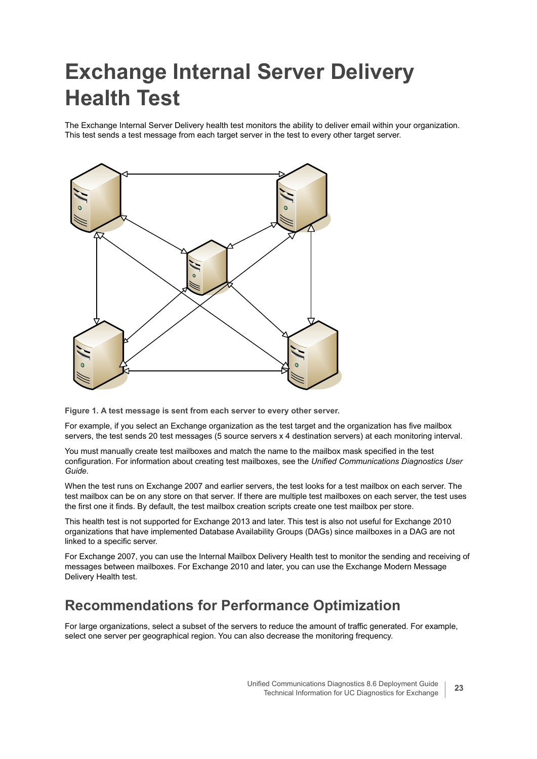# Exchange Internal Server Delivery Health Test

The Exchange Internal Server Delivery health test monitors the ability to deliver email within your organization. This test sends a test message from each target server in the test to every other target server.

**Figure 1. A test message is sent from each server to every other server.**

For example, if you select an Exchange organization as the test target and the organization has five mailbox servers, the test sends 20 test messages (5 source servers x 4 destination servers) at each monitoring interval.

You must manually create test mailboxes and match the name to the mailbox mask specified in the test configuration. For information about creating test mailboxes, see the *Unified Communications Diagnostics User Guide.*

When the test runs on Exchange 2007 and earlier servers, the test looks for a test mailbox on each server. The test mailbox can be on any store on that server. If there are multiple test mailboxes on each server, the test uses the first one it finds. By default, the test mailbox creation scripts create one test mailbox per store.

This health test is not supported for Exchange 2013 and later. This test is also not useful for Exchange 2010 organizations that have implemented Database Availability Groups (DAGs) since mailboxes in a DAG are not linked to a specific server.

For Exchange 2007, you can use the Internal Mailbox Delivery Health test to monitor the sending and receiving of messages between mailboxes. For Exchange 2010 and later, you can use the Exchange Modern Message Delivery Health test.

## Recommendations for Performance Optimization

For large organizations, select a subset of the servers to reduce the amount of traffic generated. For example, select one server per geographical region. You can also decrease the monitoring frequency.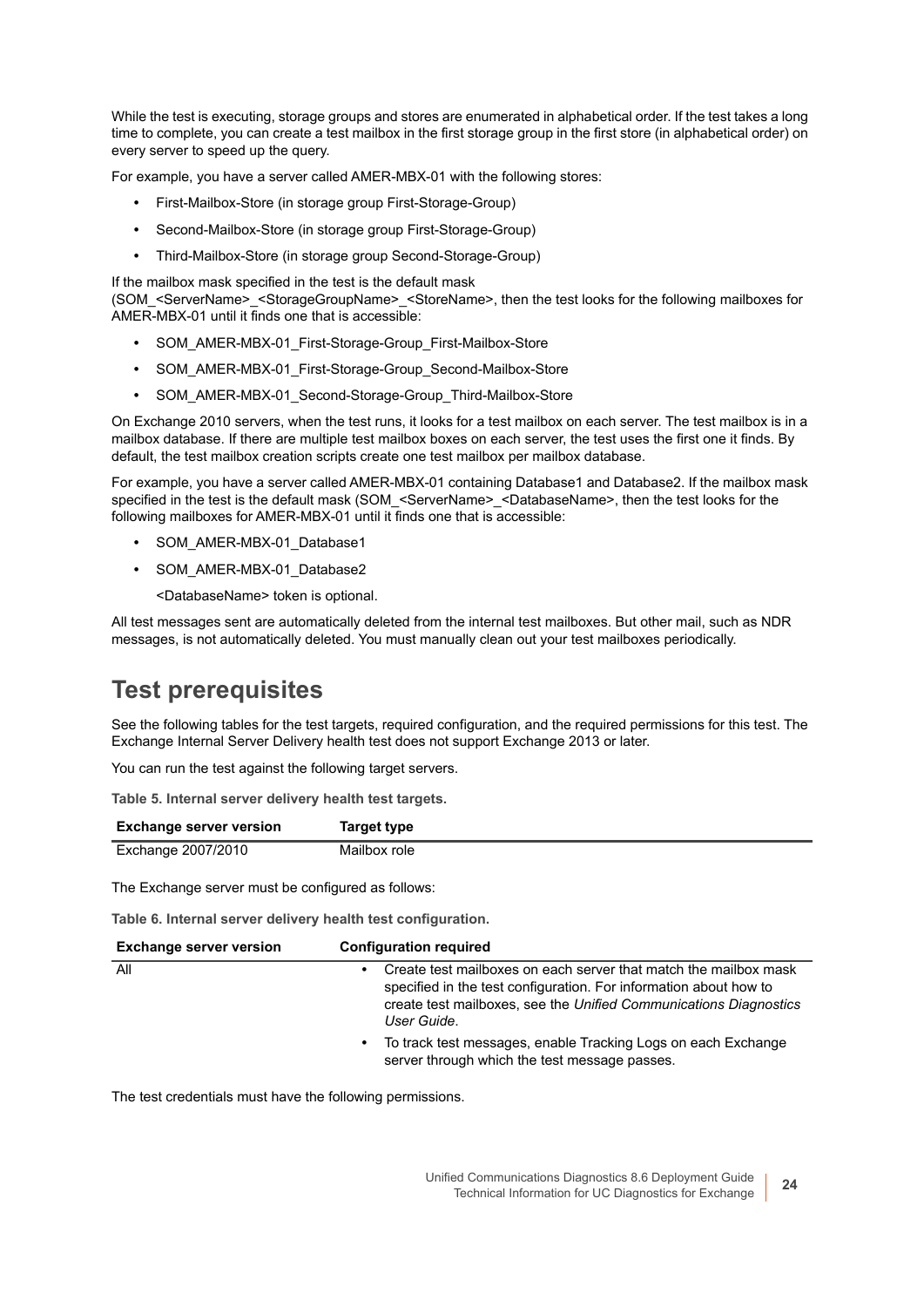While the test is executing, storage groups and stores are enumerated in alphabetical order. If the test takes a long time to complete, you can create a test mailbox in the first storage group in the first store (in alphabetical order) on every server to speed up the query.

For example, you have a server called AMER-MBX-01 with the following stores:

- First-Mailbox-Store (in storage group First-Storage-Group)
- Second-Mailbox-Store (in storage group First-Storage-Group)
- Third-Mailbox-Store (in storage group Second-Storage-Group)

If the mailbox mask specified in the test is the default mask (SOM_<ServerName>_<StorageGroupName>_<StoreName>, then the test looks for the following mailboxes for AMER-MBX-01 until it finds one that is accessible:

- SOM_AMER-MBX-01_First-Storage-Group_First-Mailbox-Store
- SOM_AMER-MBX-01_First-Storage-Group_Second-Mailbox-Store
- SOM_AMER-MBX-01_Second-Storage-Group_Third-Mailbox-Store

On Exchange 2010 servers, when the test runs, it looks for a test mailbox on each server. The test mailbox is in a mailbox database. If there are multiple test mailbox boxes on each server, the test uses the first one it finds. By default, the test mailbox creation scripts create one test mailbox per mailbox database.

For example, you have a server called AMER-MBX-01 containing Database1 and Database2. If the mailbox mask specified in the test is the default mask (SOM_<ServerName>_<DatabaseName>, then the test looks for the following mailboxes for AMER-MBX-01 until it finds one that is accessible:

- SOM_AMER-MBX-01_Database1
- SOM_AMER-MBX-01_Database2

  <DatabaseName> token is optional.

All test messages sent are automatically deleted from the internal test mailboxes. But other mail, such as NDR messages, is not automatically deleted. You must manually clean out your test mailboxes periodically.

## Test prerequisites

See the following tables for the test targets, required configuration, and the required permissions for this test. The Exchange Internal Server Delivery health test does not support Exchange 2013 or later.

You can run the test against the following target servers.

**Table 5. Internal server delivery health test targets.**

| Exchange server version | Target type |
|---|---|
| Exchange 2007/2010 | Mailbox role |

The Exchange server must be configured as follows:

**Table 6. Internal server delivery health test configuration.**

| Exchange server version | Configuration required |
|---|---|
| All | • Create test mailboxes on each server that match the mailbox mask specified in the test configuration. For information about how to create test mailboxes, see the *Unified Communications Diagnostics User Guide*.<br>• To track test messages, enable Tracking Logs on each Exchange server through which the test message passes. |

The test credentials must have the following permissions.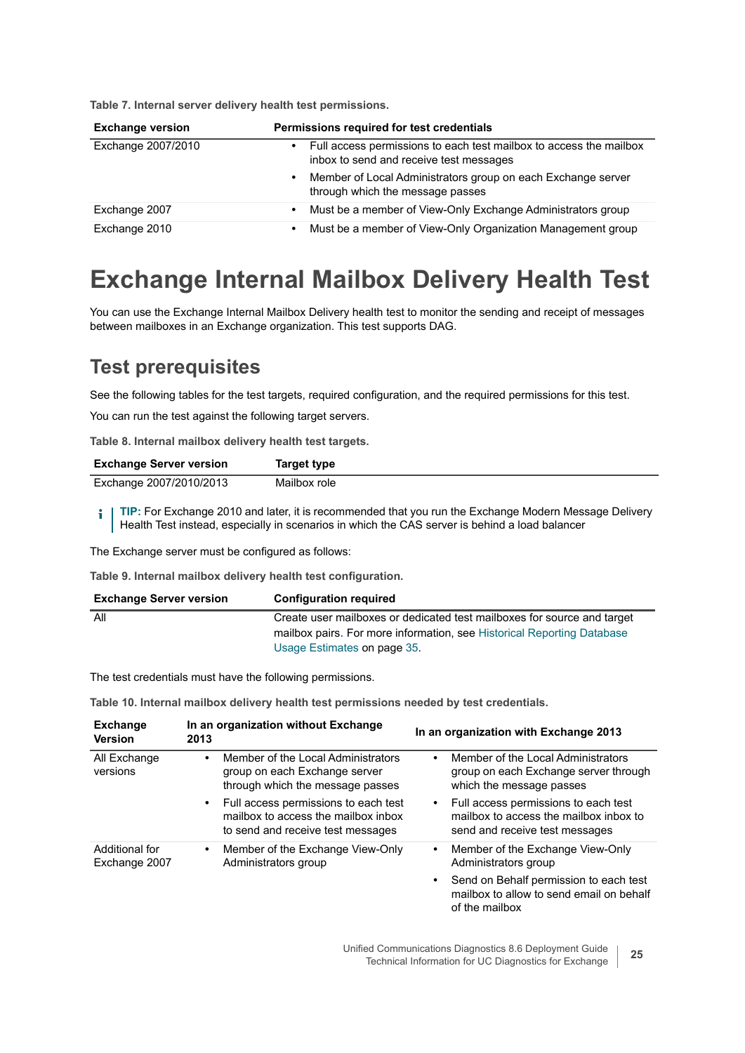Table 7. Internal server delivery health test permissions.

| Exchange version | Permissions required for test credentials |
| --- | --- |
| Exchange 2007/2010 | • Full access permissions to each test mailbox to access the mailbox inbox to send and receive test messages<br>• Member of Local Administrators group on each Exchange server through which the message passes |
| Exchange 2007 | • Must be a member of View-Only Exchange Administrators group |
| Exchange 2010 | • Must be a member of View-Only Organization Management group |

# Exchange Internal Mailbox Delivery Health Test

You can use the Exchange Internal Mailbox Delivery health test to monitor the sending and receipt of messages between mailboxes in an Exchange organization. This test supports DAG.

## Test prerequisites

See the following tables for the test targets, required configuration, and the required permissions for this test.

You can run the test against the following target servers.

Table 8. Internal mailbox delivery health test targets.

| Exchange Server version | Target type |
| --- | --- |
| Exchange 2007/2010/2013 | Mailbox role |

**TIP:** For Exchange 2010 and later, it is recommended that you run the Exchange Modern Message Delivery Health Test instead, especially in scenarios in which the CAS server is behind a load balancer

The Exchange server must be configured as follows:

Table 9. Internal mailbox delivery health test configuration.

| Exchange Server version | Configuration required |
| --- | --- |
| All | Create user mailboxes or dedicated test mailboxes for source and target mailbox pairs. For more information, see Historical Reporting Database Usage Estimates on page 35. |

The test credentials must have the following permissions.

Table 10. Internal mailbox delivery health test permissions needed by test credentials.

| Exchange Version | In an organization without Exchange 2013 | In an organization with Exchange 2013 |
| --- | --- | --- |
| All Exchange versions | • Member of the Local Administrators group on each Exchange server through which the message passes<br>• Full access permissions to each test mailbox to access the mailbox inbox to send and receive test messages | • Member of the Local Administrators group on each Exchange server through which the message passes<br>• Full access permissions to each test mailbox to access the mailbox inbox to send and receive test messages |
| Additional for Exchange 2007 | • Member of the Exchange View-Only Administrators group | • Member of the Exchange View-Only Administrators group<br>• Send on Behalf permission to each test mailbox to allow to send email on behalf of the mailbox |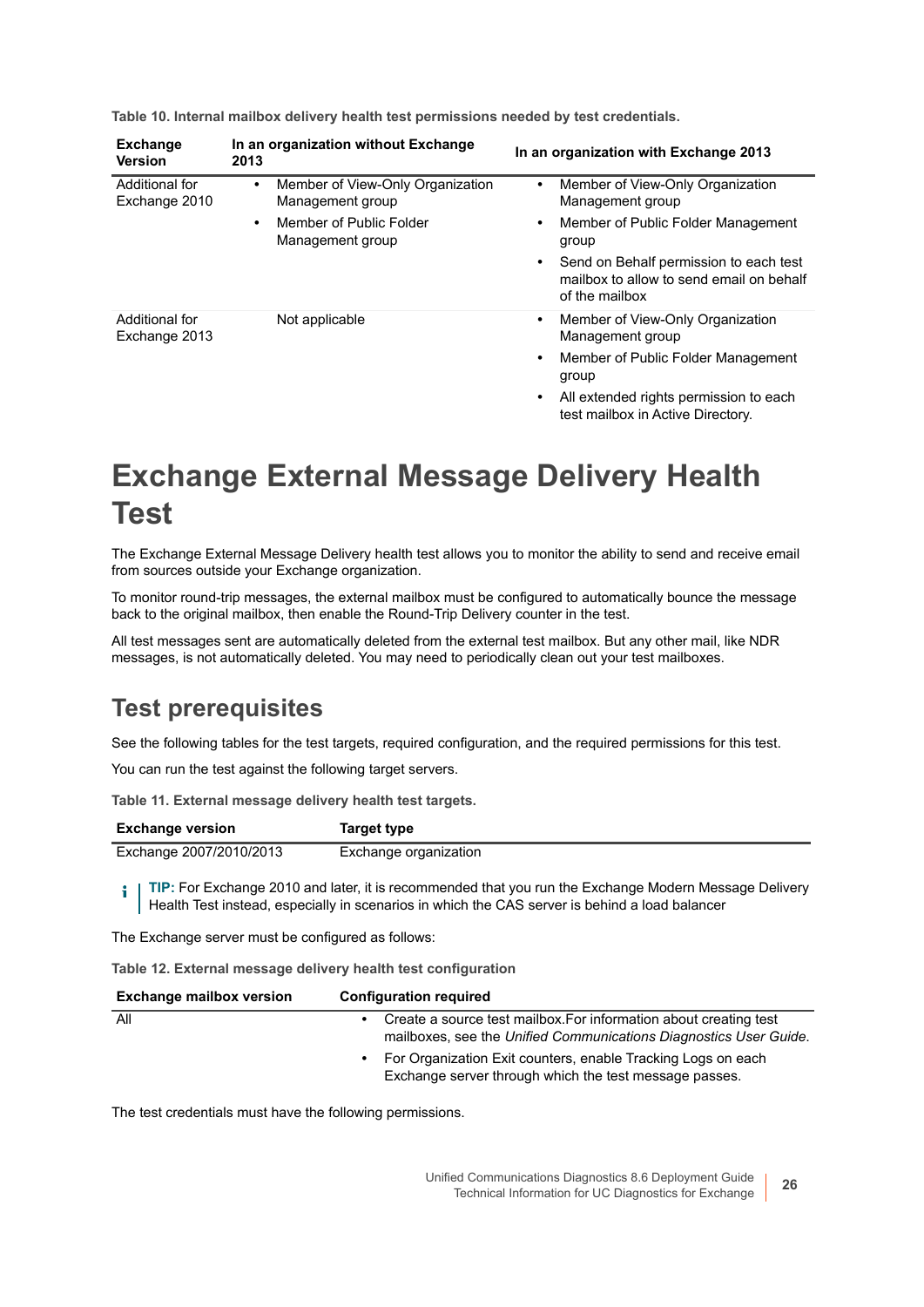**Table 10. Internal mailbox delivery health test permissions needed by test credentials.**

| Exchange Version | In an organization without Exchange 2013 | In an organization with Exchange 2013 |
|---|---|---|
| Additional for Exchange 2010 | • Member of View-Only Organization Management group<br>• Member of Public Folder Management group | • Member of View-Only Organization Management group<br>• Member of Public Folder Management group<br>• Send on Behalf permission to each test mailbox to allow to send email on behalf of the mailbox |
| Additional for Exchange 2013 | Not applicable | • Member of View-Only Organization Management group<br>• Member of Public Folder Management group<br>• All extended rights permission to each test mailbox in Active Directory. |

# Exchange External Message Delivery Health Test

The Exchange External Message Delivery health test allows you to monitor the ability to send and receive email from sources outside your Exchange organization.

To monitor round-trip messages, the external mailbox must be configured to automatically bounce the message back to the original mailbox, then enable the Round-Trip Delivery counter in the test.

All test messages sent are automatically deleted from the external test mailbox. But any other mail, like NDR messages, is not automatically deleted. You may need to periodically clean out your test mailboxes.

## Test prerequisites

See the following tables for the test targets, required configuration, and the required permissions for this test.

You can run the test against the following target servers.

**Table 11. External message delivery health test targets.**

| Exchange version | Target type |
|---|---|
| Exchange 2007/2010/2013 | Exchange organization |

**TIP:** For Exchange 2010 and later, it is recommended that you run the Exchange Modern Message Delivery Health Test instead, especially in scenarios in which the CAS server is behind a load balancer

The Exchange server must be configured as follows:

**Table 12. External message delivery health test configuration**

| Exchange mailbox version | Configuration required |
|---|---|
| All | • Create a source test mailbox.For information about creating test mailboxes, see the *Unified Communications Diagnostics User Guide*.<br>• For Organization Exit counters, enable Tracking Logs on each Exchange server through which the test message passes. |

The test credentials must have the following permissions.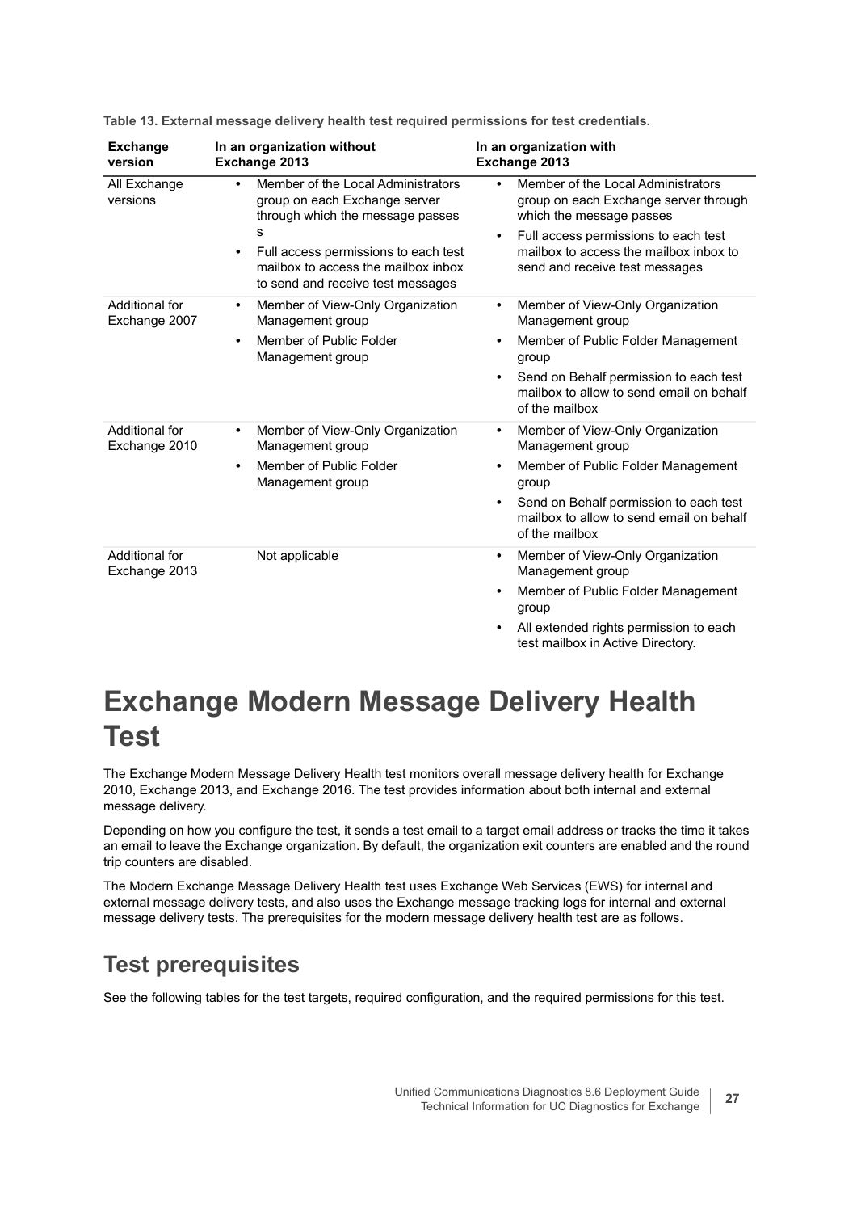**Table 13. External message delivery health test required permissions for test credentials.**

| Exchange version | In an organization without Exchange 2013 | In an organization with Exchange 2013 |
|---|---|---|
| All Exchange versions | • Member of the Local Administrators group on each Exchange server through which the message passes s<br>• Full access permissions to each test mailbox to access the mailbox inbox to send and receive test messages | • Member of the Local Administrators group on each Exchange server through which the message passes<br>• Full access permissions to each test mailbox to access the mailbox inbox to send and receive test messages |
| Additional for Exchange 2007 | • Member of View-Only Organization Management group<br>• Member of Public Folder Management group | • Member of View-Only Organization Management group<br>• Member of Public Folder Management group<br>• Send on Behalf permission to each test mailbox to allow to send email on behalf of the mailbox |
| Additional for Exchange 2010 | • Member of View-Only Organization Management group<br>• Member of Public Folder Management group | • Member of View-Only Organization Management group<br>• Member of Public Folder Management group<br>• Send on Behalf permission to each test mailbox to allow to send email on behalf of the mailbox |
| Additional for Exchange 2013 | Not applicable | • Member of View-Only Organization Management group<br>• Member of Public Folder Management group<br>• All extended rights permission to each test mailbox in Active Directory. |

# Exchange Modern Message Delivery Health Test

The Exchange Modern Message Delivery Health test monitors overall message delivery health for Exchange 2010, Exchange 2013, and Exchange 2016. The test provides information about both internal and external message delivery.

Depending on how you configure the test, it sends a test email to a target email address or tracks the time it takes an email to leave the Exchange organization. By default, the organization exit counters are enabled and the round trip counters are disabled.

The Modern Exchange Message Delivery Health test uses Exchange Web Services (EWS) for internal and external message delivery tests, and also uses the Exchange message tracking logs for internal and external message delivery tests. The prerequisites for the modern message delivery health test are as follows.

## Test prerequisites

See the following tables for the test targets, required configuration, and the required permissions for this test.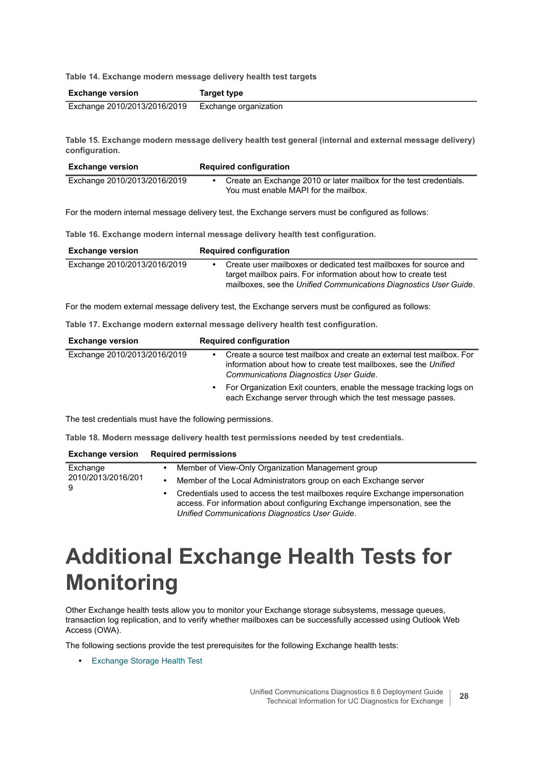**Table 14. Exchange modern message delivery health test targets**

| Exchange version | Target type |
| --- | --- |
| Exchange 2010/2013/2016/2019 | Exchange organization |

**Table 15. Exchange modern message delivery health test general (internal and external message delivery) configuration.**

| Exchange version | Required configuration |
| --- | --- |
| Exchange 2010/2013/2016/2019 | • Create an Exchange 2010 or later mailbox for the test credentials. You must enable MAPI for the mailbox. |

For the modern internal message delivery test, the Exchange servers must be configured as follows:

**Table 16. Exchange modern internal message delivery health test configuration.**

| Exchange version | Required configuration |
| --- | --- |
| Exchange 2010/2013/2016/2019 | • Create user mailboxes or dedicated test mailboxes for source and target mailbox pairs. For information about how to create test mailboxes, see the *Unified Communications Diagnostics User Guide*. |

For the modern external message delivery test, the Exchange servers must be configured as follows:

**Table 17. Exchange modern external message delivery health test configuration.**

| Exchange version | Required configuration |
| --- | --- |
| Exchange 2010/2013/2016/2019 | • Create a source test mailbox and create an external test mailbox. For information about how to create test mailboxes, see the *Unified Communications Diagnostics User Guide*. <br> • For Organization Exit counters, enable the message tracking logs on each Exchange server through which the test message passes. |

The test credentials must have the following permissions.

**Table 18. Modern message delivery health test permissions needed by test credentials.**

| Exchange version | Required permissions |
| --- | --- |
| Exchange 2010/2013/2016/2019 | • Member of View-Only Organization Management group <br> • Member of the Local Administrators group on each Exchange server <br> • Credentials used to access the test mailboxes require Exchange impersonation access. For information about configuring Exchange impersonation, see the *Unified Communications Diagnostics User Guide*. |

# Additional Exchange Health Tests for Monitoring

Other Exchange health tests allow you to monitor your Exchange storage subsystems, message queues, transaction log replication, and to verify whether mailboxes can be successfully accessed using Outlook Web Access (OWA).

The following sections provide the test prerequisites for the following Exchange health tests:

- Exchange Storage Health Test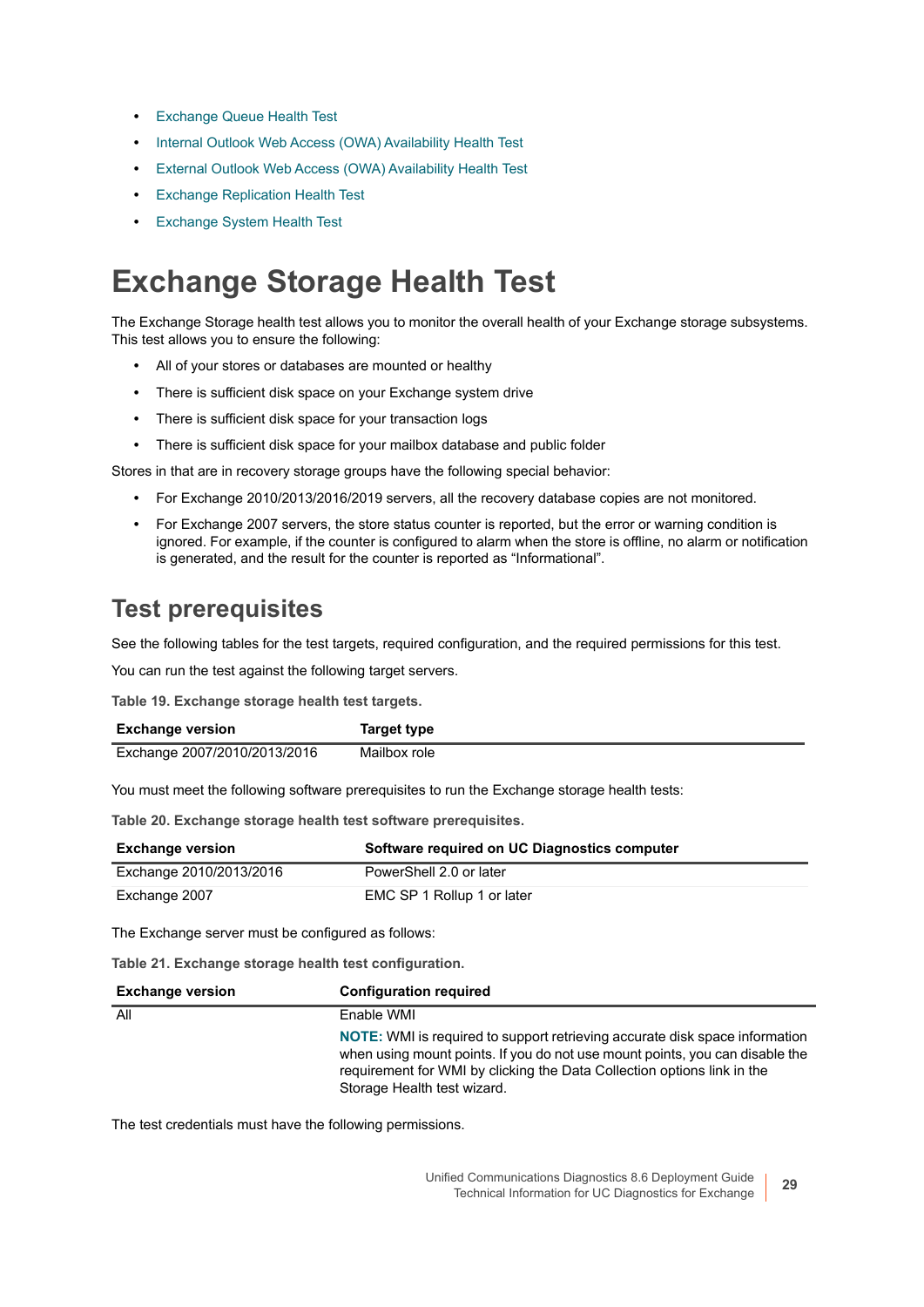- Exchange Queue Health Test
- Internal Outlook Web Access (OWA) Availability Health Test
- External Outlook Web Access (OWA) Availability Health Test
- Exchange Replication Health Test
- Exchange System Health Test

# Exchange Storage Health Test

The Exchange Storage health test allows you to monitor the overall health of your Exchange storage subsystems. This test allows you to ensure the following:

- All of your stores or databases are mounted or healthy
- There is sufficient disk space on your Exchange system drive
- There is sufficient disk space for your transaction logs
- There is sufficient disk space for your mailbox database and public folder

Stores in that are in recovery storage groups have the following special behavior:

- For Exchange 2010/2013/2016/2019 servers, all the recovery database copies are not monitored.
- For Exchange 2007 servers, the store status counter is reported, but the error or warning condition is ignored. For example, if the counter is configured to alarm when the store is offline, no alarm or notification is generated, and the result for the counter is reported as “Informational”.

## Test prerequisites

See the following tables for the test targets, required configuration, and the required permissions for this test.

You can run the test against the following target servers.

**Table 19. Exchange storage health test targets.**

| Exchange version | Target type |
|---|---|
| Exchange 2007/2010/2013/2016 | Mailbox role |

You must meet the following software prerequisites to run the Exchange storage health tests:

**Table 20. Exchange storage health test software prerequisites.**

| Exchange version | Software required on UC Diagnostics computer |
|---|---|
| Exchange 2010/2013/2016 | PowerShell 2.0 or later |
| Exchange 2007 | EMC SP 1 Rollup 1 or later |

The Exchange server must be configured as follows:

**Table 21. Exchange storage health test configuration.**

| Exchange version | Configuration required |
|---|---|
| All | Enable WMI<br>**NOTE:** WMI is required to support retrieving accurate disk space information when using mount points. If you do not use mount points, you can disable the requirement for WMI by clicking the Data Collection options link in the Storage Health test wizard. |

The test credentials must have the following permissions.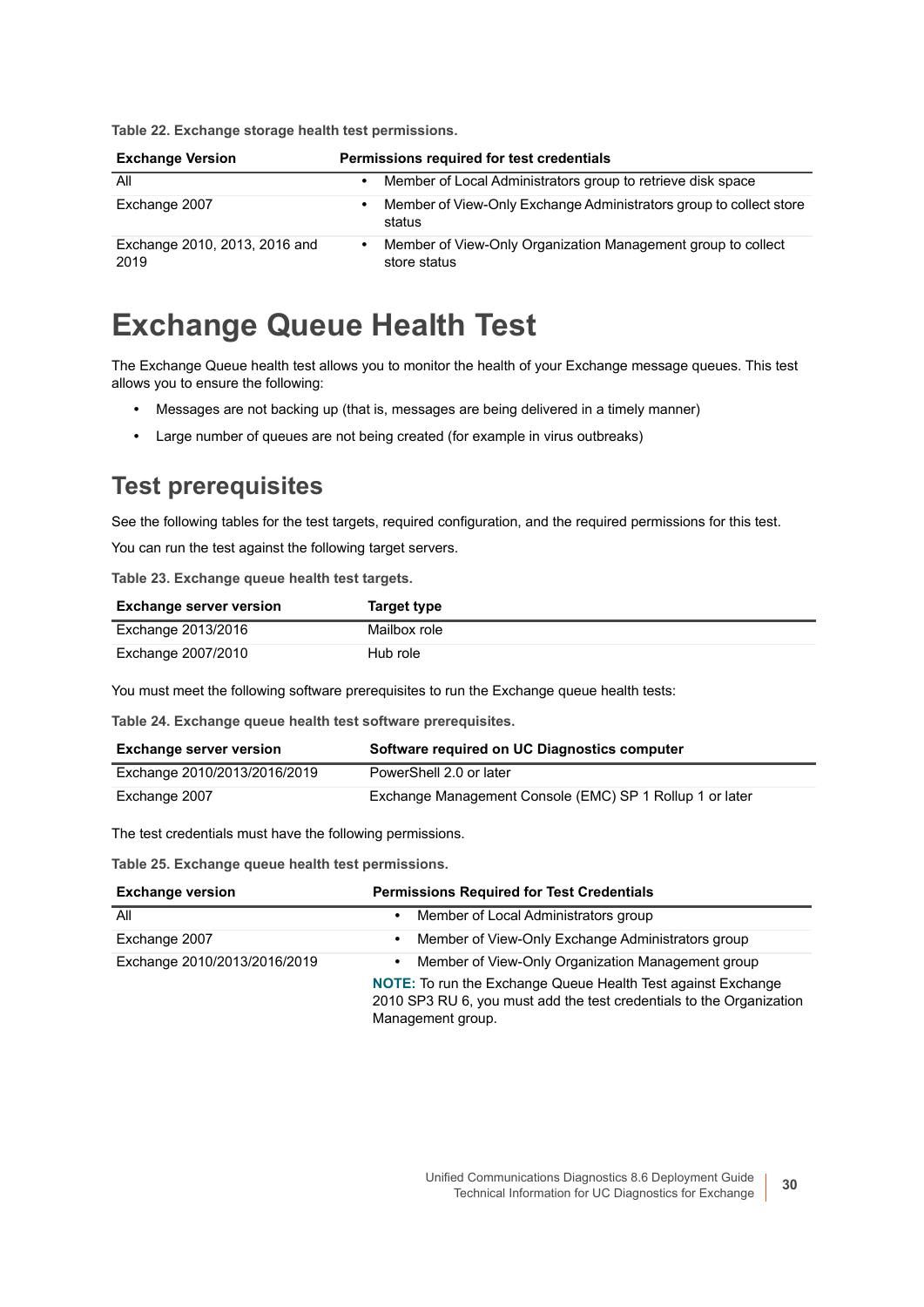**Table 22. Exchange storage health test permissions.**

| Exchange Version | Permissions required for test credentials |
| --- | --- |
| All | • Member of Local Administrators group to retrieve disk space |
| Exchange 2007 | • Member of View-Only Exchange Administrators group to collect store status |
| Exchange 2010, 2013, 2016 and 2019 | • Member of View-Only Organization Management group to collect store status |

# Exchange Queue Health Test

The Exchange Queue health test allows you to monitor the health of your Exchange message queues. This test allows you to ensure the following:

- Messages are not backing up (that is, messages are being delivered in a timely manner)
- Large number of queues are not being created (for example in virus outbreaks)

## Test prerequisites

See the following tables for the test targets, required configuration, and the required permissions for this test.

You can run the test against the following target servers.

**Table 23. Exchange queue health test targets.**

| Exchange server version | Target type |
| --- | --- |
| Exchange 2013/2016 | Mailbox role |
| Exchange 2007/2010 | Hub role |

You must meet the following software prerequisites to run the Exchange queue health tests:

**Table 24. Exchange queue health test software prerequisites.**

| Exchange server version | Software required on UC Diagnostics computer |
| --- | --- |
| Exchange 2010/2013/2016/2019 | PowerShell 2.0 or later |
| Exchange 2007 | Exchange Management Console (EMC) SP 1 Rollup 1 or later |

The test credentials must have the following permissions.

**Table 25. Exchange queue health test permissions.**

| Exchange version | Permissions Required for Test Credentials |
| --- | --- |
| All | • Member of Local Administrators group |
| Exchange 2007 | • Member of View-Only Exchange Administrators group |
| Exchange 2010/2013/2016/2019 | • Member of View-Only Organization Management group<br>**NOTE:** To run the Exchange Queue Health Test against Exchange 2010 SP3 RU 6, you must add the test credentials to the Organization Management group. |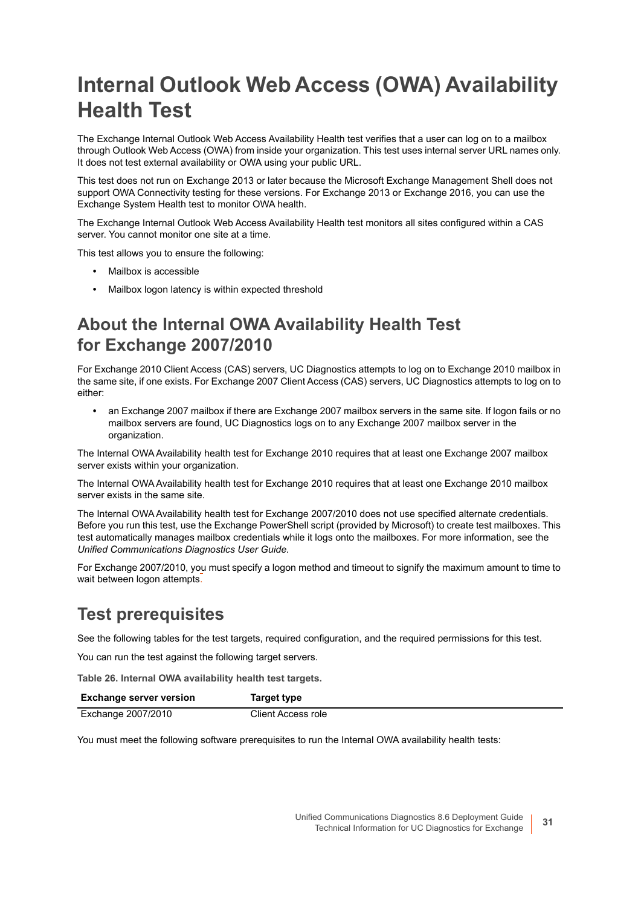# Internal Outlook Web Access (OWA) Availability Health Test

The Exchange Internal Outlook Web Access Availability Health test verifies that a user can log on to a mailbox through Outlook Web Access (OWA) from inside your organization. This test uses internal server URL names only. It does not test external availability or OWA using your public URL.

This test does not run on Exchange 2013 or later because the Microsoft Exchange Management Shell does not support OWA Connectivity testing for these versions. For Exchange 2013 or Exchange 2016, you can use the Exchange System Health test to monitor OWA health.

The Exchange Internal Outlook Web Access Availability Health test monitors all sites configured within a CAS server. You cannot monitor one site at a time.

This test allows you to ensure the following:

- Mailbox is accessible
- Mailbox logon latency is within expected threshold

## About the Internal OWA Availability Health Test for Exchange 2007/2010

For Exchange 2010 Client Access (CAS) servers, UC Diagnostics attempts to log on to Exchange 2010 mailbox in the same site, if one exists. For Exchange 2007 Client Access (CAS) servers, UC Diagnostics attempts to log on to either:

- an Exchange 2007 mailbox if there are Exchange 2007 mailbox servers in the same site. If logon fails or no mailbox servers are found, UC Diagnostics logs on to any Exchange 2007 mailbox server in the organization.

The Internal OWA Availability health test for Exchange 2010 requires that at least one Exchange 2007 mailbox server exists within your organization.

The Internal OWA Availability health test for Exchange 2010 requires that at least one Exchange 2010 mailbox server exists in the same site.

The Internal OWA Availability health test for Exchange 2007/2010 does not use specified alternate credentials. Before you run this test, use the Exchange PowerShell script (provided by Microsoft) to create test mailboxes. This test automatically manages mailbox credentials while it logs onto the mailboxes. For more information, see the *Unified Communications Diagnostics User Guide.*

For Exchange 2007/2010, you must specify a logon method and timeout to signify the maximum amount to time to wait between logon attempts.

## Test prerequisites

See the following tables for the test targets, required configuration, and the required permissions for this test.

You can run the test against the following target servers.

**Table 26. Internal OWA availability health test targets.**

| Exchange server version | Target type |
|---|---|
| Exchange 2007/2010 | Client Access role |

You must meet the following software prerequisites to run the Internal OWA availability health tests: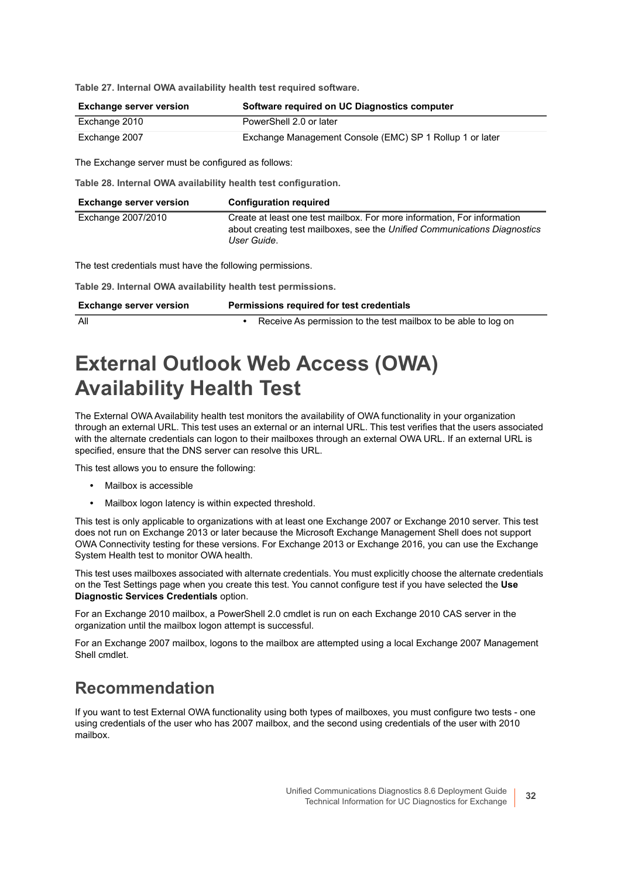**Table 27. Internal OWA availability health test required software.**

| Exchange server version | Software required on UC Diagnostics computer |
|---|---|
| Exchange 2010 | PowerShell 2.0 or later |
| Exchange 2007 | Exchange Management Console (EMC) SP 1 Rollup 1 or later |

The Exchange server must be configured as follows:

**Table 28. Internal OWA availability health test configuration.**

| Exchange server version | Configuration required |
|---|---|
| Exchange 2007/2010 | Create at least one test mailbox. For more information, For information about creating test mailboxes, see the *Unified Communications Diagnostics User Guide*. |

The test credentials must have the following permissions.

**Table 29. Internal OWA availability health test permissions.**

| Exchange server version | Permissions required for test credentials |
|---|---|
| All | • Receive As permission to the test mailbox to be able to log on |

# External Outlook Web Access (OWA) Availability Health Test

The External OWA Availability health test monitors the availability of OWA functionality in your organization through an external URL. This test uses an external or an internal URL. This test verifies that the users associated with the alternate credentials can logon to their mailboxes through an external OWA URL. If an external URL is specified, ensure that the DNS server can resolve this URL.

This test allows you to ensure the following:

- Mailbox is accessible
- Mailbox logon latency is within expected threshold.

This test is only applicable to organizations with at least one Exchange 2007 or Exchange 2010 server. This test does not run on Exchange 2013 or later because the Microsoft Exchange Management Shell does not support OWA Connectivity testing for these versions. For Exchange 2013 or Exchange 2016, you can use the Exchange System Health test to monitor OWA health.

This test uses mailboxes associated with alternate credentials. You must explicitly choose the alternate credentials on the Test Settings page when you create this test. You cannot configure test if you have selected the **Use Diagnostic Services Credentials** option.

For an Exchange 2010 mailbox, a PowerShell 2.0 cmdlet is run on each Exchange 2010 CAS server in the organization until the mailbox logon attempt is successful.

For an Exchange 2007 mailbox, logons to the mailbox are attempted using a local Exchange 2007 Management Shell cmdlet.

## Recommendation

If you want to test External OWA functionality using both types of mailboxes, you must configure two tests - one using credentials of the user who has 2007 mailbox, and the second using credentials of the user with 2010 mailbox.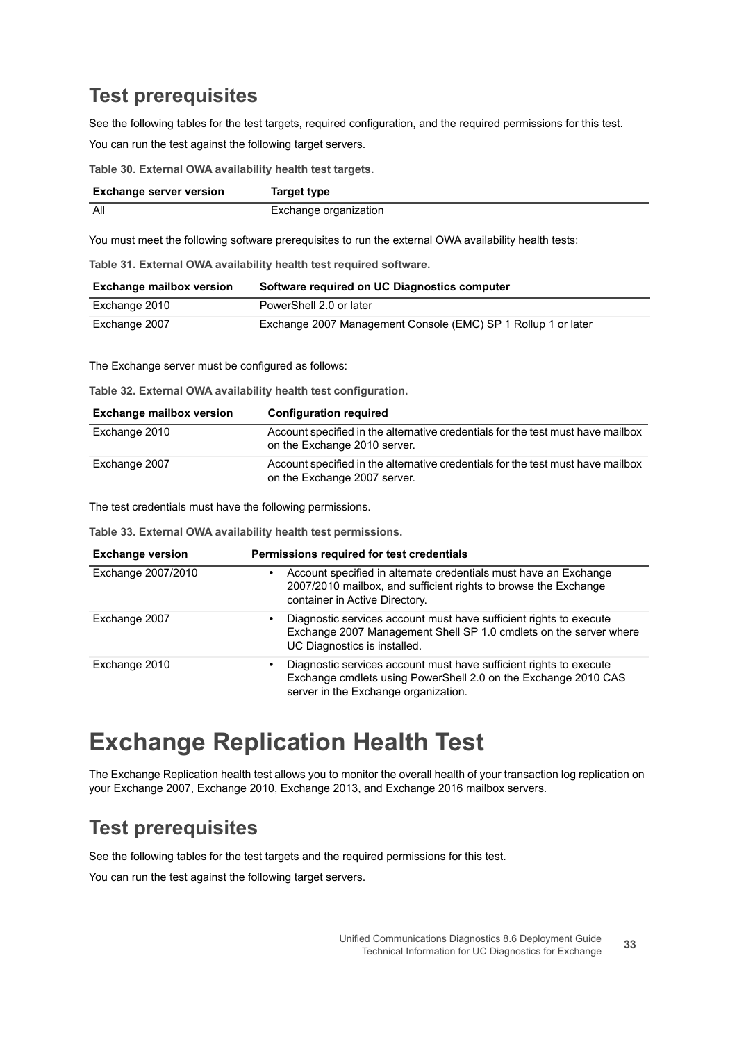## Test prerequisites

See the following tables for the test targets, required configuration, and the required permissions for this test.

You can run the test against the following target servers.

**Table 30. External OWA availability health test targets.**

| Exchange server version | Target type |
| --- | --- |
| All | Exchange organization |

You must meet the following software prerequisites to run the external OWA availability health tests:

**Table 31. External OWA availability health test required software.**

| Exchange mailbox version | Software required on UC Diagnostics computer |
| --- | --- |
| Exchange 2010 | PowerShell 2.0 or later |
| Exchange 2007 | Exchange 2007 Management Console (EMC) SP 1 Rollup 1 or later |

The Exchange server must be configured as follows:

**Table 32. External OWA availability health test configuration.**

| Exchange mailbox version | Configuration required |
| --- | --- |
| Exchange 2010 | Account specified in the alternative credentials for the test must have mailbox on the Exchange 2010 server. |
| Exchange 2007 | Account specified in the alternative credentials for the test must have mailbox on the Exchange 2007 server. |

The test credentials must have the following permissions.

**Table 33. External OWA availability health test permissions.**

| Exchange version | Permissions required for test credentials |
| --- | --- |
| Exchange 2007/2010 | • Account specified in alternate credentials must have an Exchange 2007/2010 mailbox, and sufficient rights to browse the Exchange container in Active Directory. |
| Exchange 2007 | • Diagnostic services account must have sufficient rights to execute Exchange 2007 Management Shell SP 1.0 cmdlets on the server where UC Diagnostics is installed. |
| Exchange 2010 | • Diagnostic services account must have sufficient rights to execute Exchange cmdlets using PowerShell 2.0 on the Exchange 2010 CAS server in the Exchange organization. |

# Exchange Replication Health Test

The Exchange Replication health test allows you to monitor the overall health of your transaction log replication on your Exchange 2007, Exchange 2010, Exchange 2013, and Exchange 2016 mailbox servers.

## Test prerequisites

See the following tables for the test targets and the required permissions for this test.

You can run the test against the following target servers.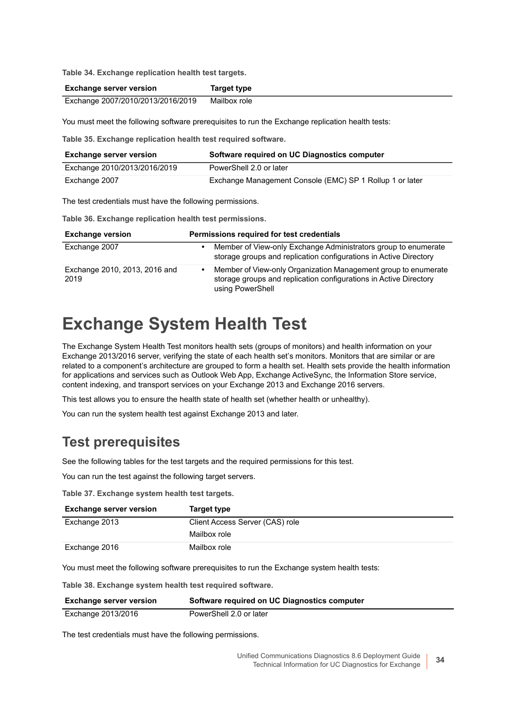**Table 34. Exchange replication health test targets.**

| Exchange server version | Target type |
| --- | --- |
| Exchange 2007/2010/2013/2016/2019 | Mailbox role |

You must meet the following software prerequisites to run the Exchange replication health tests:

**Table 35. Exchange replication health test required software.**

| Exchange server version | Software required on UC Diagnostics computer |
| --- | --- |
| Exchange 2010/2013/2016/2019 | PowerShell 2.0 or later |
| Exchange 2007 | Exchange Management Console (EMC) SP 1 Rollup 1 or later |

The test credentials must have the following permissions.

**Table 36. Exchange replication health test permissions.**

| Exchange version | Permissions required for test credentials |
| --- | --- |
| Exchange 2007 | • Member of View-only Exchange Administrators group to enumerate storage groups and replication configurations in Active Directory |
| Exchange 2010, 2013, 2016 and 2019 | • Member of View-only Organization Management group to enumerate storage groups and replication configurations in Active Directory using PowerShell |

# Exchange System Health Test

The Exchange System Health Test monitors health sets (groups of monitors) and health information on your Exchange 2013/2016 server, verifying the state of each health set's monitors. Monitors that are similar or are related to a component's architecture are grouped to form a health set. Health sets provide the health information for applications and services such as Outlook Web App, Exchange ActiveSync, the Information Store service, content indexing, and transport services on your Exchange 2013 and Exchange 2016 servers.

This test allows you to ensure the health state of health set (whether health or unhealthy).

You can run the system health test against Exchange 2013 and later.

## Test prerequisites

See the following tables for the test targets and the required permissions for this test.

You can run the test against the following target servers.

**Table 37. Exchange system health test targets.**

| Exchange server version | Target type |
| --- | --- |
| Exchange 2013 | Client Access Server (CAS) role<br>Mailbox role |
| Exchange 2016 | Mailbox role |

You must meet the following software prerequisites to run the Exchange system health tests:

**Table 38. Exchange system health test required software.**

| Exchange server version | Software required on UC Diagnostics computer |
| --- | --- |
| Exchange 2013/2016 | PowerShell 2.0 or later |

The test credentials must have the following permissions.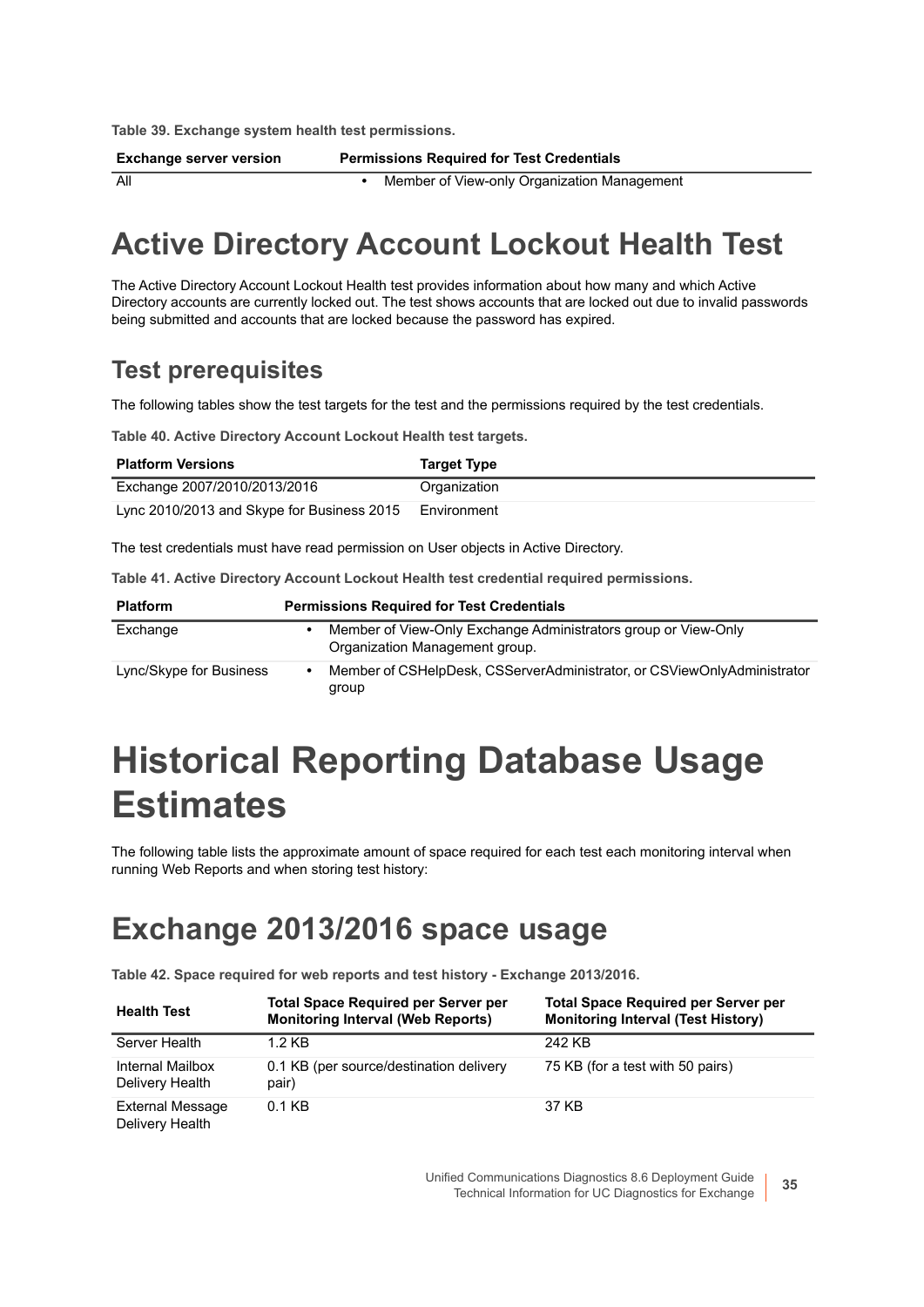**Table 39. Exchange system health test permissions.**

| Exchange server version | Permissions Required for Test Credentials |
| --- | --- |
| All | • Member of View-only Organization Management |

# Active Directory Account Lockout Health Test

The Active Directory Account Lockout Health test provides information about how many and which Active Directory accounts are currently locked out. The test shows accounts that are locked out due to invalid passwords being submitted and accounts that are locked because the password has expired.

## Test prerequisites

The following tables show the test targets for the test and the permissions required by the test credentials.

**Table 40. Active Directory Account Lockout Health test targets.**

| Platform Versions | Target Type |
| --- | --- |
| Exchange 2007/2010/2013/2016 | Organization |
| Lync 2010/2013 and Skype for Business 2015 | Environment |

The test credentials must have read permission on User objects in Active Directory.

**Table 41. Active Directory Account Lockout Health test credential required permissions.**

| Platform | Permissions Required for Test Credentials |
| --- | --- |
| Exchange | • Member of View-Only Exchange Administrators group or View-Only Organization Management group. |
| Lync/Skype for Business | • Member of CSHelpDesk, CSServerAdministrator, or CSViewOnlyAdministrator group |

# Historical Reporting Database Usage Estimates

The following table lists the approximate amount of space required for each test each monitoring interval when running Web Reports and when storing test history:

## Exchange 2013/2016 space usage

**Table 42. Space required for web reports and test history - Exchange 2013/2016.**

| Health Test | Total Space Required per Server per Monitoring Interval (Web Reports) | Total Space Required per Server per Monitoring Interval (Test History) |
| --- | --- | --- |
| Server Health | 1.2 KB | 242 KB |
| Internal Mailbox Delivery Health | 0.1 KB (per source/destination delivery pair) | 75 KB (for a test with 50 pairs) |
| External Message Delivery Health | 0.1 KB | 37 KB |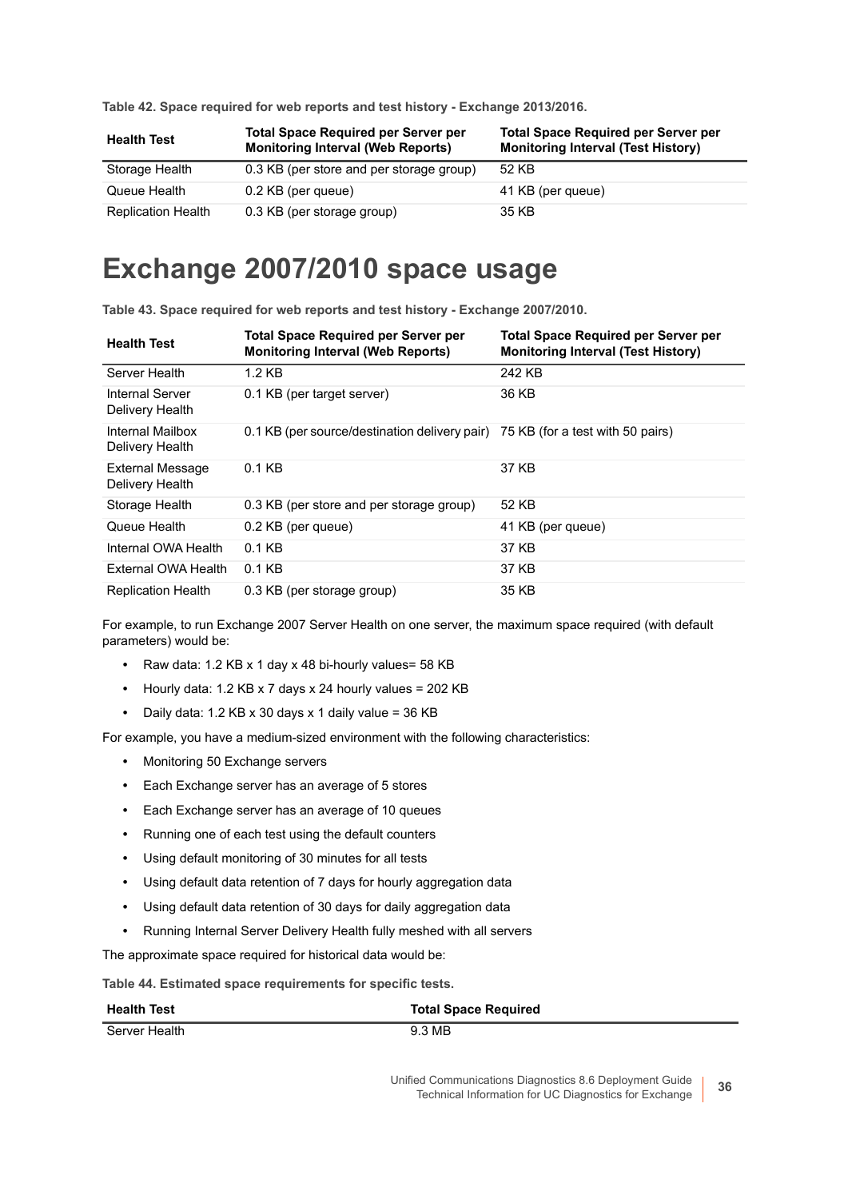**Table 42. Space required for web reports and test history - Exchange 2013/2016.**

| Health Test | Total Space Required per Server per Monitoring Interval (Web Reports) | Total Space Required per Server per Monitoring Interval (Test History) |
|---|---|---|
| Storage Health | 0.3 KB (per store and per storage group) | 52 KB |
| Queue Health | 0.2 KB (per queue) | 41 KB (per queue) |
| Replication Health | 0.3 KB (per storage group) | 35 KB |

# Exchange 2007/2010 space usage

**Table 43. Space required for web reports and test history - Exchange 2007/2010.**

| Health Test | Total Space Required per Server per Monitoring Interval (Web Reports) | Total Space Required per Server per Monitoring Interval (Test History) |
|---|---|---|
| Server Health | 1.2 KB | 242 KB |
| Internal Server Delivery Health | 0.1 KB (per target server) | 36 KB |
| Internal Mailbox Delivery Health | 0.1 KB (per source/destination delivery pair) | 75 KB (for a test with 50 pairs) |
| External Message Delivery Health | 0.1 KB | 37 KB |
| Storage Health | 0.3 KB (per store and per storage group) | 52 KB |
| Queue Health | 0.2 KB (per queue) | 41 KB (per queue) |
| Internal OWA Health | 0.1 KB | 37 KB |
| External OWA Health | 0.1 KB | 37 KB |
| Replication Health | 0.3 KB (per storage group) | 35 KB |

For example, to run Exchange 2007 Server Health on one server, the maximum space required (with default parameters) would be:

- Raw data: 1.2 KB x 1 day x 48 bi-hourly values= 58 KB
- Hourly data: 1.2 KB x 7 days x 24 hourly values = 202 KB
- Daily data: 1.2 KB x 30 days x 1 daily value = 36 KB

For example, you have a medium-sized environment with the following characteristics:

- Monitoring 50 Exchange servers
- Each Exchange server has an average of 5 stores
- Each Exchange server has an average of 10 queues
- Running one of each test using the default counters
- Using default monitoring of 30 minutes for all tests
- Using default data retention of 7 days for hourly aggregation data
- Using default data retention of 30 days for daily aggregation data
- Running Internal Server Delivery Health fully meshed with all servers

The approximate space required for historical data would be:

**Table 44. Estimated space requirements for specific tests.**

| Health Test | Total Space Required |
|---|---|
| Server Health | 9.3 MB |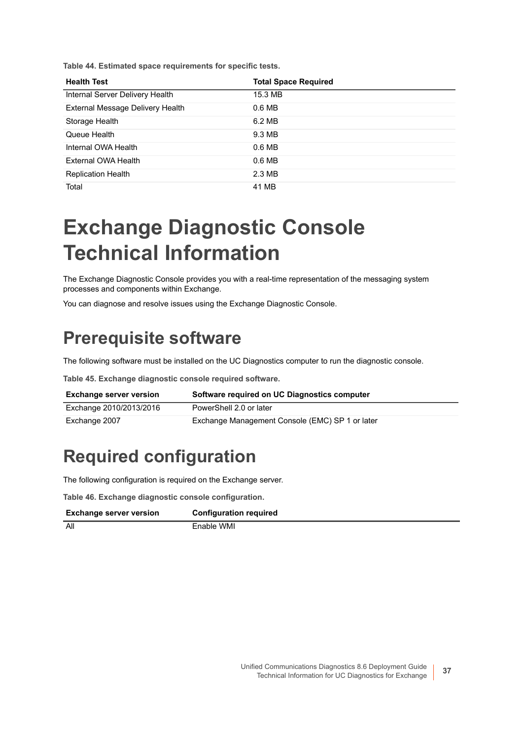**Table 44. Estimated space requirements for specific tests.**

| Health Test | Total Space Required |
| --- | --- |
| Internal Server Delivery Health | 15.3 MB |
| External Message Delivery Health | 0.6 MB |
| Storage Health | 6.2 MB |
| Queue Health | 9.3 MB |
| Internal OWA Health | 0.6 MB |
| External OWA Health | 0.6 MB |
| Replication Health | 2.3 MB |
| Total | 41 MB |

# Exchange Diagnostic Console Technical Information

The Exchange Diagnostic Console provides you with a real-time representation of the messaging system processes and components within Exchange.

You can diagnose and resolve issues using the Exchange Diagnostic Console.

## Prerequisite software

The following software must be installed on the UC Diagnostics computer to run the diagnostic console.

**Table 45. Exchange diagnostic console required software.**

| Exchange server version | Software required on UC Diagnostics computer |
| --- | --- |
| Exchange 2010/2013/2016 | PowerShell 2.0 or later |
| Exchange 2007 | Exchange Management Console (EMC) SP 1 or later |

## Required configuration

The following configuration is required on the Exchange server.

**Table 46. Exchange diagnostic console configuration.**

| Exchange server version | Configuration required |
| --- | --- |
| All | Enable WMI |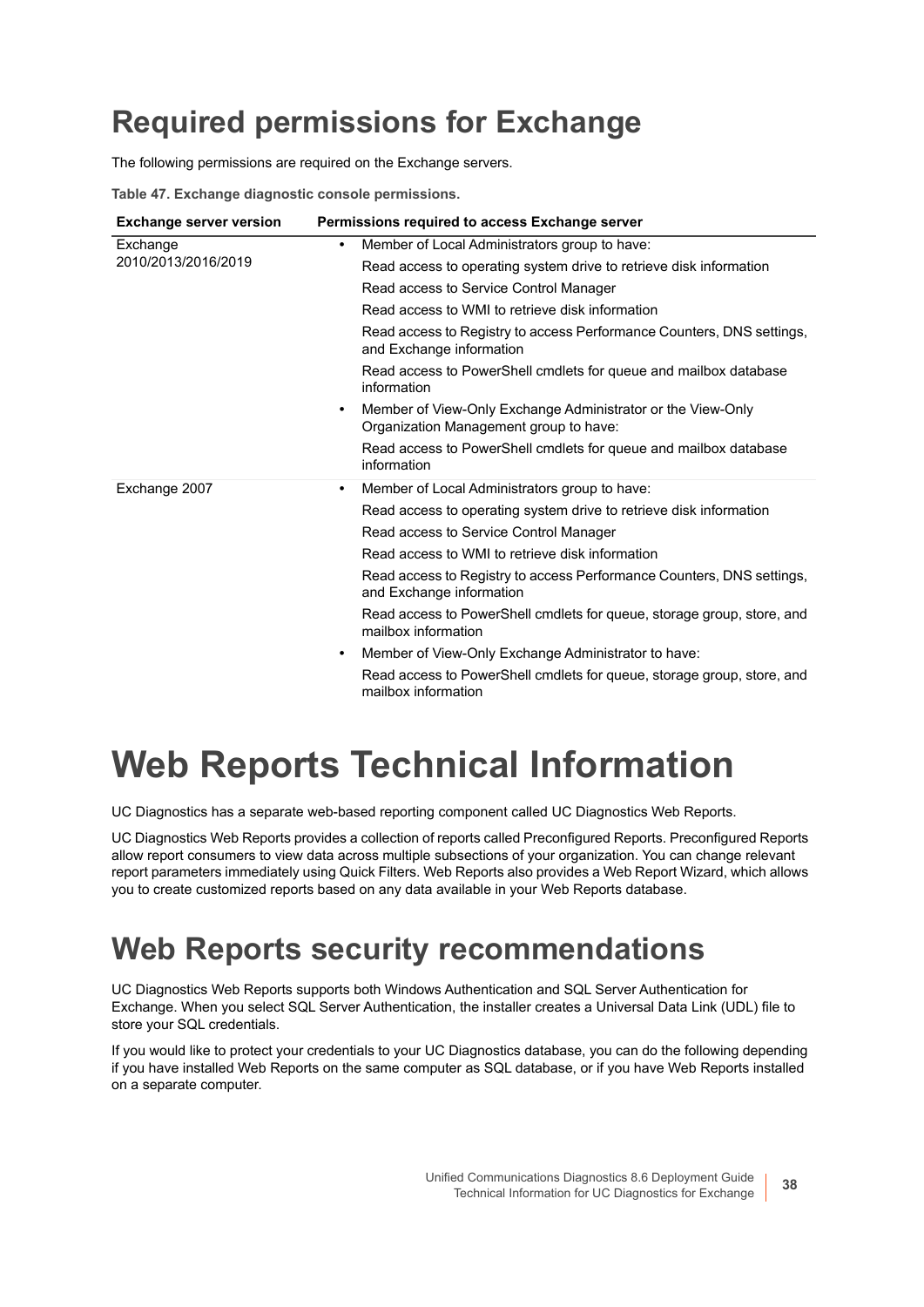## Required permissions for Exchange

The following permissions are required on the Exchange servers.

**Table 47. Exchange diagnostic console permissions.**

| Exchange server version | Permissions required to access Exchange server |
| --- | --- |
| Exchange 2010/2013/2016/2019 | • Member of Local Administrators group to have:<br>Read access to operating system drive to retrieve disk information<br>Read access to Service Control Manager<br>Read access to WMI to retrieve disk information<br>Read access to Registry to access Performance Counters, DNS settings, and Exchange information<br>Read access to PowerShell cmdlets for queue and mailbox database information<br>• Member of View-Only Exchange Administrator or the View-Only Organization Management group to have:<br>Read access to PowerShell cmdlets for queue and mailbox database information |
| Exchange 2007 | • Member of Local Administrators group to have:<br>Read access to operating system drive to retrieve disk information<br>Read access to Service Control Manager<br>Read access to WMI to retrieve disk information<br>Read access to Registry to access Performance Counters, DNS settings, and Exchange information<br>Read access to PowerShell cmdlets for queue, storage group, store, and mailbox information<br>• Member of View-Only Exchange Administrator to have:<br>Read access to PowerShell cmdlets for queue, storage group, store, and mailbox information |

# Web Reports Technical Information

UC Diagnostics has a separate web-based reporting component called UC Diagnostics Web Reports.

UC Diagnostics Web Reports provides a collection of reports called Preconfigured Reports. Preconfigured Reports allow report consumers to view data across multiple subsections of your organization. You can change relevant report parameters immediately using Quick Filters. Web Reports also provides a Web Report Wizard, which allows you to create customized reports based on any data available in your Web Reports database.

## Web Reports security recommendations

UC Diagnostics Web Reports supports both Windows Authentication and SQL Server Authentication for Exchange. When you select SQL Server Authentication, the installer creates a Universal Data Link (UDL) file to store your SQL credentials.

If you would like to protect your credentials to your UC Diagnostics database, you can do the following depending if you have installed Web Reports on the same computer as SQL database, or if you have Web Reports installed on a separate computer.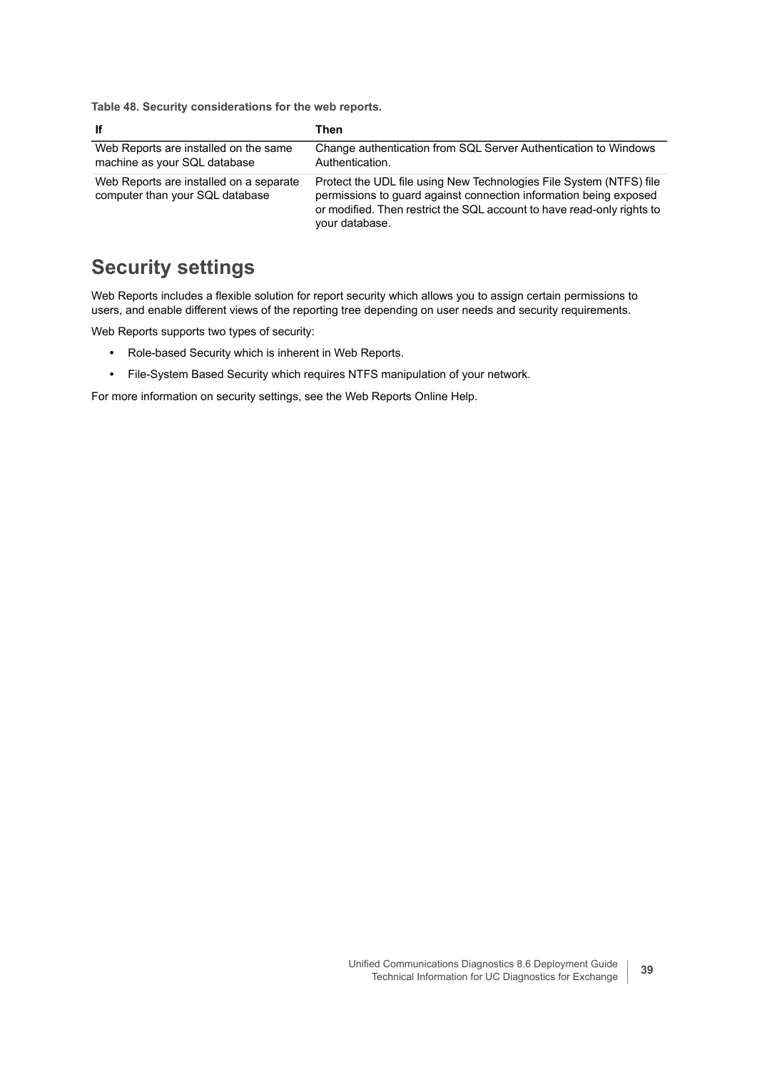**Table 48. Security considerations for the web reports.**

| If | Then |
|---|---|
| Web Reports are installed on the same machine as your SQL database | Change authentication from SQL Server Authentication to Windows Authentication. |
| Web Reports are installed on a separate computer than your SQL database | Protect the UDL file using New Technologies File System (NTFS) file permissions to guard against connection information being exposed or modified. Then restrict the SQL account to have read-only rights to your database. |

## Security settings

Web Reports includes a flexible solution for report security which allows you to assign certain permissions to users, and enable different views of the reporting tree depending on user needs and security requirements.

Web Reports supports two types of security:

- Role-based Security which is inherent in Web Reports.
- File-System Based Security which requires NTFS manipulation of your network.

For more information on security settings, see the Web Reports Online Help.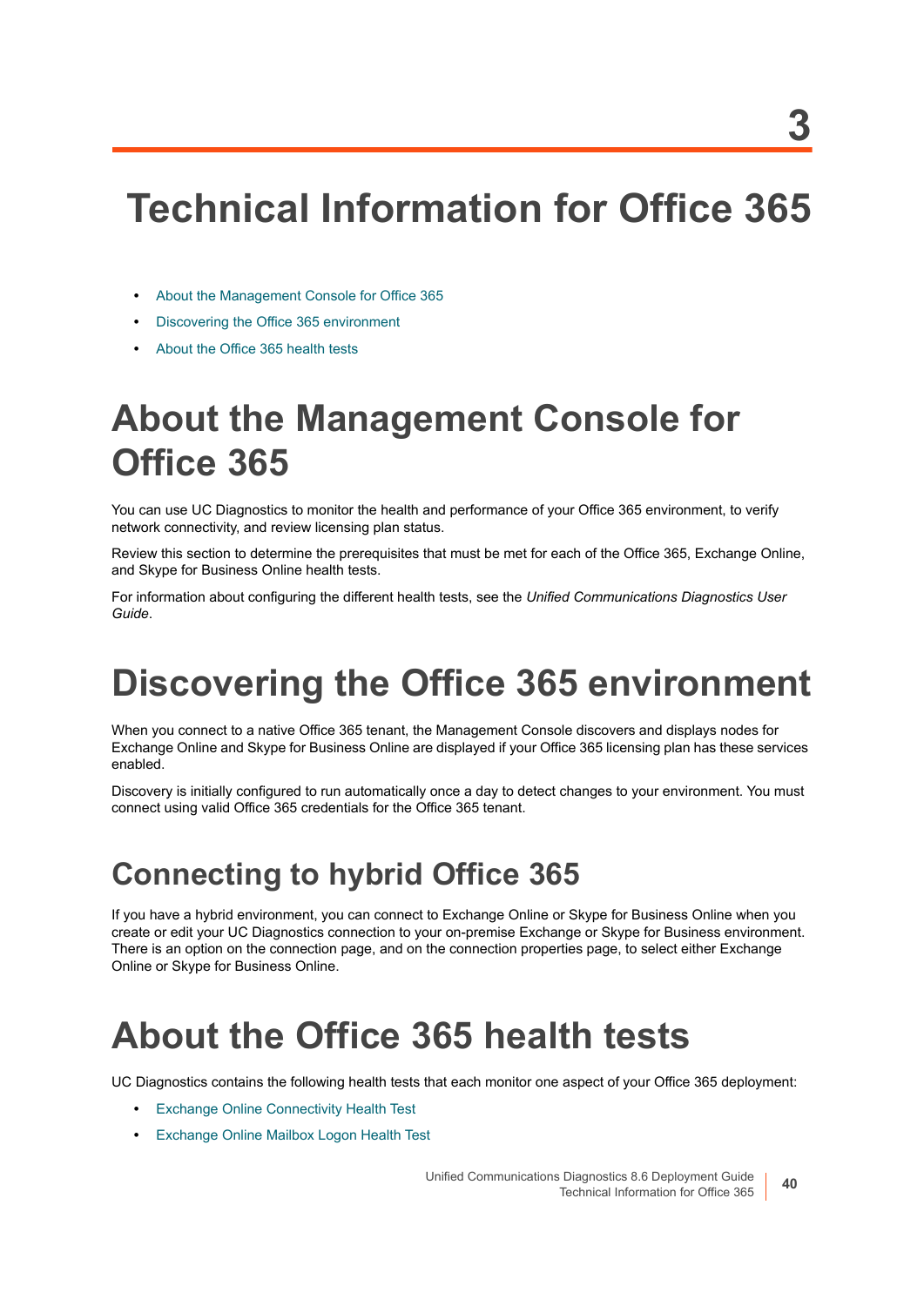# 3

# Technical Information for Office 365

- About the Management Console for Office 365
- Discovering the Office 365 environment
- About the Office 365 health tests

# About the Management Console for Office 365

You can use UC Diagnostics to monitor the health and performance of your Office 365 environment, to verify network connectivity, and review licensing plan status.

Review this section to determine the prerequisites that must be met for each of the Office 365, Exchange Online, and Skype for Business Online health tests.

For information about configuring the different health tests, see the *Unified Communications Diagnostics User Guide*.

# Discovering the Office 365 environment

When you connect to a native Office 365 tenant, the Management Console discovers and displays nodes for Exchange Online and Skype for Business Online are displayed if your Office 365 licensing plan has these services enabled.

Discovery is initially configured to run automatically once a day to detect changes to your environment. You must connect using valid Office 365 credentials for the Office 365 tenant.

## Connecting to hybrid Office 365

If you have a hybrid environment, you can connect to Exchange Online or Skype for Business Online when you create or edit your UC Diagnostics connection to your on-premise Exchange or Skype for Business environment. There is an option on the connection page, and on the connection properties page, to select either Exchange Online or Skype for Business Online.

# About the Office 365 health tests

UC Diagnostics contains the following health tests that each monitor one aspect of your Office 365 deployment:

- Exchange Online Connectivity Health Test
- Exchange Online Mailbox Logon Health Test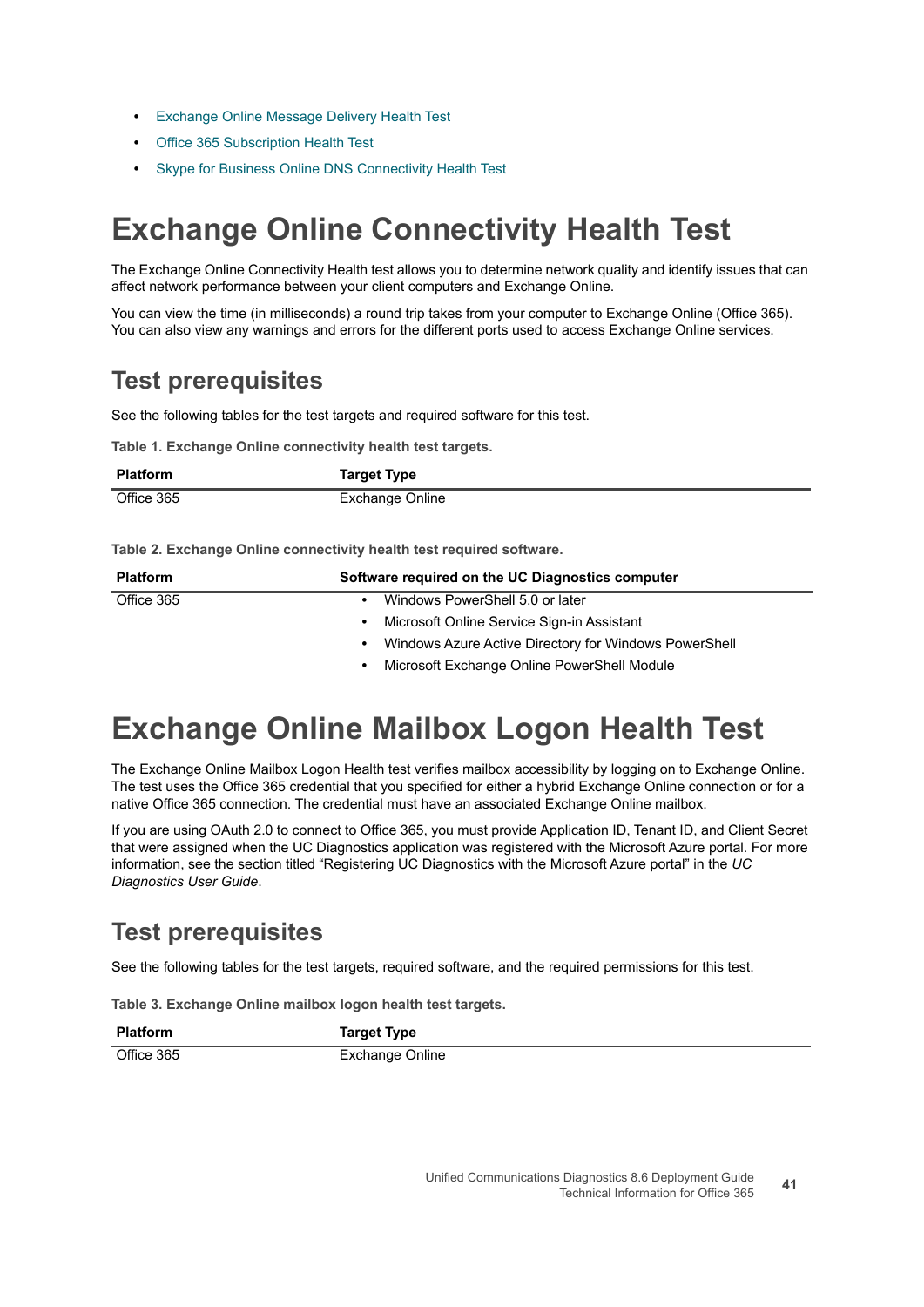- Exchange Online Message Delivery Health Test
- Office 365 Subscription Health Test
- Skype for Business Online DNS Connectivity Health Test

# Exchange Online Connectivity Health Test

The Exchange Online Connectivity Health test allows you to determine network quality and identify issues that can affect network performance between your client computers and Exchange Online.

You can view the time (in milliseconds) a round trip takes from your computer to Exchange Online (Office 365). You can also view any warnings and errors for the different ports used to access Exchange Online services.

## Test prerequisites

See the following tables for the test targets and required software for this test.

**Table 1. Exchange Online connectivity health test targets.**

| Platform | Target Type |
|---|---|
| Office 365 | Exchange Online |

**Table 2. Exchange Online connectivity health test required software.**

| Platform | Software required on the UC Diagnostics computer |
|---|---|
| Office 365 | • Windows PowerShell 5.0 or later<br>• Microsoft Online Service Sign-in Assistant<br>• Windows Azure Active Directory for Windows PowerShell<br>• Microsoft Exchange Online PowerShell Module |

# Exchange Online Mailbox Logon Health Test

The Exchange Online Mailbox Logon Health test verifies mailbox accessibility by logging on to Exchange Online. The test uses the Office 365 credential that you specified for either a hybrid Exchange Online connection or for a native Office 365 connection. The credential must have an associated Exchange Online mailbox.

If you are using OAuth 2.0 to connect to Office 365, you must provide Application ID, Tenant ID, and Client Secret that were assigned when the UC Diagnostics application was registered with the Microsoft Azure portal. For more information, see the section titled "Registering UC Diagnostics with the Microsoft Azure portal" in the *UC Diagnostics User Guide*.

## Test prerequisites

See the following tables for the test targets, required software, and the required permissions for this test.

**Table 3. Exchange Online mailbox logon health test targets.**

| Platform | Target Type |
|---|---|
| Office 365 | Exchange Online |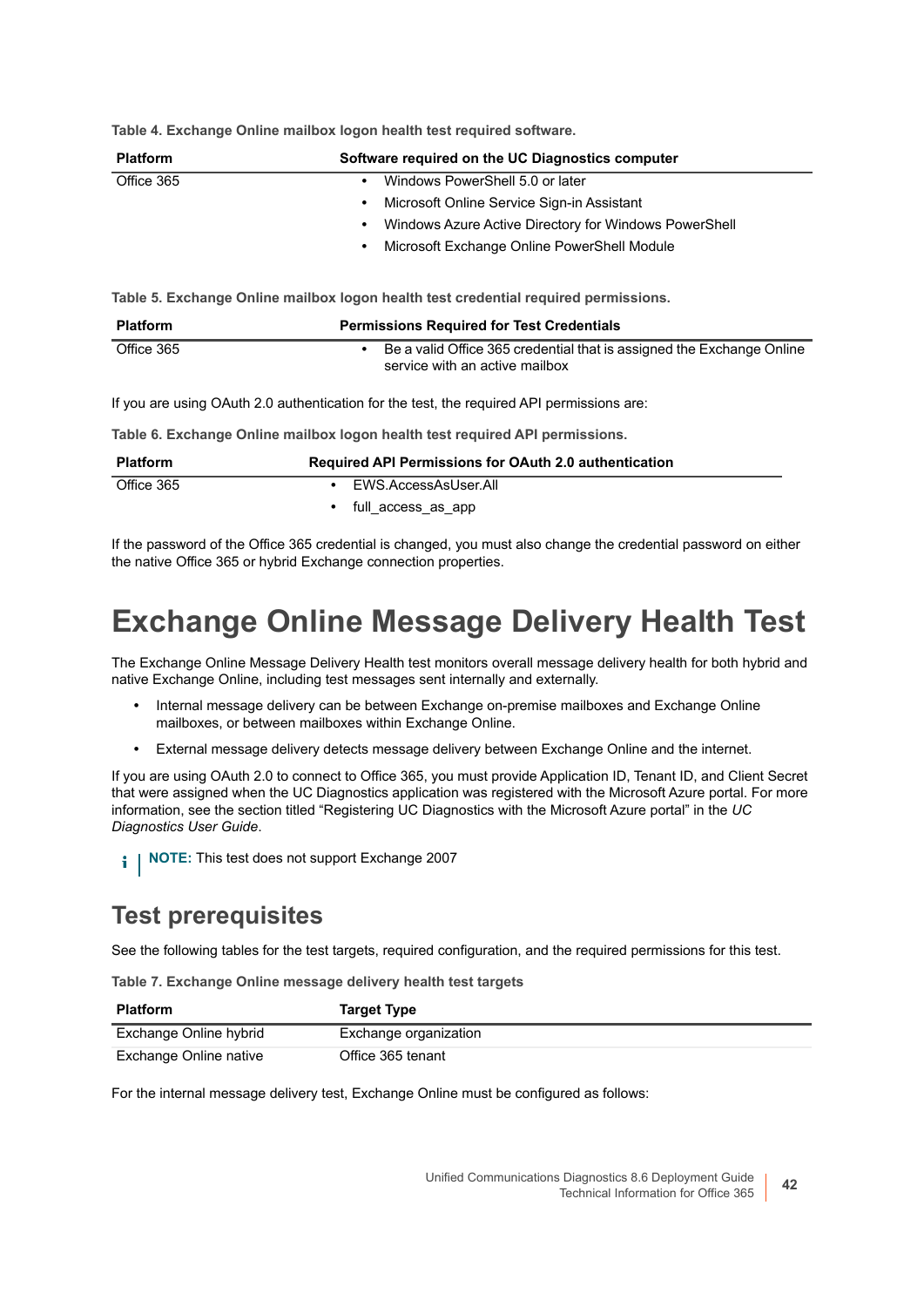**Table 4. Exchange Online mailbox logon health test required software.**

| Platform | Software required on the UC Diagnostics computer |
| --- | --- |
| Office 365 | • Windows PowerShell 5.0 or later<br>• Microsoft Online Service Sign-in Assistant<br>• Windows Azure Active Directory for Windows PowerShell<br>• Microsoft Exchange Online PowerShell Module |

**Table 5. Exchange Online mailbox logon health test credential required permissions.**

| Platform | Permissions Required for Test Credentials |
| --- | --- |
| Office 365 | • Be a valid Office 365 credential that is assigned the Exchange Online service with an active mailbox |

If you are using OAuth 2.0 authentication for the test, the required API permissions are:

**Table 6. Exchange Online mailbox logon health test required API permissions.**

| Platform | Required API Permissions for OAuth 2.0 authentication |
| --- | --- |
| Office 365 | • EWS.AccessAsUser.All<br>• full_access_as_app |

If the password of the Office 365 credential is changed, you must also change the credential password on either the native Office 365 or hybrid Exchange connection properties.

# Exchange Online Message Delivery Health Test

The Exchange Online Message Delivery Health test monitors overall message delivery health for both hybrid and native Exchange Online, including test messages sent internally and externally.

- Internal message delivery can be between Exchange on-premise mailboxes and Exchange Online mailboxes, or between mailboxes within Exchange Online.
- External message delivery detects message delivery between Exchange Online and the internet.

If you are using OAuth 2.0 to connect to Office 365, you must provide Application ID, Tenant ID, and Client Secret that were assigned when the UC Diagnostics application was registered with the Microsoft Azure portal. For more information, see the section titled "Registering UC Diagnostics with the Microsoft Azure portal" in the *UC Diagnostics User Guide*.

**NOTE:** This test does not support Exchange 2007

## Test prerequisites

See the following tables for the test targets, required configuration, and the required permissions for this test.

**Table 7. Exchange Online message delivery health test targets**

| Platform | Target Type |
| --- | --- |
| Exchange Online hybrid | Exchange organization |
| Exchange Online native | Office 365 tenant |

For the internal message delivery test, Exchange Online must be configured as follows: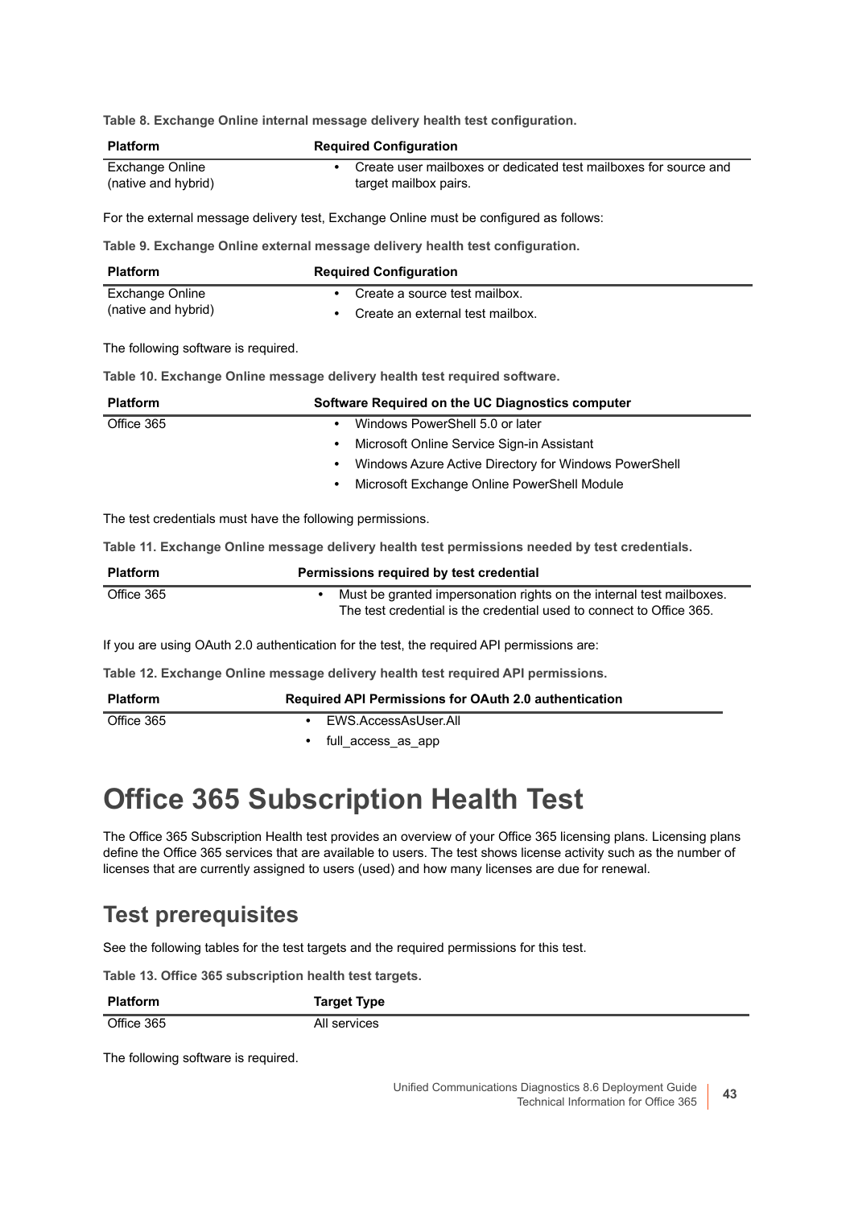**Table 8. Exchange Online internal message delivery health test configuration.**

| Platform | Required Configuration |
| --- | --- |
| Exchange Online (native and hybrid) | • Create user mailboxes or dedicated test mailboxes for source and target mailbox pairs. |

For the external message delivery test, Exchange Online must be configured as follows:

**Table 9. Exchange Online external message delivery health test configuration.**

| Platform | Required Configuration |
| --- | --- |
| Exchange Online (native and hybrid) | • Create a source test mailbox.<br>• Create an external test mailbox. |

The following software is required.

**Table 10. Exchange Online message delivery health test required software.**

| Platform | Software Required on the UC Diagnostics computer |
| --- | --- |
| Office 365 | • Windows PowerShell 5.0 or later<br>• Microsoft Online Service Sign-in Assistant<br>• Windows Azure Active Directory for Windows PowerShell<br>• Microsoft Exchange Online PowerShell Module |

The test credentials must have the following permissions.

**Table 11. Exchange Online message delivery health test permissions needed by test credentials.**

| Platform | Permissions required by test credential |
| --- | --- |
| Office 365 | • Must be granted impersonation rights on the internal test mailboxes. The test credential is the credential used to connect to Office 365. |

If you are using OAuth 2.0 authentication for the test, the required API permissions are:

**Table 12. Exchange Online message delivery health test required API permissions.**

| Platform | Required API Permissions for OAuth 2.0 authentication |
| --- | --- |
| Office 365 | • EWS.AccessAsUser.All<br>• full_access_as_app |

# Office 365 Subscription Health Test

The Office 365 Subscription Health test provides an overview of your Office 365 licensing plans. Licensing plans define the Office 365 services that are available to users. The test shows license activity such as the number of licenses that are currently assigned to users (used) and how many licenses are due for renewal.

## Test prerequisites

See the following tables for the test targets and the required permissions for this test.

**Table 13. Office 365 subscription health test targets.**

| Platform | Target Type |
| --- | --- |
| Office 365 | All services |

The following software is required.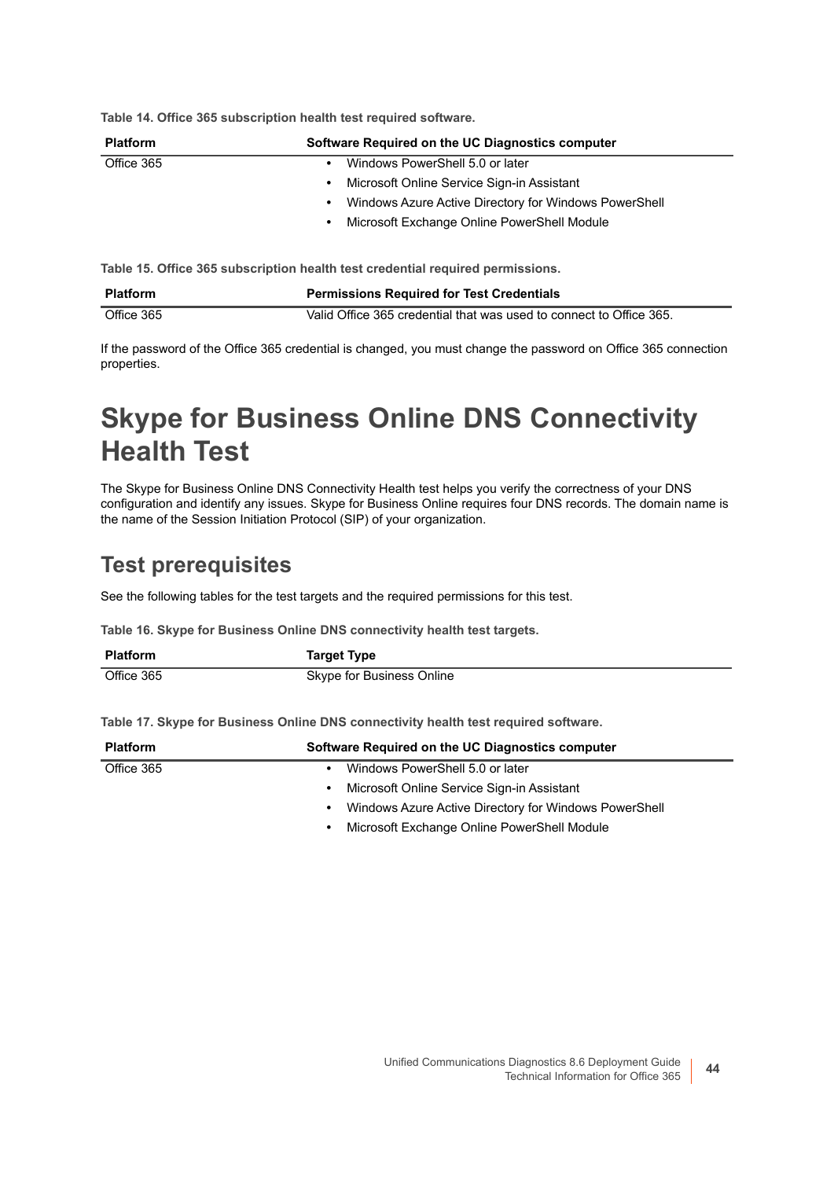**Table 14. Office 365 subscription health test required software.**

| Platform | Software Required on the UC Diagnostics computer |
| --- | --- |
| Office 365 | • Windows PowerShell 5.0 or later<br>• Microsoft Online Service Sign-in Assistant<br>• Windows Azure Active Directory for Windows PowerShell<br>• Microsoft Exchange Online PowerShell Module |

**Table 15. Office 365 subscription health test credential required permissions.**

| Platform | Permissions Required for Test Credentials |
| --- | --- |
| Office 365 | Valid Office 365 credential that was used to connect to Office 365. |

If the password of the Office 365 credential is changed, you must change the password on Office 365 connection properties.

# Skype for Business Online DNS Connectivity Health Test

The Skype for Business Online DNS Connectivity Health test helps you verify the correctness of your DNS configuration and identify any issues. Skype for Business Online requires four DNS records. The domain name is the name of the Session Initiation Protocol (SIP) of your organization.

## Test prerequisites

See the following tables for the test targets and the required permissions for this test.

**Table 16. Skype for Business Online DNS connectivity health test targets.**

| Platform | Target Type |
| --- | --- |
| Office 365 | Skype for Business Online |

**Table 17. Skype for Business Online DNS connectivity health test required software.**

| Platform | Software Required on the UC Diagnostics computer |
| --- | --- |
| Office 365 | • Windows PowerShell 5.0 or later<br>• Microsoft Online Service Sign-in Assistant<br>• Windows Azure Active Directory for Windows PowerShell<br>• Microsoft Exchange Online PowerShell Module |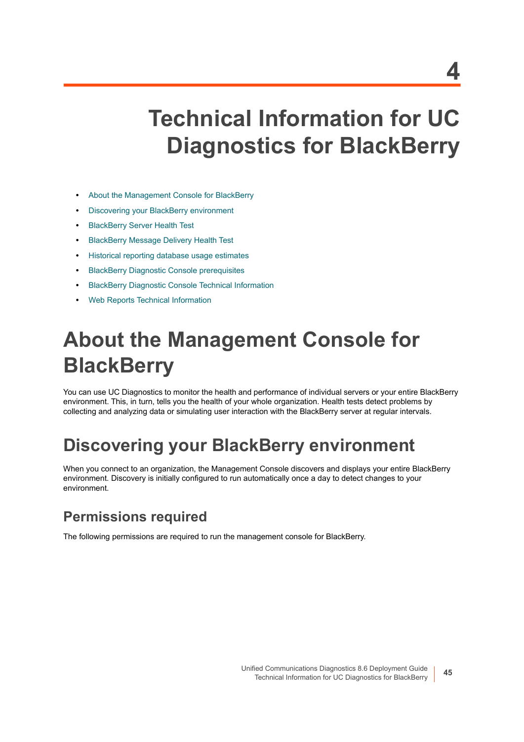# 4

# Technical Information for UC Diagnostics for BlackBerry

- About the Management Console for BlackBerry
- Discovering your BlackBerry environment
- BlackBerry Server Health Test
- BlackBerry Message Delivery Health Test
- Historical reporting database usage estimates
- BlackBerry Diagnostic Console prerequisites
- BlackBerry Diagnostic Console Technical Information
- Web Reports Technical Information

# About the Management Console for BlackBerry

You can use UC Diagnostics to monitor the health and performance of individual servers or your entire BlackBerry environment. This, in turn, tells you the health of your whole organization. Health tests detect problems by collecting and analyzing data or simulating user interaction with the BlackBerry server at regular intervals.

## Discovering your BlackBerry environment

When you connect to an organization, the Management Console discovers and displays your entire BlackBerry environment. Discovery is initially configured to run automatically once a day to detect changes to your environment.

### Permissions required

The following permissions are required to run the management console for BlackBerry.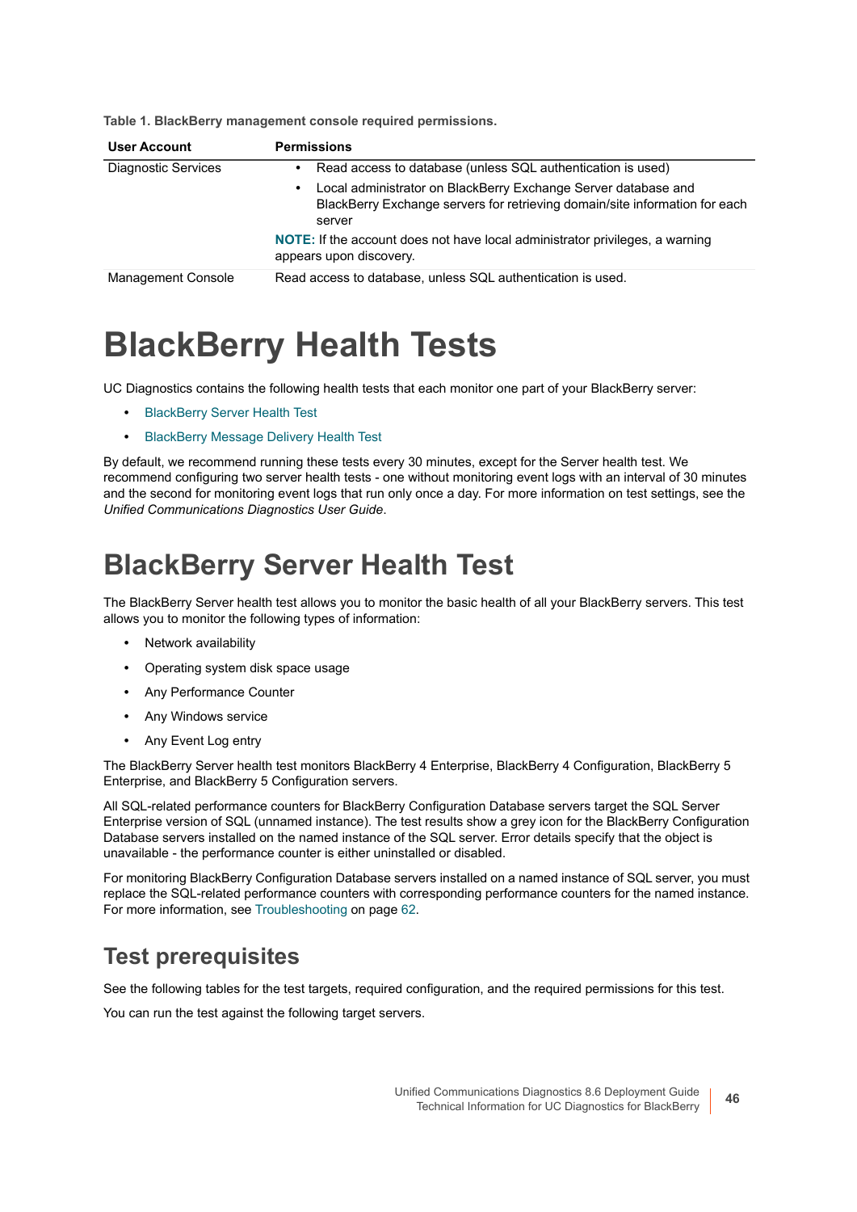**Table 1. BlackBerry management console required permissions.**

| User Account | Permissions |
|---|---|
| Diagnostic Services | • Read access to database (unless SQL authentication is used)<br>• Local administrator on BlackBerry Exchange Server database and BlackBerry Exchange servers for retrieving domain/site information for each server<br>**NOTE:** If the account does not have local administrator privileges, a warning appears upon discovery. |
| Management Console | Read access to database, unless SQL authentication is used. |

# BlackBerry Health Tests

UC Diagnostics contains the following health tests that each monitor one part of your BlackBerry server:

- BlackBerry Server Health Test
- BlackBerry Message Delivery Health Test

By default, we recommend running these tests every 30 minutes, except for the Server health test. We recommend configuring two server health tests - one without monitoring event logs with an interval of 30 minutes and the second for monitoring event logs that run only once a day. For more information on test settings, see the *Unified Communications Diagnostics User Guide*.

# BlackBerry Server Health Test

The BlackBerry Server health test allows you to monitor the basic health of all your BlackBerry servers. This test allows you to monitor the following types of information:

- Network availability
- Operating system disk space usage
- Any Performance Counter
- Any Windows service
- Any Event Log entry

The BlackBerry Server health test monitors BlackBerry 4 Enterprise, BlackBerry 4 Configuration, BlackBerry 5 Enterprise, and BlackBerry 5 Configuration servers.

All SQL-related performance counters for BlackBerry Configuration Database servers target the SQL Server Enterprise version of SQL (unnamed instance). The test results show a grey icon for the BlackBerry Configuration Database servers installed on the named instance of the SQL server. Error details specify that the object is unavailable - the performance counter is either uninstalled or disabled.

For monitoring BlackBerry Configuration Database servers installed on a named instance of SQL server, you must replace the SQL-related performance counters with corresponding performance counters for the named instance. For more information, see Troubleshooting on page 62.

## Test prerequisites

See the following tables for the test targets, required configuration, and the required permissions for this test.

You can run the test against the following target servers.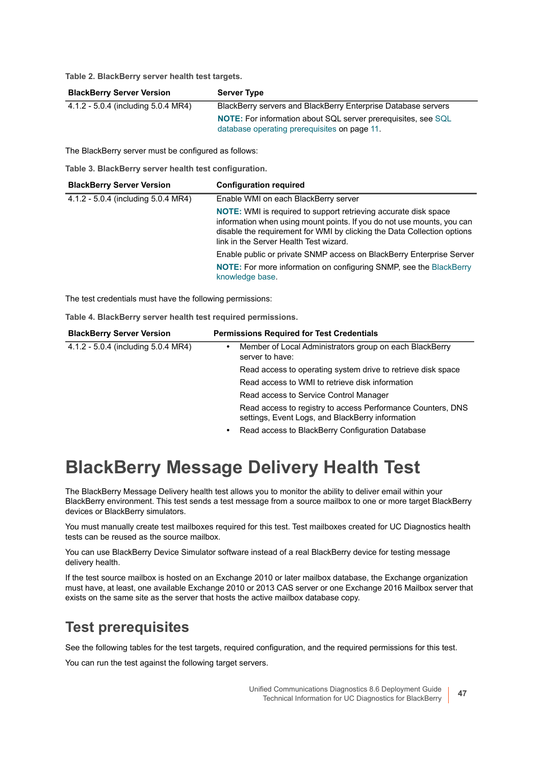**Table 2. BlackBerry server health test targets.**

| BlackBerry Server Version | Server Type |
| --- | --- |
| 4.1.2 - 5.0.4 (including 5.0.4 MR4) | BlackBerry servers and BlackBerry Enterprise Database servers<br>**NOTE:** For information about SQL server prerequisites, see SQL database operating prerequisites on page 11. |

The BlackBerry server must be configured as follows:

**Table 3. BlackBerry server health test configuration.**

| BlackBerry Server Version | Configuration required |
| --- | --- |
| 4.1.2 - 5.0.4 (including 5.0.4 MR4) | Enable WMI on each BlackBerry server<br>**NOTE:** WMI is required to support retrieving accurate disk space information when using mount points. If you do not use mounts, you can disable the requirement for WMI by clicking the Data Collection options link in the Server Health Test wizard.<br>Enable public or private SNMP access on BlackBerry Enterprise Server<br>**NOTE:** For more information on configuring SNMP, see the BlackBerry knowledge base. |

The test credentials must have the following permissions:

**Table 4. BlackBerry server health test required permissions.**

| BlackBerry Server Version | Permissions Required for Test Credentials |
| --- | --- |
| 4.1.2 - 5.0.4 (including 5.0.4 MR4) | • Member of Local Administrators group on each BlackBerry server to have:<br>Read access to operating system drive to retrieve disk space<br>Read access to WMI to retrieve disk information<br>Read access to Service Control Manager<br>Read access to registry to access Performance Counters, DNS settings, Event Logs, and BlackBerry information<br>• Read access to BlackBerry Configuration Database |

# BlackBerry Message Delivery Health Test

The BlackBerry Message Delivery health test allows you to monitor the ability to deliver email within your BlackBerry environment. This test sends a test message from a source mailbox to one or more target BlackBerry devices or BlackBerry simulators.

You must manually create test mailboxes required for this test. Test mailboxes created for UC Diagnostics health tests can be reused as the source mailbox.

You can use BlackBerry Device Simulator software instead of a real BlackBerry device for testing message delivery health.

If the test source mailbox is hosted on an Exchange 2010 or later mailbox database, the Exchange organization must have, at least, one available Exchange 2010 or 2013 CAS server or one Exchange 2016 Mailbox server that exists on the same site as the server that hosts the active mailbox database copy.

## Test prerequisites

See the following tables for the test targets, required configuration, and the required permissions for this test.

You can run the test against the following target servers.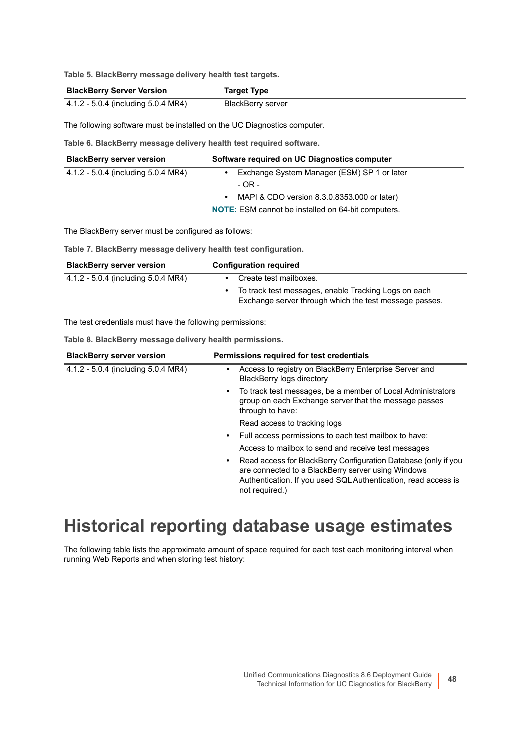**Table 5. BlackBerry message delivery health test targets.**

| BlackBerry Server Version | Target Type |
| --- | --- |
| 4.1.2 - 5.0.4 (including 5.0.4 MR4) | BlackBerry server |

The following software must be installed on the UC Diagnostics computer.

**Table 6. BlackBerry message delivery health test required software.**

| BlackBerry server version | Software required on UC Diagnostics computer |
| --- | --- |
| 4.1.2 - 5.0.4 (including 5.0.4 MR4) | • Exchange System Manager (ESM) SP 1 or later<br>- OR -<br>• MAPI & CDO version 8.3.0.8353.000 or later)<br>**NOTE:** ESM cannot be installed on 64-bit computers. |

The BlackBerry server must be configured as follows:

**Table 7. BlackBerry message delivery health test configuration.**

| BlackBerry server version | Configuration required |
| --- | --- |
| 4.1.2 - 5.0.4 (including 5.0.4 MR4) | • Create test mailboxes.<br>• To track test messages, enable Tracking Logs on each Exchange server through which the test message passes. |

The test credentials must have the following permissions:

**Table 8. BlackBerry message delivery health permissions.**

| BlackBerry server version | Permissions required for test credentials |
| --- | --- |
| 4.1.2 - 5.0.4 (including 5.0.4 MR4) | • Access to registry on BlackBerry Enterprise Server and BlackBerry logs directory<br>• To track test messages, be a member of Local Administrators group on each Exchange server that the message passes through to have:<br>Read access to tracking logs<br>• Full access permissions to each test mailbox to have:<br>Access to mailbox to send and receive test messages<br>• Read access for BlackBerry Configuration Database (only if you are connected to a BlackBerry server using Windows Authentication. If you used SQL Authentication, read access is not required.) |

# Historical reporting database usage estimates

The following table lists the approximate amount of space required for each test each monitoring interval when running Web Reports and when storing test history: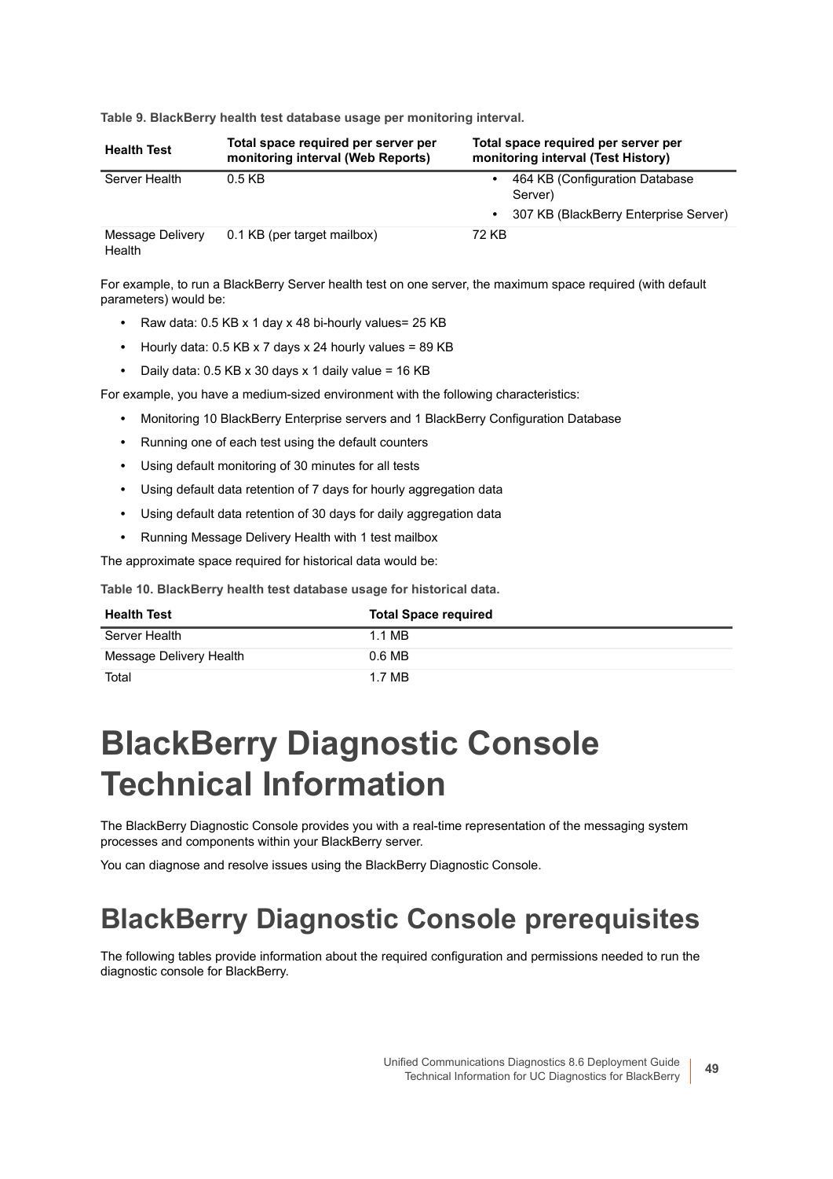**Table 9. BlackBerry health test database usage per monitoring interval.**

| Health Test | Total space required per server per monitoring interval (Web Reports) | Total space required per server per monitoring interval (Test History) |
|---|---|---|
| Server Health | 0.5 KB | • 464 KB (Configuration Database Server)<br>• 307 KB (BlackBerry Enterprise Server) |
| Message Delivery Health | 0.1 KB (per target mailbox) | 72 KB |

For example, to run a BlackBerry Server health test on one server, the maximum space required (with default parameters) would be:

- Raw data: 0.5 KB x 1 day x 48 bi-hourly values= 25 KB
- Hourly data: 0.5 KB x 7 days x 24 hourly values = 89 KB
- Daily data: 0.5 KB x 30 days x 1 daily value = 16 KB

For example, you have a medium-sized environment with the following characteristics:

- Monitoring 10 BlackBerry Enterprise servers and 1 BlackBerry Configuration Database
- Running one of each test using the default counters
- Using default monitoring of 30 minutes for all tests
- Using default data retention of 7 days for hourly aggregation data
- Using default data retention of 30 days for daily aggregation data
- Running Message Delivery Health with 1 test mailbox

The approximate space required for historical data would be:

**Table 10. BlackBerry health test database usage for historical data.**

| Health Test | Total Space required |
|---|---|
| Server Health | 1.1 MB |
| Message Delivery Health | 0.6 MB |
| Total | 1.7 MB |

# BlackBerry Diagnostic Console Technical Information

The BlackBerry Diagnostic Console provides you with a real-time representation of the messaging system processes and components within your BlackBerry server.

You can diagnose and resolve issues using the BlackBerry Diagnostic Console.

## BlackBerry Diagnostic Console prerequisites

The following tables provide information about the required configuration and permissions needed to run the diagnostic console for BlackBerry.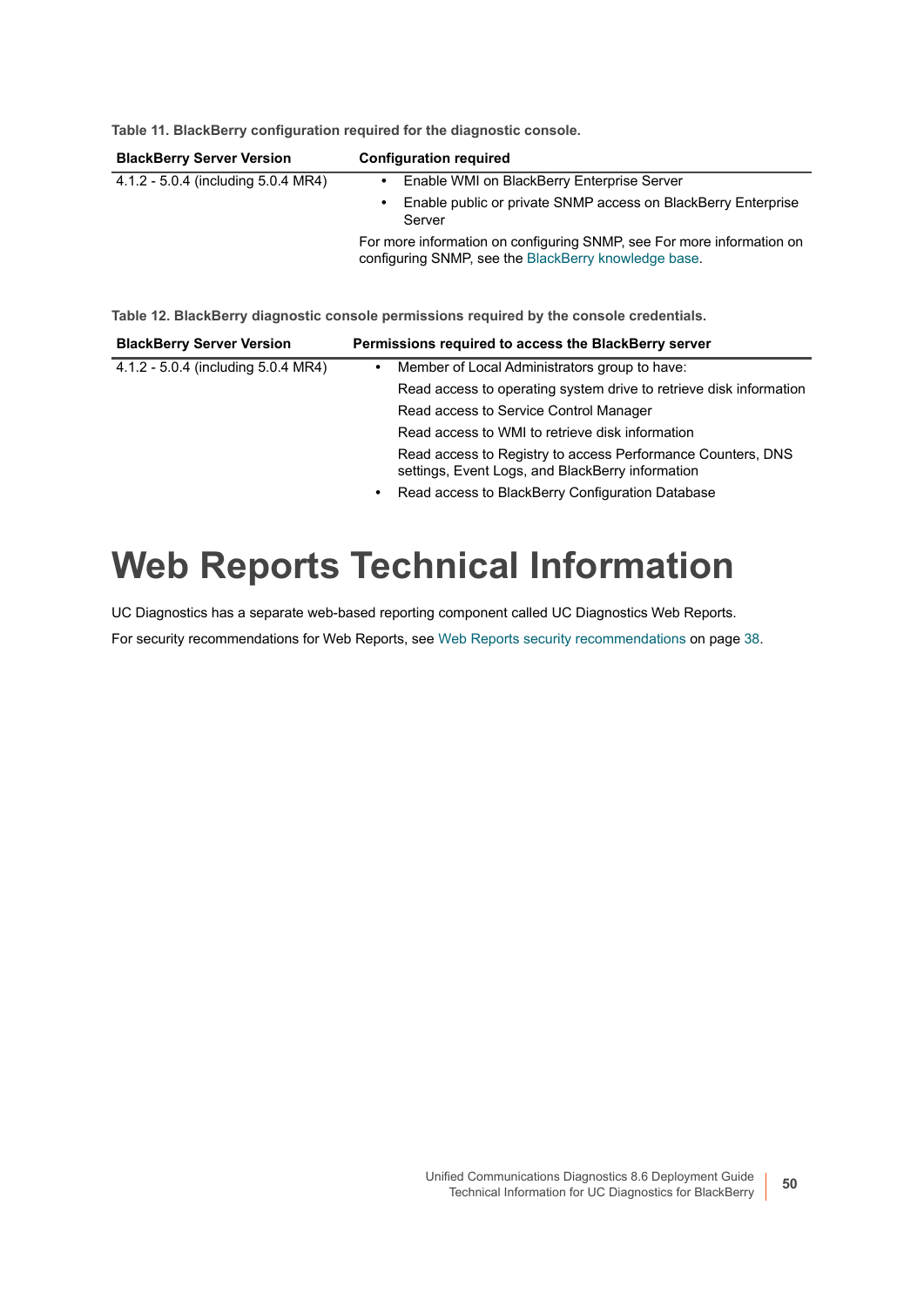Table 11. BlackBerry configuration required for the diagnostic console.

| BlackBerry Server Version | Configuration required |
|---|---|
| 4.1.2 - 5.0.4 (including 5.0.4 MR4) | • Enable WMI on BlackBerry Enterprise Server<br>• Enable public or private SNMP access on BlackBerry Enterprise Server<br>For more information on configuring SNMP, see For more information on configuring SNMP, see the BlackBerry knowledge base. |

Table 12. BlackBerry diagnostic console permissions required by the console credentials.

| BlackBerry Server Version | Permissions required to access the BlackBerry server |
|---|---|
| 4.1.2 - 5.0.4 (including 5.0.4 MR4) | • Member of Local Administrators group to have:<br>Read access to operating system drive to retrieve disk information<br>Read access to Service Control Manager<br>Read access to WMI to retrieve disk information<br>Read access to Registry to access Performance Counters, DNS settings, Event Logs, and BlackBerry information<br>• Read access to BlackBerry Configuration Database |

# Web Reports Technical Information

UC Diagnostics has a separate web-based reporting component called UC Diagnostics Web Reports.

For security recommendations for Web Reports, see Web Reports security recommendations on page 38.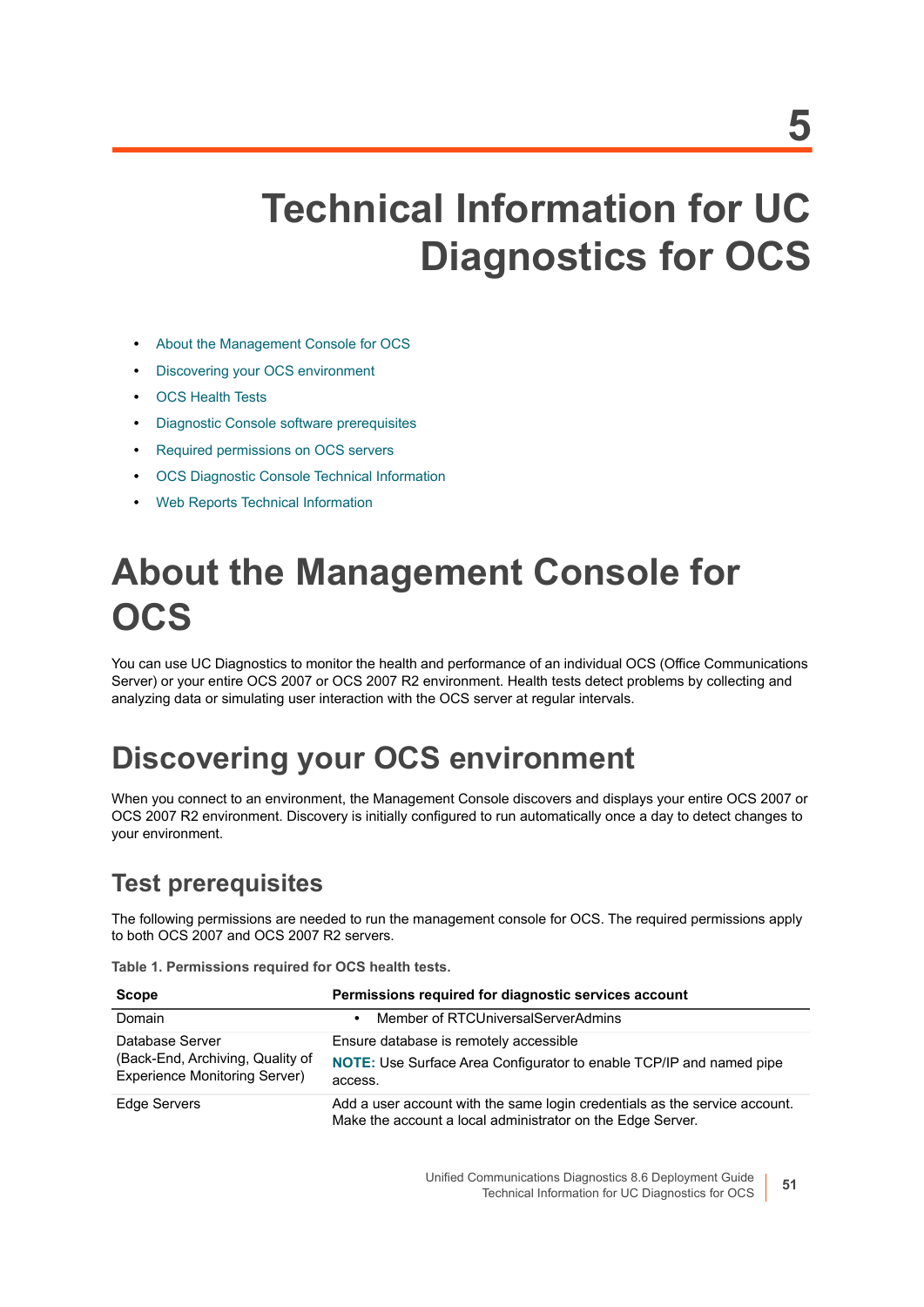5

# Technical Information for UC Diagnostics for OCS

- About the Management Console for OCS
- Discovering your OCS environment
- OCS Health Tests
- Diagnostic Console software prerequisites
- Required permissions on OCS servers
- OCS Diagnostic Console Technical Information
- Web Reports Technical Information

# About the Management Console for OCS

You can use UC Diagnostics to monitor the health and performance of an individual OCS (Office Communications Server) or your entire OCS 2007 or OCS 2007 R2 environment. Health tests detect problems by collecting and analyzing data or simulating user interaction with the OCS server at regular intervals.

# Discovering your OCS environment

When you connect to an environment, the Management Console discovers and displays your entire OCS 2007 or OCS 2007 R2 environment. Discovery is initially configured to run automatically once a day to detect changes to your environment.

## Test prerequisites

The following permissions are needed to run the management console for OCS. The required permissions apply to both OCS 2007 and OCS 2007 R2 servers.

**Table 1. Permissions required for OCS health tests.**

| Scope | Permissions required for diagnostic services account |
|---|---|
| Domain | • Member of RTCUniversalServerAdmins |
| Database Server (Back-End, Archiving, Quality of Experience Monitoring Server) | Ensure database is remotely accessible<br>**NOTE:** Use Surface Area Configurator to enable TCP/IP and named pipe access. |
| Edge Servers | Add a user account with the same login credentials as the service account. Make the account a local administrator on the Edge Server. |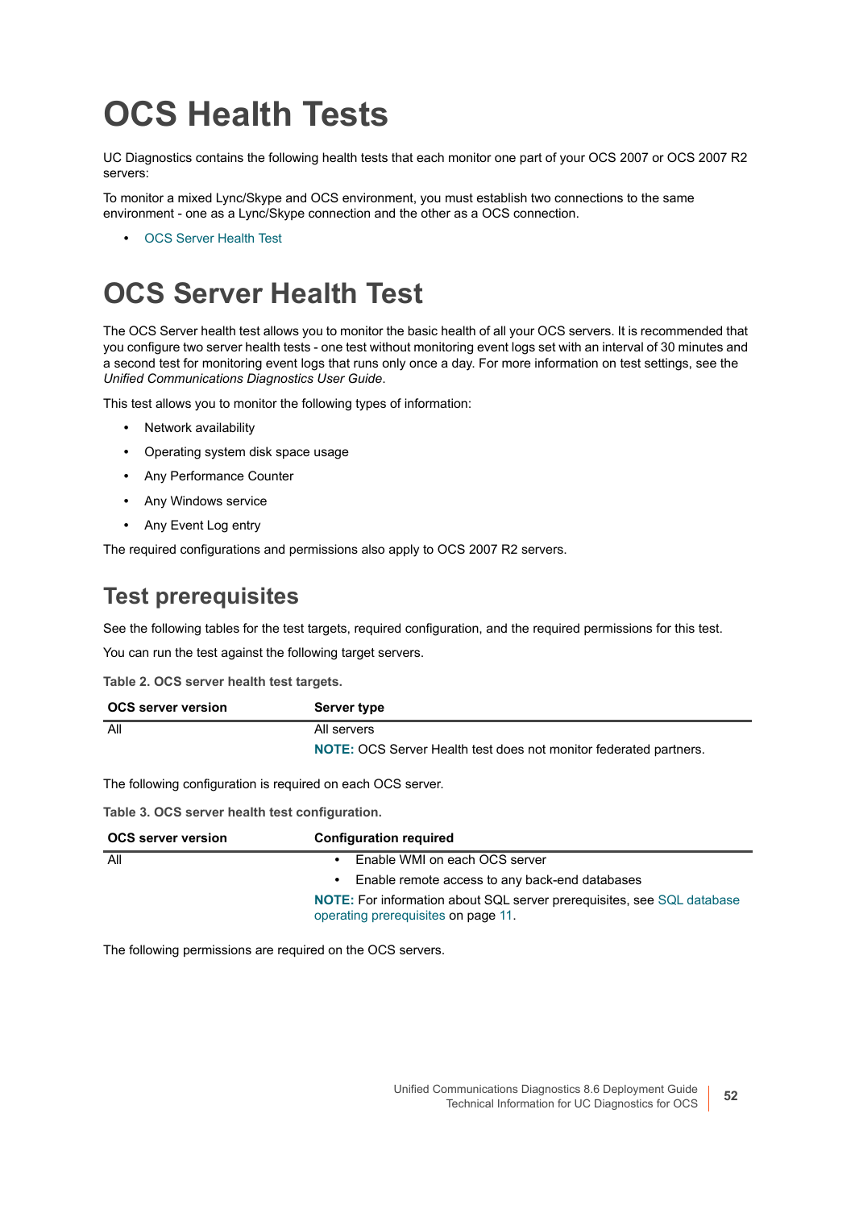# OCS Health Tests

UC Diagnostics contains the following health tests that each monitor one part of your OCS 2007 or OCS 2007 R2 servers:

To monitor a mixed Lync/Skype and OCS environment, you must establish two connections to the same environment - one as a Lync/Skype connection and the other as a OCS connection.

- OCS Server Health Test

# OCS Server Health Test

The OCS Server health test allows you to monitor the basic health of all your OCS servers. It is recommended that you configure two server health tests - one test without monitoring event logs set with an interval of 30 minutes and a second test for monitoring event logs that runs only once a day. For more information on test settings, see the *Unified Communications Diagnostics User Guide*.

This test allows you to monitor the following types of information:

- Network availability
- Operating system disk space usage
- Any Performance Counter
- Any Windows service
- Any Event Log entry

The required configurations and permissions also apply to OCS 2007 R2 servers.

## Test prerequisites

See the following tables for the test targets, required configuration, and the required permissions for this test.

You can run the test against the following target servers.

**Table 2. OCS server health test targets.**

| OCS server version | Server type |
|---|---|
| All | All servers<br>**NOTE:** OCS Server Health test does not monitor federated partners. |

The following configuration is required on each OCS server.

**Table 3. OCS server health test configuration.**

| OCS server version | Configuration required |
|---|---|
| All | • Enable WMI on each OCS server<br>• Enable remote access to any back-end databases<br>**NOTE:** For information about SQL server prerequisites, see SQL database operating prerequisites on page 11. |

The following permissions are required on the OCS servers.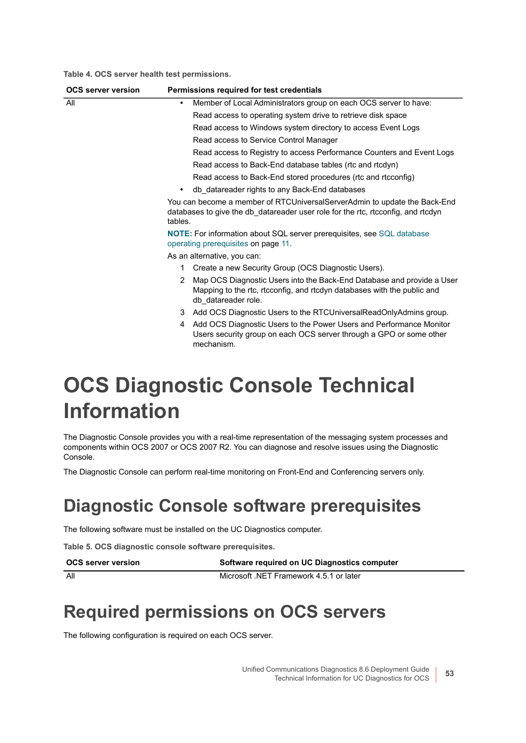**Table 4. OCS server health test permissions.**

| OCS server version | Permissions required for test credentials |
| --- | --- |
| All | • Member of Local Administrators group on each OCS server to have:<br>Read access to operating system drive to retrieve disk space<br>Read access to Windows system directory to access Event Logs<br>Read access to Service Control Manager<br>Read access to Registry to access Performance Counters and Event Logs<br>Read access to Back-End database tables (rtc and rtcdyn)<br>Read access to Back-End stored procedures (rtc and rtcconfig)<br>• db_datareader rights to any Back-End databases<br><br>You can become a member of RTCUniversalServerAdmin to update the Back-End databases to give the db_datareader user role for the rtc, rtcconfig, and rtcdyn tables.<br><br>**NOTE:** For information about SQL server prerequisites, see SQL database operating prerequisites on page 11.<br><br>As an alternative, you can:<br>1 Create a new Security Group (OCS Diagnostic Users).<br>2 Map OCS Diagnostic Users into the Back-End Database and provide a User Mapping to the rtc, rtcconfig, and rtcdyn databases with the public and db_datareader role.<br>3 Add OCS Diagnostic Users to the RTCUniversalReadOnlyAdmins group.<br>4 Add OCS Diagnostic Users to the Power Users and Performance Monitor Users security group on each OCS server through a GPO or some other mechanism. |

# OCS Diagnostic Console Technical Information

The Diagnostic Console provides you with a real-time representation of the messaging system processes and components within OCS 2007 or OCS 2007 R2. You can diagnose and resolve issues using the Diagnostic Console.

The Diagnostic Console can perform real-time monitoring on Front-End and Conferencing servers only.

## Diagnostic Console software prerequisites

The following software must be installed on the UC Diagnostics computer.

**Table 5. OCS diagnostic console software prerequisites.**

| OCS server version | Software required on UC Diagnostics computer |
| --- | --- |
| All | Microsoft .NET Framework 4.5.1 or later |

## Required permissions on OCS servers

The following configuration is required on each OCS server.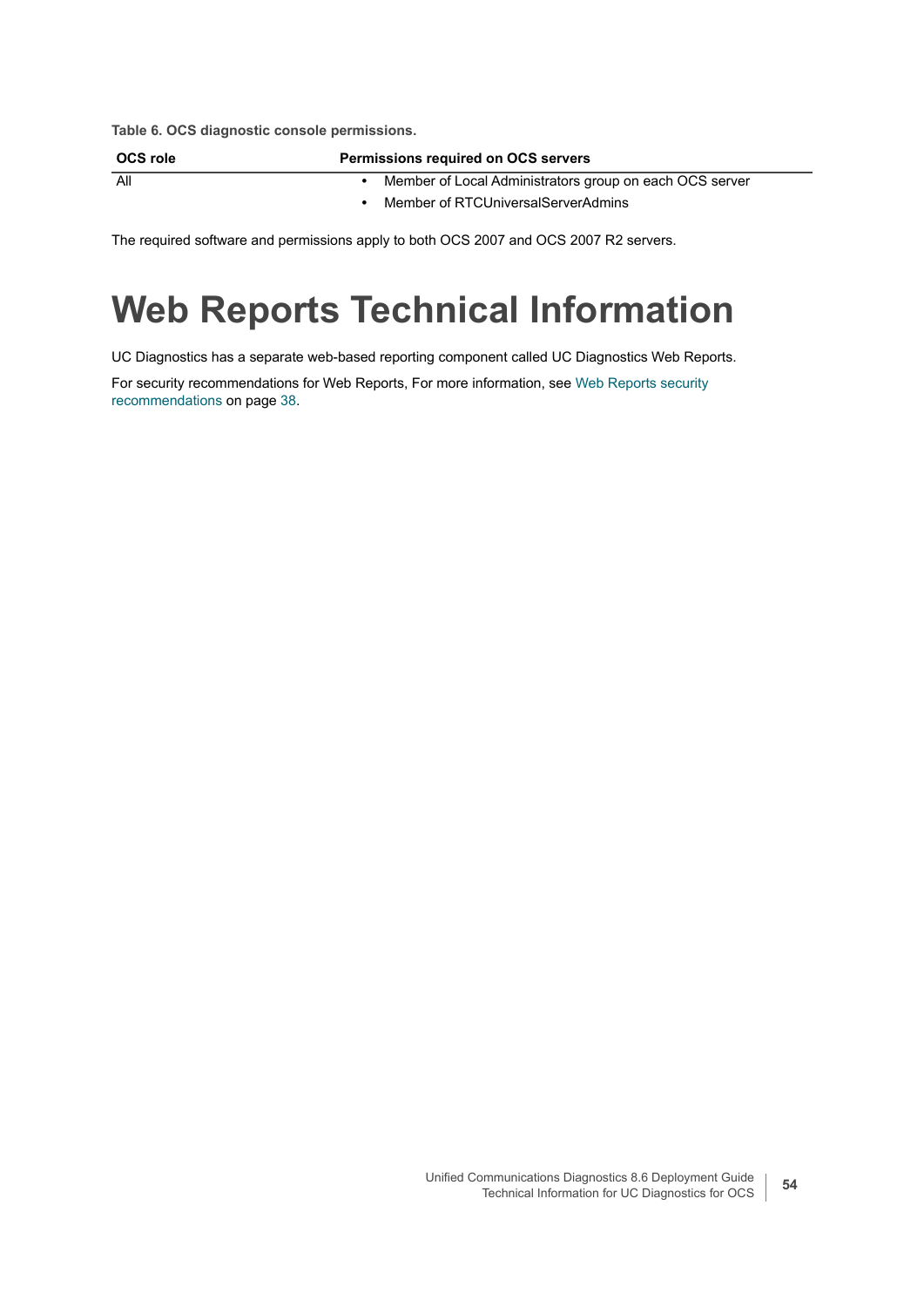**Table 6. OCS diagnostic console permissions.**

| OCS role | Permissions required on OCS servers |
|---|---|
| All | • Member of Local Administrators group on each OCS server<br>• Member of RTCUniversalServerAdmins |

The required software and permissions apply to both OCS 2007 and OCS 2007 R2 servers.

# Web Reports Technical Information

UC Diagnostics has a separate web-based reporting component called UC Diagnostics Web Reports.

For security recommendations for Web Reports, For more information, see Web Reports security recommendations on page 38.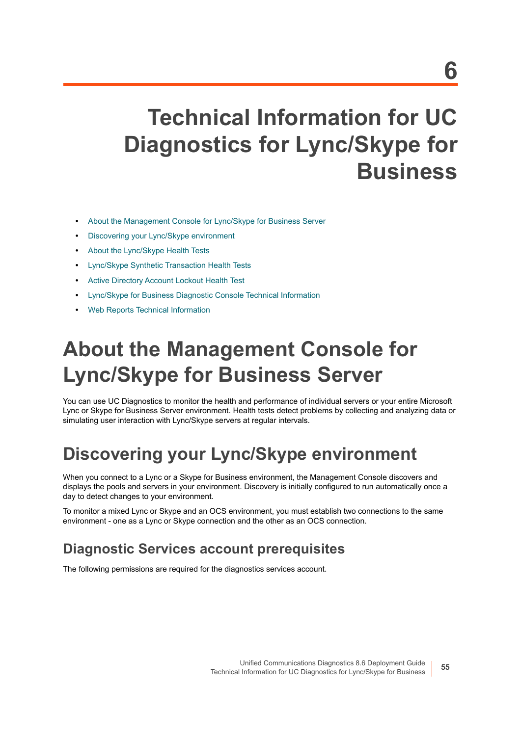# 6

# Technical Information for UC Diagnostics for Lync/Skype for Business

- About the Management Console for Lync/Skype for Business Server
- Discovering your Lync/Skype environment
- About the Lync/Skype Health Tests
- Lync/Skype Synthetic Transaction Health Tests
- Active Directory Account Lockout Health Test
- Lync/Skype for Business Diagnostic Console Technical Information
- Web Reports Technical Information

# About the Management Console for Lync/Skype for Business Server

You can use UC Diagnostics to monitor the health and performance of individual servers or your entire Microsoft Lync or Skype for Business Server environment. Health tests detect problems by collecting and analyzing data or simulating user interaction with Lync/Skype servers at regular intervals.

# Discovering your Lync/Skype environment

When you connect to a Lync or a Skype for Business environment, the Management Console discovers and displays the pools and servers in your environment. Discovery is initially configured to run automatically once a day to detect changes to your environment.

To monitor a mixed Lync or Skype and an OCS environment, you must establish two connections to the same environment - one as a Lync or Skype connection and the other as an OCS connection.

## Diagnostic Services account prerequisites

The following permissions are required for the diagnostics services account.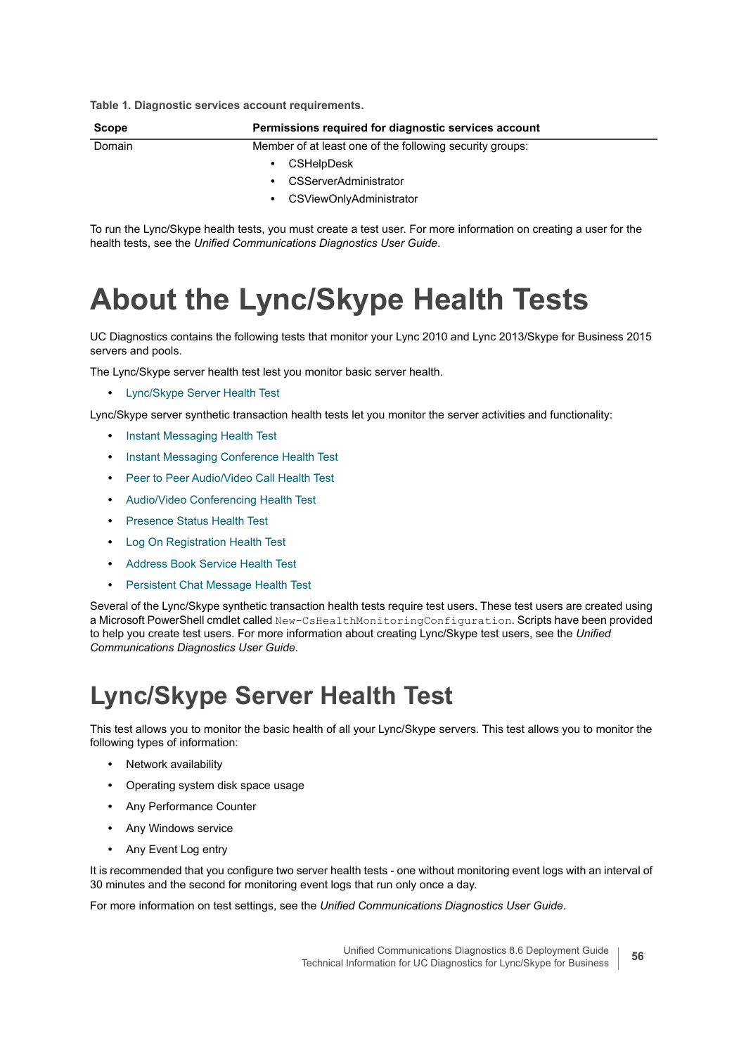**Table 1. Diagnostic services account requirements.**

| Scope | Permissions required for diagnostic services account |
|---|---|
| Domain | Member of at least one of the following security groups:<br>• CSHelpDesk<br>• CSServerAdministrator<br>• CSViewOnlyAdministrator |

To run the Lync/Skype health tests, you must create a test user. For more information on creating a user for the health tests, see the *Unified Communications Diagnostics User Guide*.

# About the Lync/Skype Health Tests

UC Diagnostics contains the following tests that monitor your Lync 2010 and Lync 2013/Skype for Business 2015 servers and pools.

The Lync/Skype server health test lest you monitor basic server health.

- Lync/Skype Server Health Test

Lync/Skype server synthetic transaction health tests let you monitor the server activities and functionality:

- Instant Messaging Health Test
- Instant Messaging Conference Health Test
- Peer to Peer Audio/Video Call Health Test
- Audio/Video Conferencing Health Test
- Presence Status Health Test
- Log On Registration Health Test
- Address Book Service Health Test
- Persistent Chat Message Health Test

Several of the Lync/Skype synthetic transaction health tests require test users. These test users are created using a Microsoft PowerShell cmdlet called `New-CsHealthMonitoringConfiguration`. Scripts have been provided to help you create test users. For more information about creating Lync/Skype test users, see the *Unified Communications Diagnostics User Guide.*

## Lync/Skype Server Health Test

This test allows you to monitor the basic health of all your Lync/Skype servers. This test allows you to monitor the following types of information:

- Network availability
- Operating system disk space usage
- Any Performance Counter
- Any Windows service
- Any Event Log entry

It is recommended that you configure two server health tests - one without monitoring event logs with an interval of 30 minutes and the second for monitoring event logs that run only once a day.

For more information on test settings, see the *Unified Communications Diagnostics User Guide*.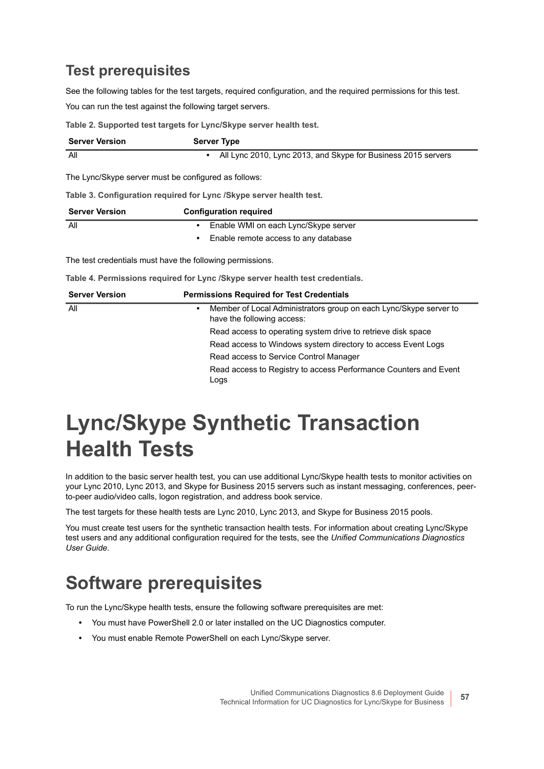## Test prerequisites

See the following tables for the test targets, required configuration, and the required permissions for this test.

You can run the test against the following target servers.

**Table 2. Supported test targets for Lync/Skype server health test.**

| Server Version | Server Type |
| --- | --- |
| All | • All Lync 2010, Lync 2013, and Skype for Business 2015 servers |

The Lync/Skype server must be configured as follows:

**Table 3. Configuration required for Lync /Skype server health test.**

| Server Version | Configuration required |
| --- | --- |
| All | • Enable WMI on each Lync/Skype server<br>• Enable remote access to any database |

The test credentials must have the following permissions.

**Table 4. Permissions required for Lync /Skype server health test credentials.**

| Server Version | Permissions Required for Test Credentials |
| --- | --- |
| All | • Member of Local Administrators group on each Lync/Skype server to have the following access:<br>Read access to operating system drive to retrieve disk space<br>Read access to Windows system directory to access Event Logs<br>Read access to Service Control Manager<br>Read access to Registry to access Performance Counters and Event Logs |

# Lync/Skype Synthetic Transaction Health Tests

In addition to the basic server health test, you can use additional Lync/Skype health tests to monitor activities on your Lync 2010, Lync 2013, and Skype for Business 2015 servers such as instant messaging, conferences, peer-to-peer audio/video calls, logon registration, and address book service.

The test targets for these health tests are Lync 2010, Lync 2013, and Skype for Business 2015 pools.

You must create test users for the synthetic transaction health tests. For information about creating Lync/Skype test users and any additional configuration required for the tests, see the *Unified Communications Diagnostics User Guide*.

# Software prerequisites

To run the Lync/Skype health tests, ensure the following software prerequisites are met:

- You must have PowerShell 2.0 or later installed on the UC Diagnostics computer.
- You must enable Remote PowerShell on each Lync/Skype server.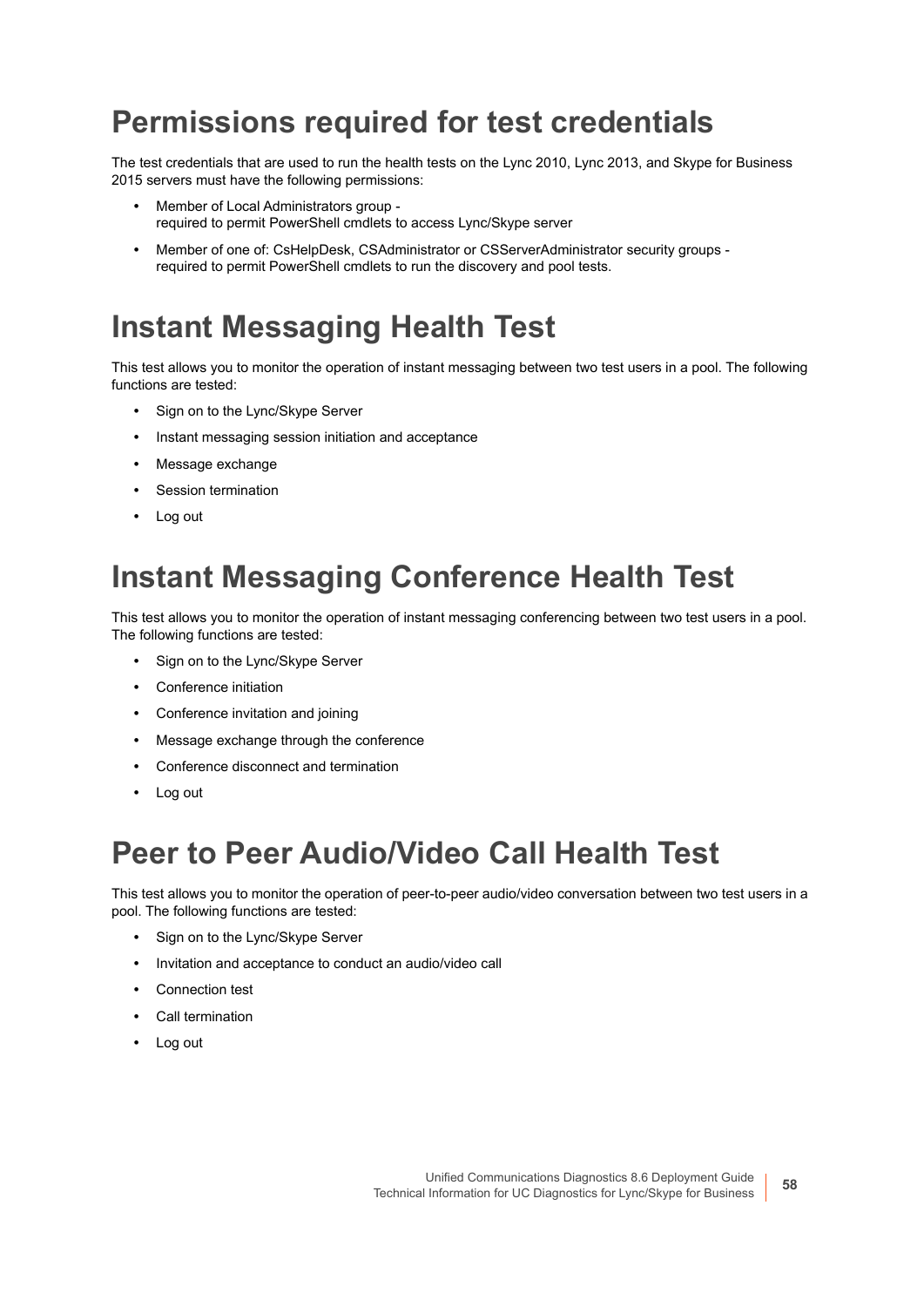# Permissions required for test credentials

The test credentials that are used to run the health tests on the Lync 2010, Lync 2013, and Skype for Business 2015 servers must have the following permissions:

- Member of Local Administrators group - required to permit PowerShell cmdlets to access Lync/Skype server
- Member of one of: CsHelpDesk, CSAdministrator or CSServerAdministrator security groups - required to permit PowerShell cmdlets to run the discovery and pool tests.

# Instant Messaging Health Test

This test allows you to monitor the operation of instant messaging between two test users in a pool. The following functions are tested:

- Sign on to the Lync/Skype Server
- Instant messaging session initiation and acceptance
- Message exchange
- Session termination
- Log out

# Instant Messaging Conference Health Test

This test allows you to monitor the operation of instant messaging conferencing between two test users in a pool. The following functions are tested:

- Sign on to the Lync/Skype Server
- Conference initiation
- Conference invitation and joining
- Message exchange through the conference
- Conference disconnect and termination
- Log out

# Peer to Peer Audio/Video Call Health Test

This test allows you to monitor the operation of peer-to-peer audio/video conversation between two test users in a pool. The following functions are tested:

- Sign on to the Lync/Skype Server
- Invitation and acceptance to conduct an audio/video call
- Connection test
- Call termination
- Log out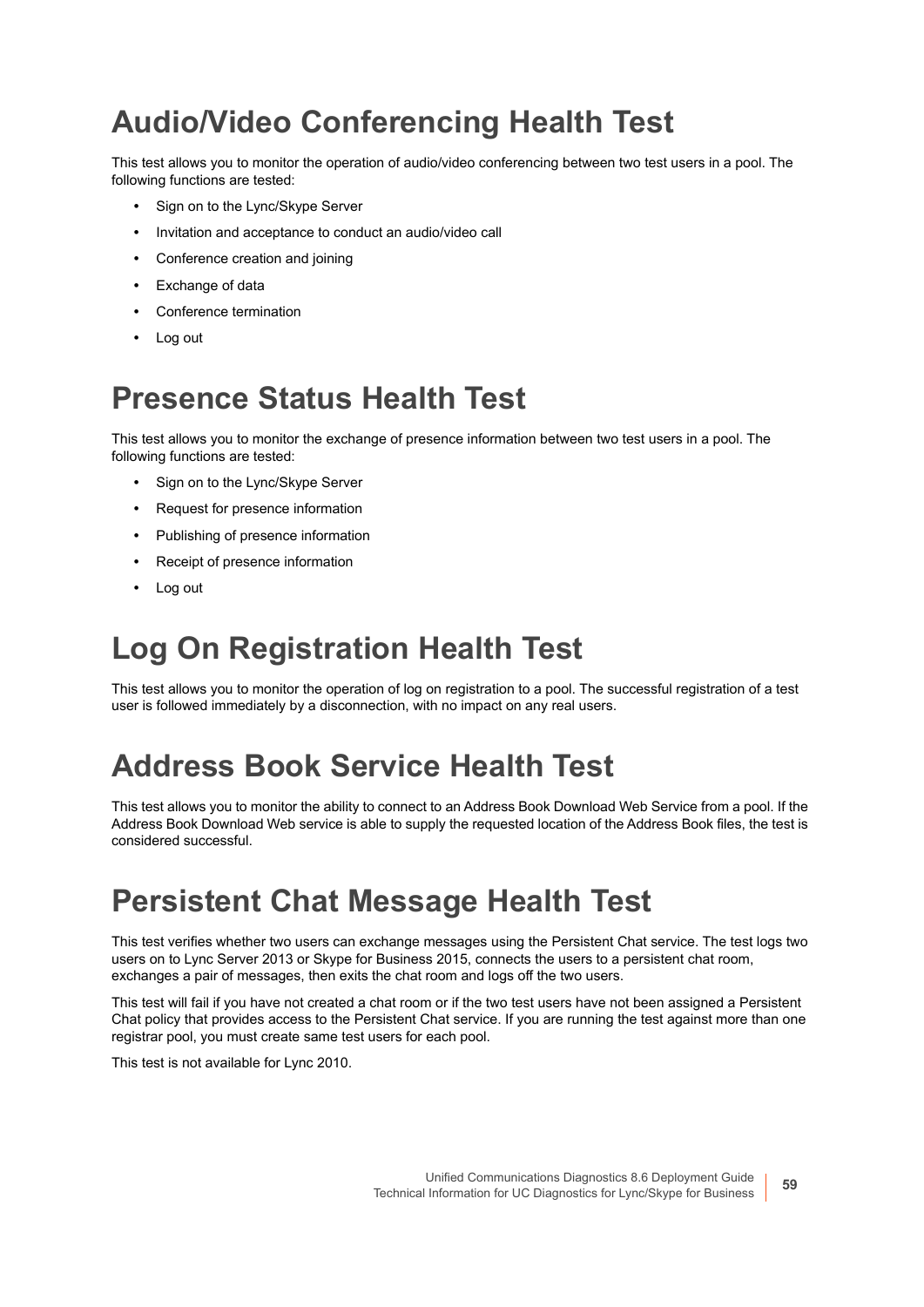# Audio/Video Conferencing Health Test

This test allows you to monitor the operation of audio/video conferencing between two test users in a pool. The following functions are tested:

- Sign on to the Lync/Skype Server
- Invitation and acceptance to conduct an audio/video call
- Conference creation and joining
- Exchange of data
- Conference termination
- Log out

# Presence Status Health Test

This test allows you to monitor the exchange of presence information between two test users in a pool. The following functions are tested:

- Sign on to the Lync/Skype Server
- Request for presence information
- Publishing of presence information
- Receipt of presence information
- Log out

# Log On Registration Health Test

This test allows you to monitor the operation of log on registration to a pool. The successful registration of a test user is followed immediately by a disconnection, with no impact on any real users.

# Address Book Service Health Test

This test allows you to monitor the ability to connect to an Address Book Download Web Service from a pool. If the Address Book Download Web service is able to supply the requested location of the Address Book files, the test is considered successful.

# Persistent Chat Message Health Test

This test verifies whether two users can exchange messages using the Persistent Chat service. The test logs two users on to Lync Server 2013 or Skype for Business 2015, connects the users to a persistent chat room, exchanges a pair of messages, then exits the chat room and logs off the two users.

This test will fail if you have not created a chat room or if the two test users have not been assigned a Persistent Chat policy that provides access to the Persistent Chat service. If you are running the test against more than one registrar pool, you must create same test users for each pool.

This test is not available for Lync 2010.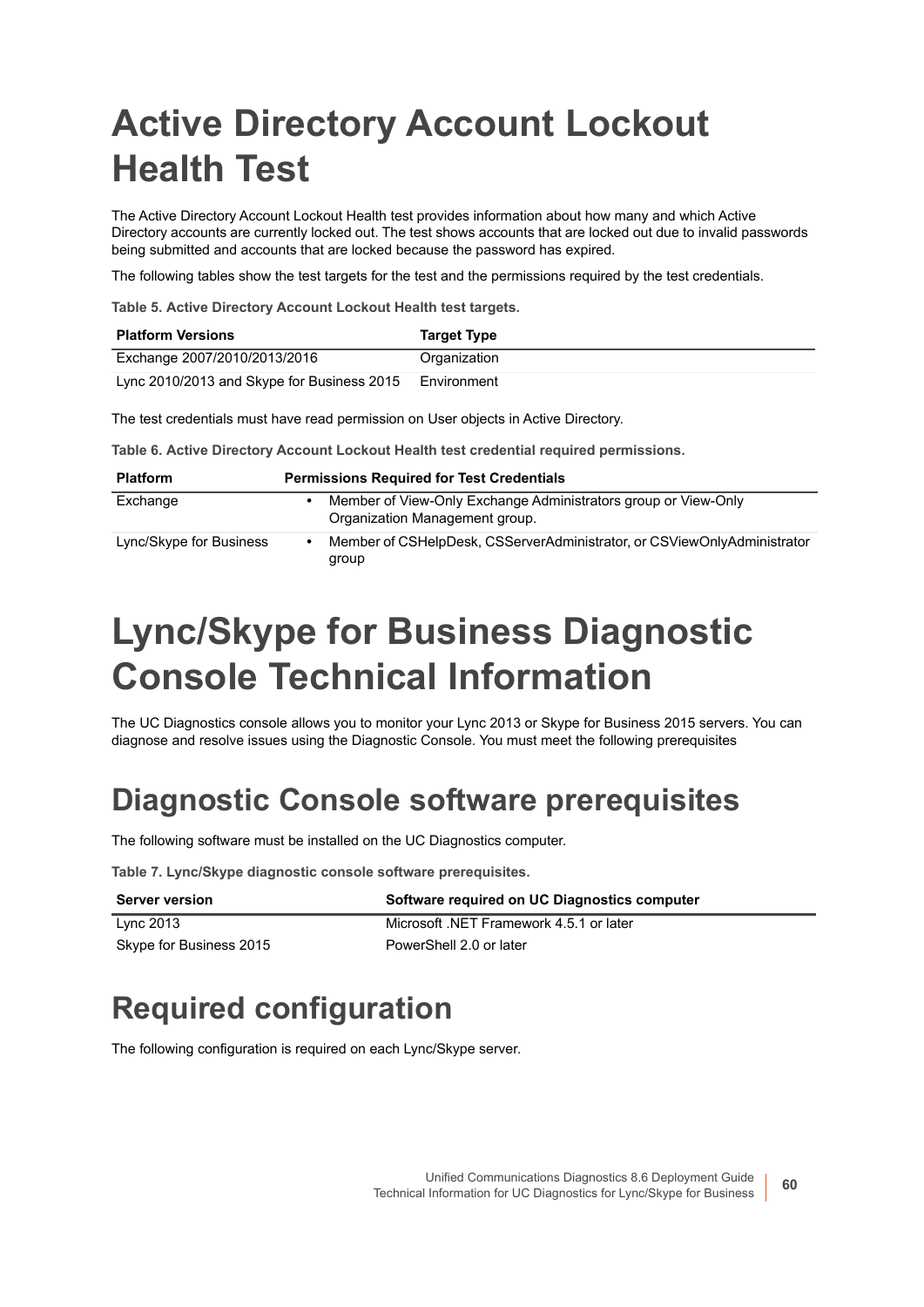# Active Directory Account Lockout Health Test

The Active Directory Account Lockout Health test provides information about how many and which Active Directory accounts are currently locked out. The test shows accounts that are locked out due to invalid passwords being submitted and accounts that are locked because the password has expired.

The following tables show the test targets for the test and the permissions required by the test credentials.

**Table 5. Active Directory Account Lockout Health test targets.**

| Platform Versions | Target Type |
|---|---|
| Exchange 2007/2010/2013/2016 | Organization |
| Lync 2010/2013 and Skype for Business 2015 | Environment |

The test credentials must have read permission on User objects in Active Directory.

**Table 6. Active Directory Account Lockout Health test credential required permissions.**

| Platform | Permissions Required for Test Credentials |
|---|---|
| Exchange | • Member of View-Only Exchange Administrators group or View-Only Organization Management group. |
| Lync/Skype for Business | • Member of CSHelpDesk, CSServerAdministrator, or CSViewOnlyAdministrator group |

# Lync/Skype for Business Diagnostic Console Technical Information

The UC Diagnostics console allows you to monitor your Lync 2013 or Skype for Business 2015 servers. You can diagnose and resolve issues using the Diagnostic Console. You must meet the following prerequisites

## Diagnostic Console software prerequisites

The following software must be installed on the UC Diagnostics computer.

**Table 7. Lync/Skype diagnostic console software prerequisites.**

| Server version | Software required on UC Diagnostics computer |
|---|---|
| Lync 2013 | Microsoft .NET Framework 4.5.1 or later |
| Skype for Business 2015 | PowerShell 2.0 or later |

## Required configuration

The following configuration is required on each Lync/Skype server.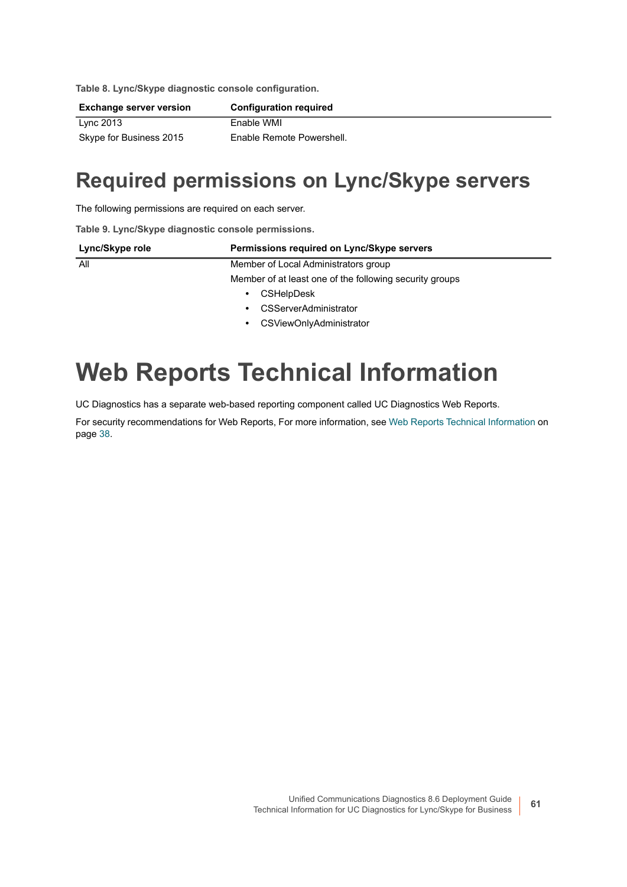**Table 8. Lync/Skype diagnostic console configuration.**

| Exchange server version | Configuration required |
| --- | --- |
| Lync 2013 | Enable WMI |
| Skype for Business 2015 | Enable Remote Powershell. |

## Required permissions on Lync/Skype servers

The following permissions are required on each server.

**Table 9. Lync/Skype diagnostic console permissions.**

| Lync/Skype role | Permissions required on Lync/Skype servers |
| --- | --- |
| All | Member of Local Administrators group |
| | Member of at least one of the following security groups<br>• CSHelpDesk<br>• CSServerAdministrator<br>• CSViewOnlyAdministrator |

# Web Reports Technical Information

UC Diagnostics has a separate web-based reporting component called UC Diagnostics Web Reports.

For security recommendations for Web Reports, For more information, see Web Reports Technical Information on page 38.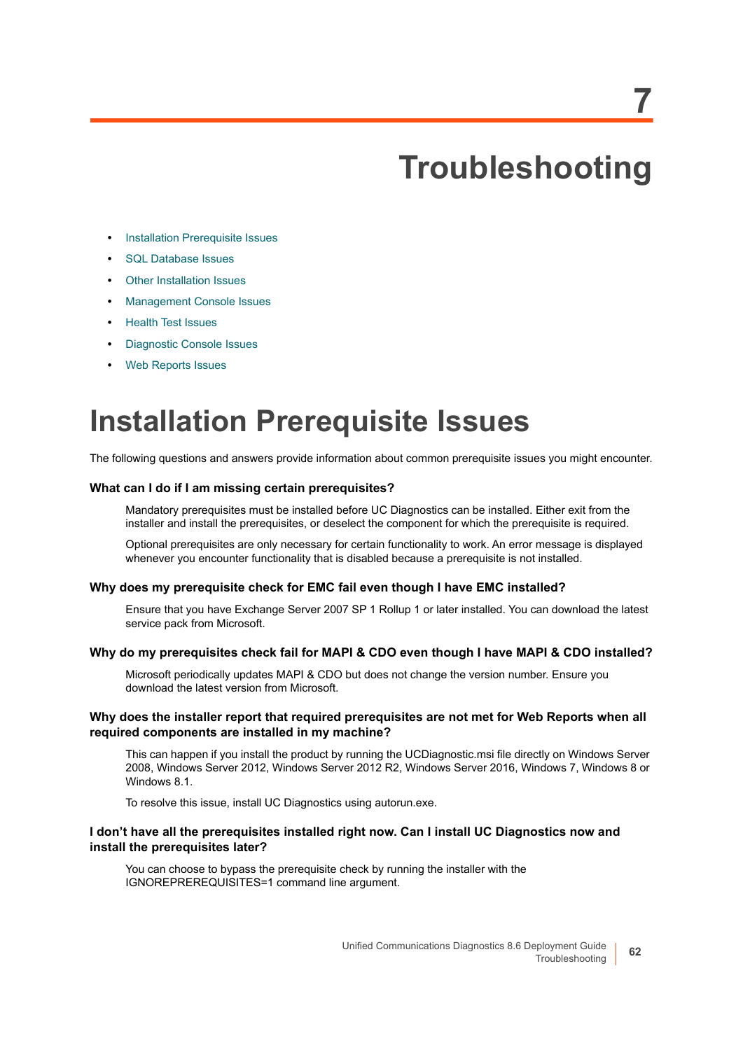# 7 Troubleshooting

- Installation Prerequisite Issues
- SQL Database Issues
- Other Installation Issues
- Management Console Issues
- Health Test Issues
- Diagnostic Console Issues
- Web Reports Issues

## Installation Prerequisite Issues

The following questions and answers provide information about common prerequisite issues you might encounter.

#### What can I do if I am missing certain prerequisites?

Mandatory prerequisites must be installed before UC Diagnostics can be installed. Either exit from the installer and install the prerequisites, or deselect the component for which the prerequisite is required.

Optional prerequisites are only necessary for certain functionality to work. An error message is displayed whenever you encounter functionality that is disabled because a prerequisite is not installed.

#### Why does my prerequisite check for EMC fail even though I have EMC installed?

Ensure that you have Exchange Server 2007 SP 1 Rollup 1 or later installed. You can download the latest service pack from Microsoft.

#### Why do my prerequisites check fail for MAPI & CDO even though I have MAPI & CDO installed?

Microsoft periodically updates MAPI & CDO but does not change the version number. Ensure you download the latest version from Microsoft.

#### Why does the installer report that required prerequisites are not met for Web Reports when all required components are installed in my machine?

This can happen if you install the product by running the UCDiagnostic.msi file directly on Windows Server 2008, Windows Server 2012, Windows Server 2012 R2, Windows Server 2016, Windows 7, Windows 8 or Windows 8.1.

To resolve this issue, install UC Diagnostics using autorun.exe.

#### I don't have all the prerequisites installed right now. Can I install UC Diagnostics now and install the prerequisites later?

You can choose to bypass the prerequisite check by running the installer with the IGNOREPREREQUISITES=1 command line argument.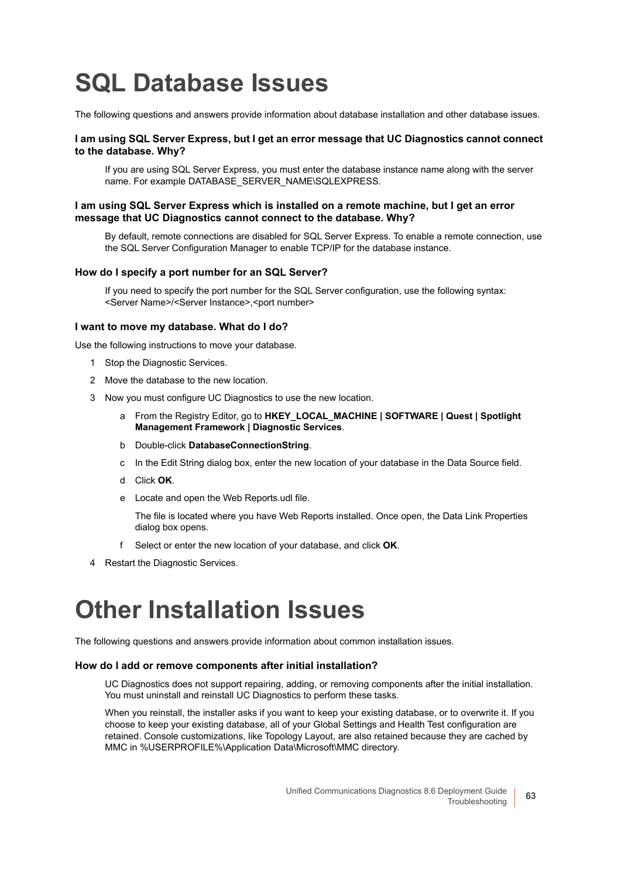# SQL Database Issues

The following questions and answers provide information about database installation and other database issues.

**I am using SQL Server Express, but I get an error message that UC Diagnostics cannot connect to the database. Why?**

If you are using SQL Server Express, you must enter the database instance name along with the server name. For example DATABASE_SERVER_NAME\SQLEXPRESS.

**I am using SQL Server Express which is installed on a remote machine, but I get an error message that UC Diagnostics cannot connect to the database. Why?**

By default, remote connections are disabled for SQL Server Express. To enable a remote connection, use the SQL Server Configuration Manager to enable TCP/IP for the database instance.

**How do I specify a port number for an SQL Server?**

If you need to specify the port number for the SQL Server configuration, use the following syntax: <Server Name>/<Server Instance>,<port number>

**I want to move my database. What do I do?**

Use the following instructions to move your database.

1. Stop the Diagnostic Services.
2. Move the database to the new location.
3. Now you must configure UC Diagnostics to use the new location.
   a. From the Registry Editor, go to **HKEY_LOCAL_MACHINE | SOFTWARE | Quest | Spotlight Management Framework | Diagnostic Services**.
   b. Double-click **DatabaseConnectionString**.
   c. In the Edit String dialog box, enter the new location of your database in the Data Source field.
   d. Click **OK**.
   e. Locate and open the Web Reports.udl file.

      The file is located where you have Web Reports installed. Once open, the Data Link Properties dialog box opens.
   f. Select or enter the new location of your database, and click **OK**.
4. Restart the Diagnostic Services.

# Other Installation Issues

The following questions and answers provide information about common installation issues.

**How do I add or remove components after initial installation?**

UC Diagnostics does not support repairing, adding, or removing components after the initial installation. You must uninstall and reinstall UC Diagnostics to perform these tasks.

When you reinstall, the installer asks if you want to keep your existing database, or to overwrite it. If you choose to keep your existing database, all of your Global Settings and Health Test configuration are retained. Console customizations, like Topology Layout, are also retained because they are cached by MMC in %USERPROFILE%\Application Data\Microsoft\MMC directory.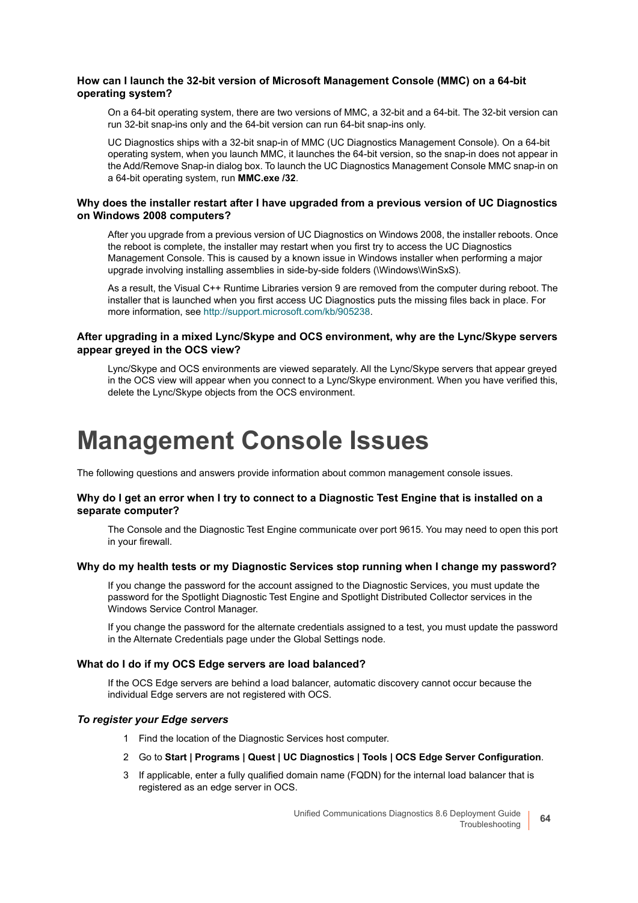### How can I launch the 32-bit version of Microsoft Management Console (MMC) on a 64-bit operating system?

On a 64-bit operating system, there are two versions of MMC, a 32-bit and a 64-bit. The 32-bit version can run 32-bit snap-ins only and the 64-bit version can run 64-bit snap-ins only.

UC Diagnostics ships with a 32-bit snap-in of MMC (UC Diagnostics Management Console). On a 64-bit operating system, when you launch MMC, it launches the 64-bit version, so the snap-in does not appear in the Add/Remove Snap-in dialog box. To launch the UC Diagnostics Management Console MMC snap-in on a 64-bit operating system, run **MMC.exe /32**.

### Why does the installer restart after I have upgraded from a previous version of UC Diagnostics on Windows 2008 computers?

After you upgrade from a previous version of UC Diagnostics on Windows 2008, the installer reboots. Once the reboot is complete, the installer may restart when you first try to access the UC Diagnostics Management Console. This is caused by a known issue in Windows installer when performing a major upgrade involving installing assemblies in side-by-side folders (\Windows\WinSxS).

As a result, the Visual C++ Runtime Libraries version 9 are removed from the computer during reboot. The installer that is launched when you first access UC Diagnostics puts the missing files back in place. For more information, see http://support.microsoft.com/kb/905238.

### After upgrading in a mixed Lync/Skype and OCS environment, why are the Lync/Skype servers appear greyed in the OCS view?

Lync/Skype and OCS environments are viewed separately. All the Lync/Skype servers that appear greyed in the OCS view will appear when you connect to a Lync/Skype environment. When you have verified this, delete the Lync/Skype objects from the OCS environment.

# Management Console Issues

The following questions and answers provide information about common management console issues.

### Why do I get an error when I try to connect to a Diagnostic Test Engine that is installed on a separate computer?

The Console and the Diagnostic Test Engine communicate over port 9615. You may need to open this port in your firewall.

### Why do my health tests or my Diagnostic Services stop running when I change my password?

If you change the password for the account assigned to the Diagnostic Services, you must update the password for the Spotlight Diagnostic Test Engine and Spotlight Distributed Collector services in the Windows Service Control Manager.

If you change the password for the alternate credentials assigned to a test, you must update the password in the Alternate Credentials page under the Global Settings node.

### What do I do if my OCS Edge servers are load balanced?

If the OCS Edge servers are behind a load balancer, automatic discovery cannot occur because the individual Edge servers are not registered with OCS.

#### *To register your Edge servers*

1. Find the location of the Diagnostic Services host computer.
2. Go to **Start | Programs | Quest | UC Diagnostics | Tools | OCS Edge Server Configuration**.
3. If applicable, enter a fully qualified domain name (FQDN) for the internal load balancer that is registered as an edge server in OCS.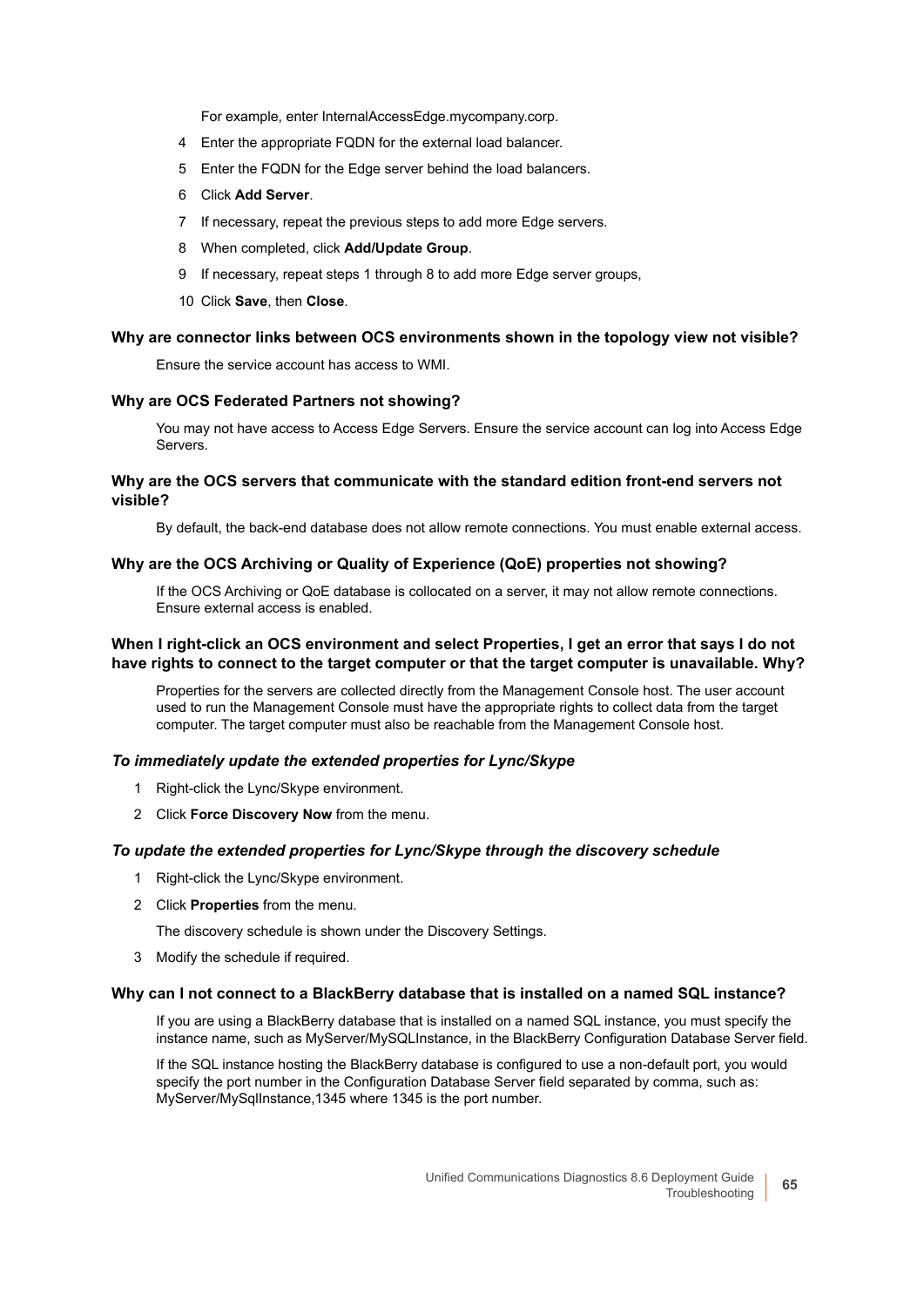For example, enter InternalAccessEdge.mycompany.corp.

4. Enter the appropriate FQDN for the external load balancer.
5. Enter the FQDN for the Edge server behind the load balancers.
6. Click **Add Server**.
7. If necessary, repeat the previous steps to add more Edge servers.
8. When completed, click **Add/Update Group**.
9. If necessary, repeat steps 1 through 8 to add more Edge server groups,
10. Click **Save**, then **Close**.

**Why are connector links between OCS environments shown in the topology view not visible?**

Ensure the service account has access to WMI.

**Why are OCS Federated Partners not showing?**

You may not have access to Access Edge Servers. Ensure the service account can log into Access Edge Servers.

**Why are the OCS servers that communicate with the standard edition front-end servers not visible?**

By default, the back-end database does not allow remote connections. You must enable external access.

**Why are the OCS Archiving or Quality of Experience (QoE) properties not showing?**

If the OCS Archiving or QoE database is collocated on a server, it may not allow remote connections. Ensure external access is enabled.

**When I right-click an OCS environment and select Properties, I get an error that says I do not have rights to connect to the target computer or that the target computer is unavailable. Why?**

Properties for the servers are collected directly from the Management Console host. The user account used to run the Management Console must have the appropriate rights to collect data from the target computer. The target computer must also be reachable from the Management Console host.

***To immediately update the extended properties for Lync/Skype***

1. Right-click the Lync/Skype environment.
2. Click **Force Discovery Now** from the menu.

***To update the extended properties for Lync/Skype through the discovery schedule***

1. Right-click the Lync/Skype environment.
2. Click **Properties** from the menu.

   The discovery schedule is shown under the Discovery Settings.

3. Modify the schedule if required.

**Why can I not connect to a BlackBerry database that is installed on a named SQL instance?**

If you are using a BlackBerry database that is installed on a named SQL instance, you must specify the instance name, such as MyServer/MySQLInstance, in the BlackBerry Configuration Database Server field.

If the SQL instance hosting the BlackBerry database is configured to use a non-default port, you would specify the port number in the Configuration Database Server field separated by comma, such as: MyServer/MySqlInstance,1345 where 1345 is the port number.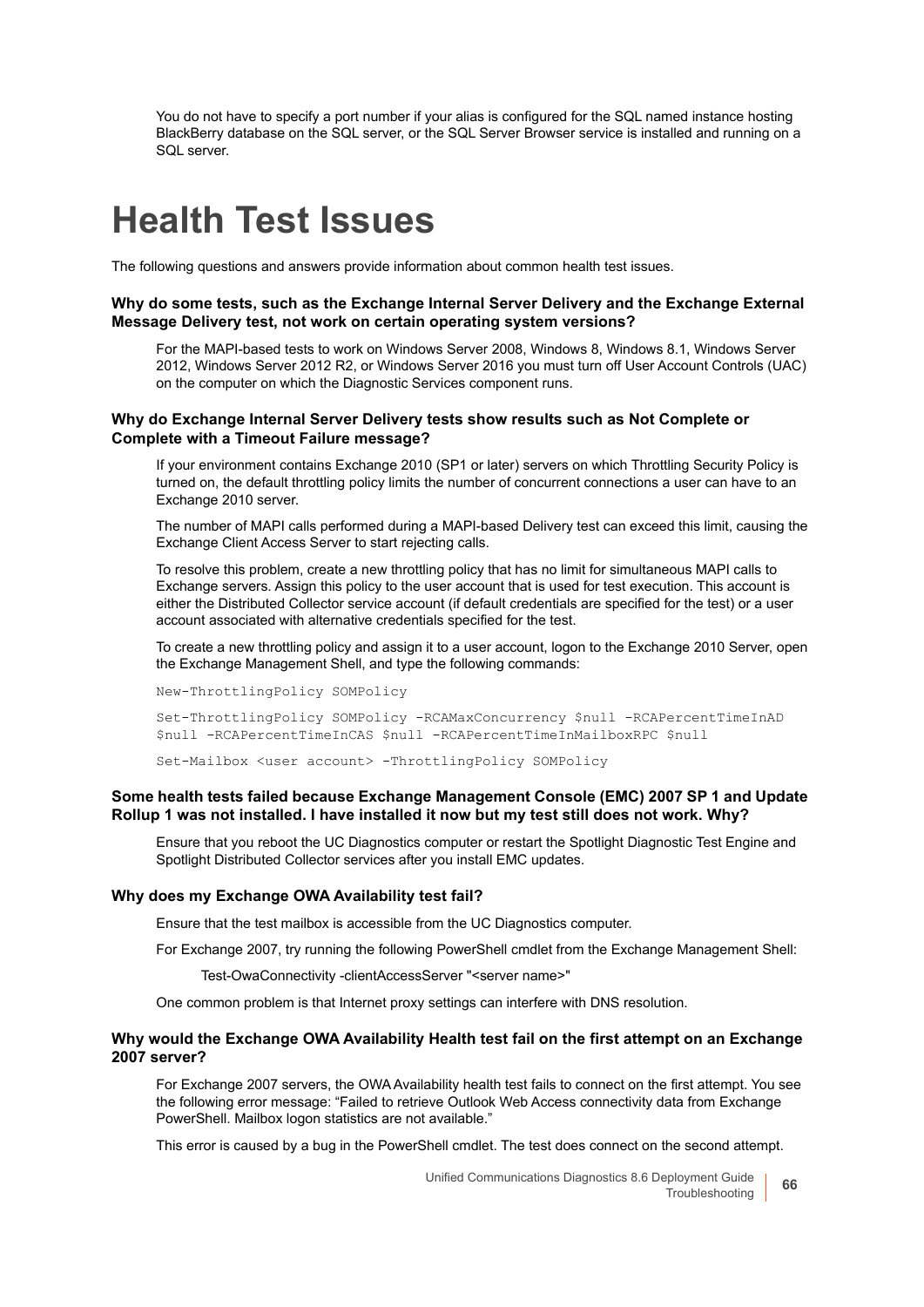You do not have to specify a port number if your alias is configured for the SQL named instance hosting BlackBerry database on the SQL server, or the SQL Server Browser service is installed and running on a SQL server.

# Health Test Issues

The following questions and answers provide information about common health test issues.

**Why do some tests, such as the Exchange Internal Server Delivery and the Exchange External Message Delivery test, not work on certain operating system versions?**

For the MAPI-based tests to work on Windows Server 2008, Windows 8, Windows 8.1, Windows Server 2012, Windows Server 2012 R2, or Windows Server 2016 you must turn off User Account Controls (UAC) on the computer on which the Diagnostic Services component runs.

**Why do Exchange Internal Server Delivery tests show results such as Not Complete or Complete with a Timeout Failure message?**

If your environment contains Exchange 2010 (SP1 or later) servers on which Throttling Security Policy is turned on, the default throttling policy limits the number of concurrent connections a user can have to an Exchange 2010 server.

The number of MAPI calls performed during a MAPI-based Delivery test can exceed this limit, causing the Exchange Client Access Server to start rejecting calls.

To resolve this problem, create a new throttling policy that has no limit for simultaneous MAPI calls to Exchange servers. Assign this policy to the user account that is used for test execution. This account is either the Distributed Collector service account (if default credentials are specified for the test) or a user account associated with alternative credentials specified for the test.

To create a new throttling policy and assign it to a user account, logon to the Exchange 2010 Server, open the Exchange Management Shell, and type the following commands:

```
New-ThrottlingPolicy SOMPolicy

Set-ThrottlingPolicy SOMPolicy -RCAMaxConcurrency $null -RCAPercentTimeInAD
$null -RCAPercentTimeInCAS $null -RCAPercentTimeInMailboxRPC $null

Set-Mailbox <user account> -ThrottlingPolicy SOMPolicy
```

**Some health tests failed because Exchange Management Console (EMC) 2007 SP 1 and Update Rollup 1 was not installed. I have installed it now but my test still does not work. Why?**

Ensure that you reboot the UC Diagnostics computer or restart the Spotlight Diagnostic Test Engine and Spotlight Distributed Collector services after you install EMC updates.

**Why does my Exchange OWA Availability test fail?**

Ensure that the test mailbox is accessible from the UC Diagnostics computer.

For Exchange 2007, try running the following PowerShell cmdlet from the Exchange Management Shell:

Test-OwaConnectivity -clientAccessServer "<server name>"

One common problem is that Internet proxy settings can interfere with DNS resolution.

**Why would the Exchange OWA Availability Health test fail on the first attempt on an Exchange 2007 server?**

For Exchange 2007 servers, the OWA Availability health test fails to connect on the first attempt. You see the following error message: “Failed to retrieve Outlook Web Access connectivity data from Exchange PowerShell. Mailbox logon statistics are not available.”

This error is caused by a bug in the PowerShell cmdlet. The test does connect on the second attempt.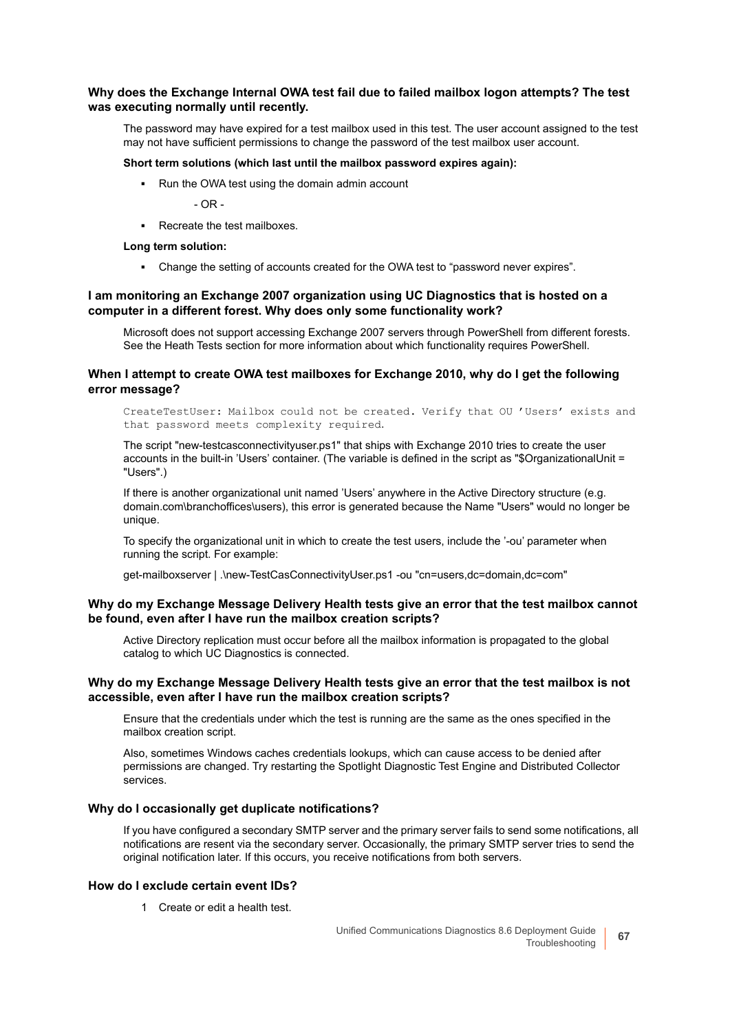### Why does the Exchange Internal OWA test fail due to failed mailbox logon attempts? The test was executing normally until recently.

The password may have expired for a test mailbox used in this test. The user account assigned to the test may not have sufficient permissions to change the password of the test mailbox user account.

**Short term solutions (which last until the mailbox password expires again):**

- Run the OWA test using the domain admin account

  - OR -

- Recreate the test mailboxes.

**Long term solution:**

- Change the setting of accounts created for the OWA test to “password never expires”.

### I am monitoring an Exchange 2007 organization using UC Diagnostics that is hosted on a computer in a different forest. Why does only some functionality work?

Microsoft does not support accessing Exchange 2007 servers through PowerShell from different forests. See the Heath Tests section for more information about which functionality requires PowerShell.

### When I attempt to create OWA test mailboxes for Exchange 2010, why do I get the following error message?

```
CreateTestUser: Mailbox could not be created. Verify that OU ’Users’ exists and
that password meets complexity required.
```

The script "new-testcasconnectivityuser.ps1" that ships with Exchange 2010 tries to create the user accounts in the built-in ’Users’ container. (The variable is defined in the script as "$OrganizationalUnit = "Users".)

If there is another organizational unit named ’Users’ anywhere in the Active Directory structure (e.g. domain.com\branchoffices\users), this error is generated because the Name "Users" would no longer be unique.

To specify the organizational unit in which to create the test users, include the ’-ou’ parameter when running the script. For example:

get-mailboxserver | .\new-TestCasConnectivityUser.ps1 -ou "cn=users,dc=domain,dc=com"

### Why do my Exchange Message Delivery Health tests give an error that the test mailbox cannot be found, even after I have run the mailbox creation scripts?

Active Directory replication must occur before all the mailbox information is propagated to the global catalog to which UC Diagnostics is connected.

### Why do my Exchange Message Delivery Health tests give an error that the test mailbox is not accessible, even after I have run the mailbox creation scripts?

Ensure that the credentials under which the test is running are the same as the ones specified in the mailbox creation script.

Also, sometimes Windows caches credentials lookups, which can cause access to be denied after permissions are changed. Try restarting the Spotlight Diagnostic Test Engine and Distributed Collector services.

### Why do I occasionally get duplicate notifications?

If you have configured a secondary SMTP server and the primary server fails to send some notifications, all notifications are resent via the secondary server. Occasionally, the primary SMTP server tries to send the original notification later. If this occurs, you receive notifications from both servers.

### How do I exclude certain event IDs?

1 Create or edit a health test.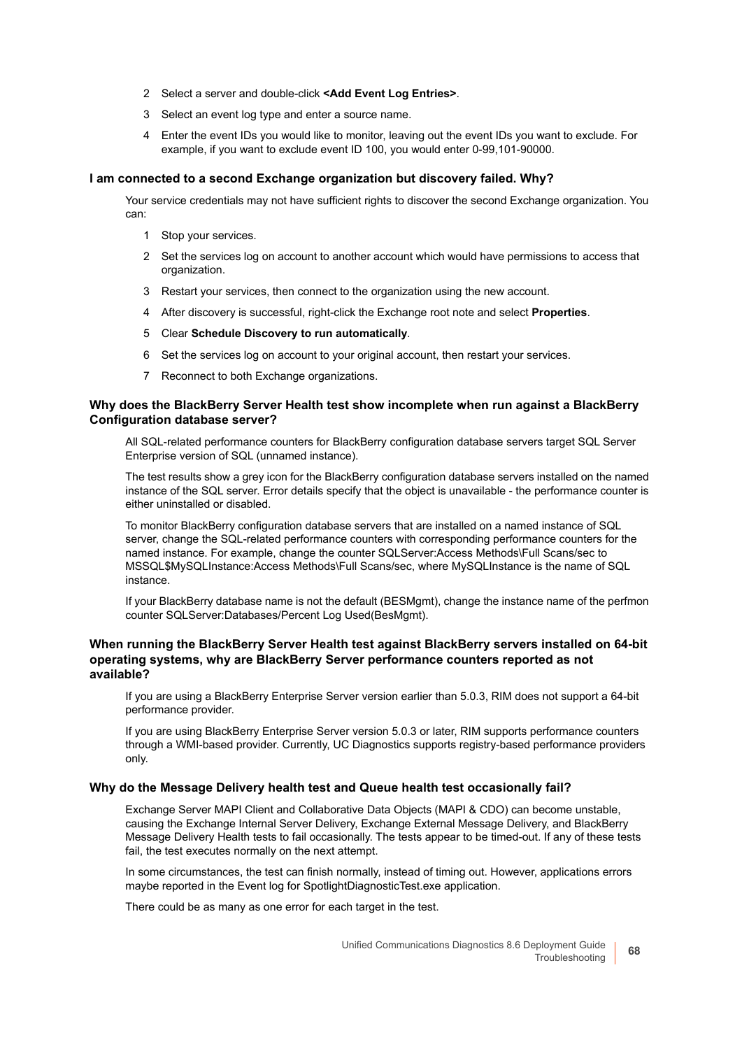2. Select a server and double-click **<Add Event Log Entries>**.
3. Select an event log type and enter a source name.
4. Enter the event IDs you would like to monitor, leaving out the event IDs you want to exclude. For example, if you want to exclude event ID 100, you would enter 0-99,101-90000.

### I am connected to a second Exchange organization but discovery failed. Why?

Your service credentials may not have sufficient rights to discover the second Exchange organization. You can:

1. Stop your services.
2. Set the services log on account to another account which would have permissions to access that organization.
3. Restart your services, then connect to the organization using the new account.
4. After discovery is successful, right-click the Exchange root note and select **Properties**.
5. Clear **Schedule Discovery to run automatically**.
6. Set the services log on account to your original account, then restart your services.
7. Reconnect to both Exchange organizations.

### Why does the BlackBerry Server Health test show incomplete when run against a BlackBerry Configuration database server?

All SQL-related performance counters for BlackBerry configuration database servers target SQL Server Enterprise version of SQL (unnamed instance).

The test results show a grey icon for the BlackBerry configuration database servers installed on the named instance of the SQL server. Error details specify that the object is unavailable - the performance counter is either uninstalled or disabled.

To monitor BlackBerry configuration database servers that are installed on a named instance of SQL server, change the SQL-related performance counters with corresponding performance counters for the named instance. For example, change the counter SQLServer:Access Methods\Full Scans/sec to MSSQL$MySQLInstance:Access Methods\Full Scans/sec, where MySQLInstance is the name of SQL instance.

If your BlackBerry database name is not the default (BESMgmt), change the instance name of the perfmon counter SQLServer:Databases/Percent Log Used(BesMgmt).

### When running the BlackBerry Server Health test against BlackBerry servers installed on 64-bit operating systems, why are BlackBerry Server performance counters reported as not available?

If you are using a BlackBerry Enterprise Server version earlier than 5.0.3, RIM does not support a 64-bit performance provider.

If you are using BlackBerry Enterprise Server version 5.0.3 or later, RIM supports performance counters through a WMI-based provider. Currently, UC Diagnostics supports registry-based performance providers only.

### Why do the Message Delivery health test and Queue health test occasionally fail?

Exchange Server MAPI Client and Collaborative Data Objects (MAPI & CDO) can become unstable, causing the Exchange Internal Server Delivery, Exchange External Message Delivery, and BlackBerry Message Delivery Health tests to fail occasionally. The tests appear to be timed-out. If any of these tests fail, the test executes normally on the next attempt.

In some circumstances, the test can finish normally, instead of timing out. However, applications errors maybe reported in the Event log for SpotlightDiagnosticTest.exe application.

There could be as many as one error for each target in the test.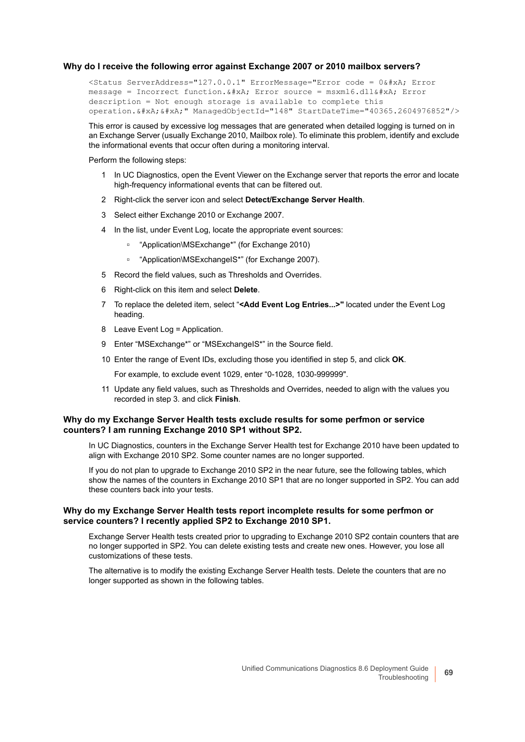**Why do I receive the following error against Exchange 2007 or 2010 mailbox servers?**

```
<Status ServerAddress="127.0.0.1" ErrorMessage="Error code = 0&#xA; Error
message = Incorrect function.&#xA; Error source = msxml6.dll&#xA; Error
description = Not enough storage is available to complete this
operation.&#xA;&#xA;" ManagedObjectId="148" StartDateTime="40365.2604976852"/>
```

This error is caused by excessive log messages that are generated when detailed logging is turned on in an Exchange Server (usually Exchange 2010, Mailbox role). To eliminate this problem, identify and exclude the informational events that occur often during a monitoring interval.

Perform the following steps:

1. In UC Diagnostics, open the Event Viewer on the Exchange server that reports the error and locate high-frequency informational events that can be filtered out.
2. Right-click the server icon and select **Detect/Exchange Server Health**.
3. Select either Exchange 2010 or Exchange 2007.
4. In the list, under Event Log, locate the appropriate event sources:
   - "Application\MSExchange*" (for Exchange 2010)
   - "Application\MSExchangeIS*" (for Exchange 2007).
5. Record the field values, such as Thresholds and Overrides.
6. Right-click on this item and select **Delete**.
7. To replace the deleted item, select "**<Add Event Log Entries...>"** located under the Event Log heading.
8. Leave Event Log = Application.
9. Enter "MSExchange*" or "MSExchangeIS*" in the Source field.
10. Enter the range of Event IDs, excluding those you identified in step 5, and click **OK**.

    For example, to exclude event 1029, enter "0-1028, 1030-999999".
11. Update any field values, such as Thresholds and Overrides, needed to align with the values you recorded in step 3. and click **Finish**.

**Why do my Exchange Server Health tests exclude results for some perfmon or service counters? I am running Exchange 2010 SP1 without SP2.**

In UC Diagnostics, counters in the Exchange Server Health test for Exchange 2010 have been updated to align with Exchange 2010 SP2. Some counter names are no longer supported.

If you do not plan to upgrade to Exchange 2010 SP2 in the near future, see the following tables, which show the names of the counters in Exchange 2010 SP1 that are no longer supported in SP2. You can add these counters back into your tests.

**Why do my Exchange Server Health tests report incomplete results for some perfmon or service counters? I recently applied SP2 to Exchange 2010 SP1.**

Exchange Server Health tests created prior to upgrading to Exchange 2010 SP2 contain counters that are no longer supported in SP2. You can delete existing tests and create new ones. However, you lose all customizations of these tests.

The alternative is to modify the existing Exchange Server Health tests. Delete the counters that are no longer supported as shown in the following tables.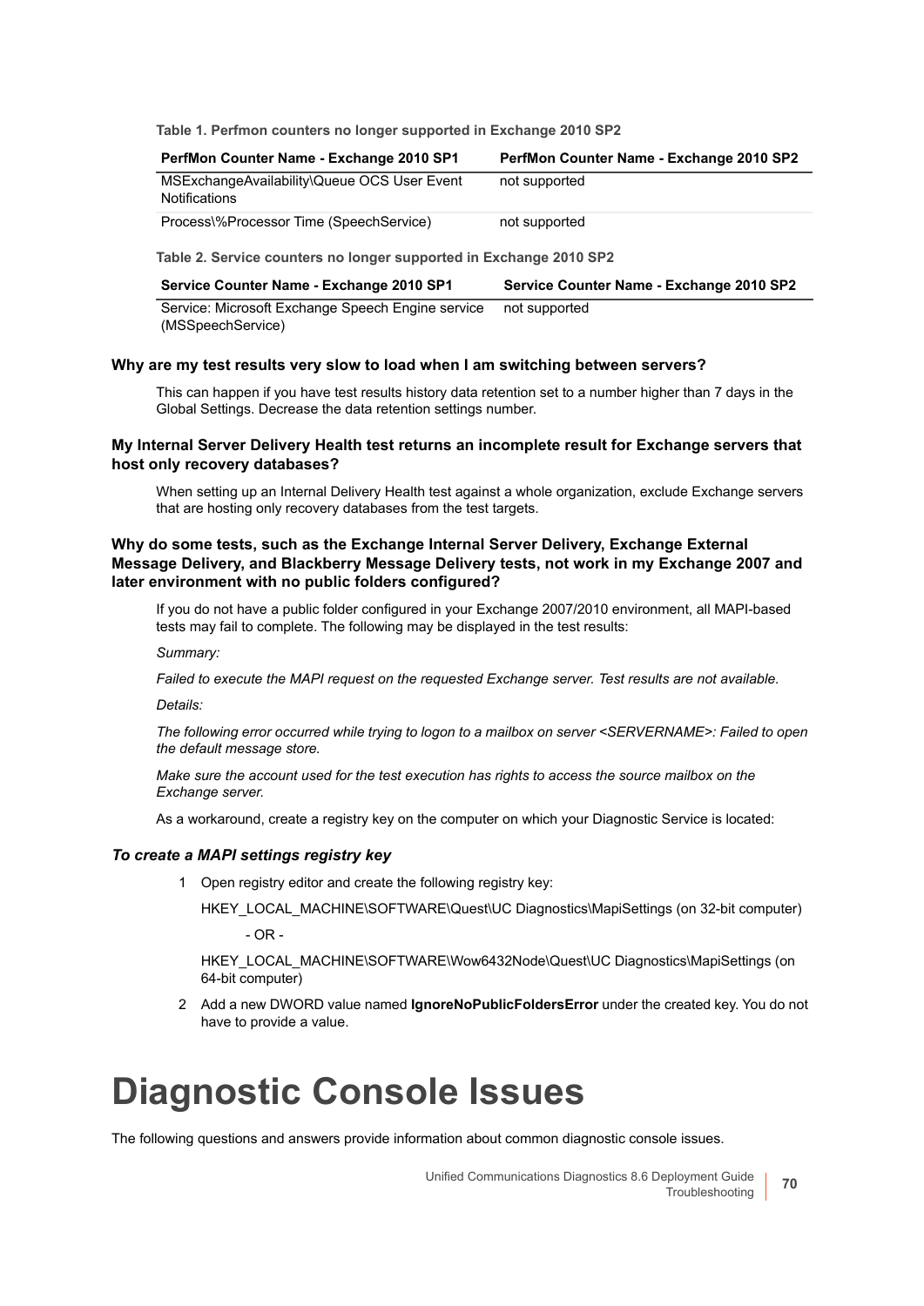**Table 1. Perfmon counters no longer supported in Exchange 2010 SP2**

| PerfMon Counter Name - Exchange 2010 SP1 | PerfMon Counter Name - Exchange 2010 SP2 |
| --- | --- |
| MSExchangeAvailability\Queue OCS User Event Notifications | not supported |
| Process\%Processor Time (SpeechService) | not supported |

**Table 2. Service counters no longer supported in Exchange 2010 SP2**

| Service Counter Name - Exchange 2010 SP1 | Service Counter Name - Exchange 2010 SP2 |
| --- | --- |
| Service: Microsoft Exchange Speech Engine service (MSSpeechService) | not supported |

**Why are my test results very slow to load when I am switching between servers?**

This can happen if you have test results history data retention set to a number higher than 7 days in the Global Settings. Decrease the data retention settings number.

**My Internal Server Delivery Health test returns an incomplete result for Exchange servers that host only recovery databases?**

When setting up an Internal Delivery Health test against a whole organization, exclude Exchange servers that are hosting only recovery databases from the test targets.

**Why do some tests, such as the Exchange Internal Server Delivery, Exchange External Message Delivery, and Blackberry Message Delivery tests, not work in my Exchange 2007 and later environment with no public folders configured?**

If you do not have a public folder configured in your Exchange 2007/2010 environment, all MAPI-based tests may fail to complete. The following may be displayed in the test results:

*Summary:*

*Failed to execute the MAPI request on the requested Exchange server. Test results are not available.*

*Details:*

*The following error occurred while trying to logon to a mailbox on server <SERVERNAME>: Failed to open the default message store.*

*Make sure the account used for the test execution has rights to access the source mailbox on the Exchange server.*

As a workaround, create a registry key on the computer on which your Diagnostic Service is located:

***To create a MAPI settings registry key***

1. Open registry editor and create the following registry key:

   HKEY_LOCAL_MACHINE\SOFTWARE\Quest\UC Diagnostics\MapiSettings (on 32-bit computer)

   - OR -

   HKEY_LOCAL_MACHINE\SOFTWARE\Wow6432Node\Quest\UC Diagnostics\MapiSettings (on 64-bit computer)

2. Add a new DWORD value named **IgnoreNoPublicFoldersError** under the created key. You do not have to provide a value.

# Diagnostic Console Issues

The following questions and answers provide information about common diagnostic console issues.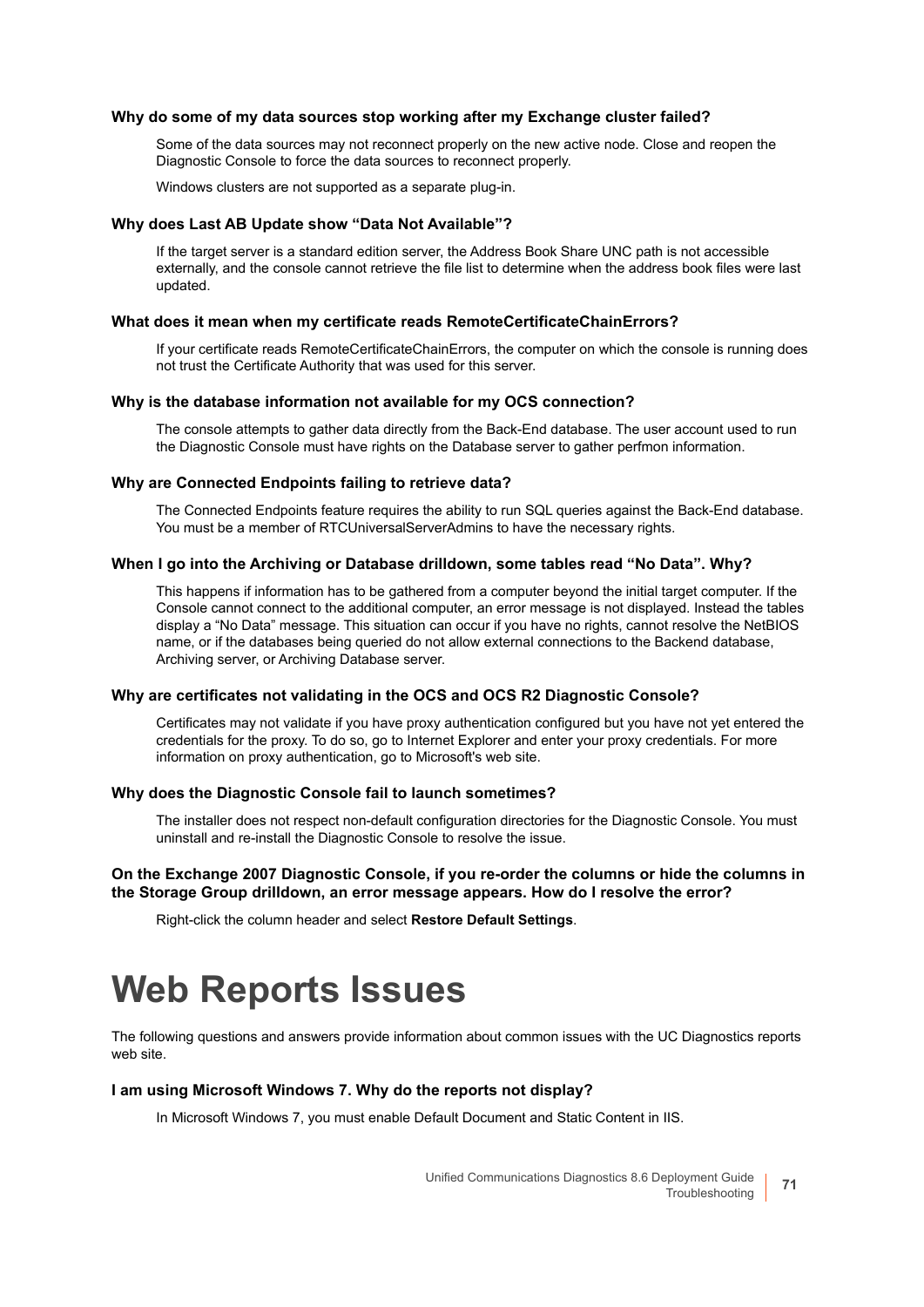**Why do some of my data sources stop working after my Exchange cluster failed?**

Some of the data sources may not reconnect properly on the new active node. Close and reopen the Diagnostic Console to force the data sources to reconnect properly.

Windows clusters are not supported as a separate plug-in.

**Why does Last AB Update show "Data Not Available"?**

If the target server is a standard edition server, the Address Book Share UNC path is not accessible externally, and the console cannot retrieve the file list to determine when the address book files were last updated.

**What does it mean when my certificate reads RemoteCertificateChainErrors?**

If your certificate reads RemoteCertificateChainErrors, the computer on which the console is running does not trust the Certificate Authority that was used for this server.

**Why is the database information not available for my OCS connection?**

The console attempts to gather data directly from the Back-End database. The user account used to run the Diagnostic Console must have rights on the Database server to gather perfmon information.

**Why are Connected Endpoints failing to retrieve data?**

The Connected Endpoints feature requires the ability to run SQL queries against the Back-End database. You must be a member of RTCUniversalServerAdmins to have the necessary rights.

**When I go into the Archiving or Database drilldown, some tables read "No Data". Why?**

This happens if information has to be gathered from a computer beyond the initial target computer. If the Console cannot connect to the additional computer, an error message is not displayed. Instead the tables display a "No Data" message. This situation can occur if you have no rights, cannot resolve the NetBIOS name, or if the databases being queried do not allow external connections to the Backend database, Archiving server, or Archiving Database server.

**Why are certificates not validating in the OCS and OCS R2 Diagnostic Console?**

Certificates may not validate if you have proxy authentication configured but you have not yet entered the credentials for the proxy. To do so, go to Internet Explorer and enter your proxy credentials. For more information on proxy authentication, go to Microsoft's web site.

**Why does the Diagnostic Console fail to launch sometimes?**

The installer does not respect non-default configuration directories for the Diagnostic Console. You must uninstall and re-install the Diagnostic Console to resolve the issue.

**On the Exchange 2007 Diagnostic Console, if you re-order the columns or hide the columns in the Storage Group drilldown, an error message appears. How do I resolve the error?**

Right-click the column header and select **Restore Default Settings**.

# Web Reports Issues

The following questions and answers provide information about common issues with the UC Diagnostics reports web site.

**I am using Microsoft Windows 7. Why do the reports not display?**

In Microsoft Windows 7, you must enable Default Document and Static Content in IIS.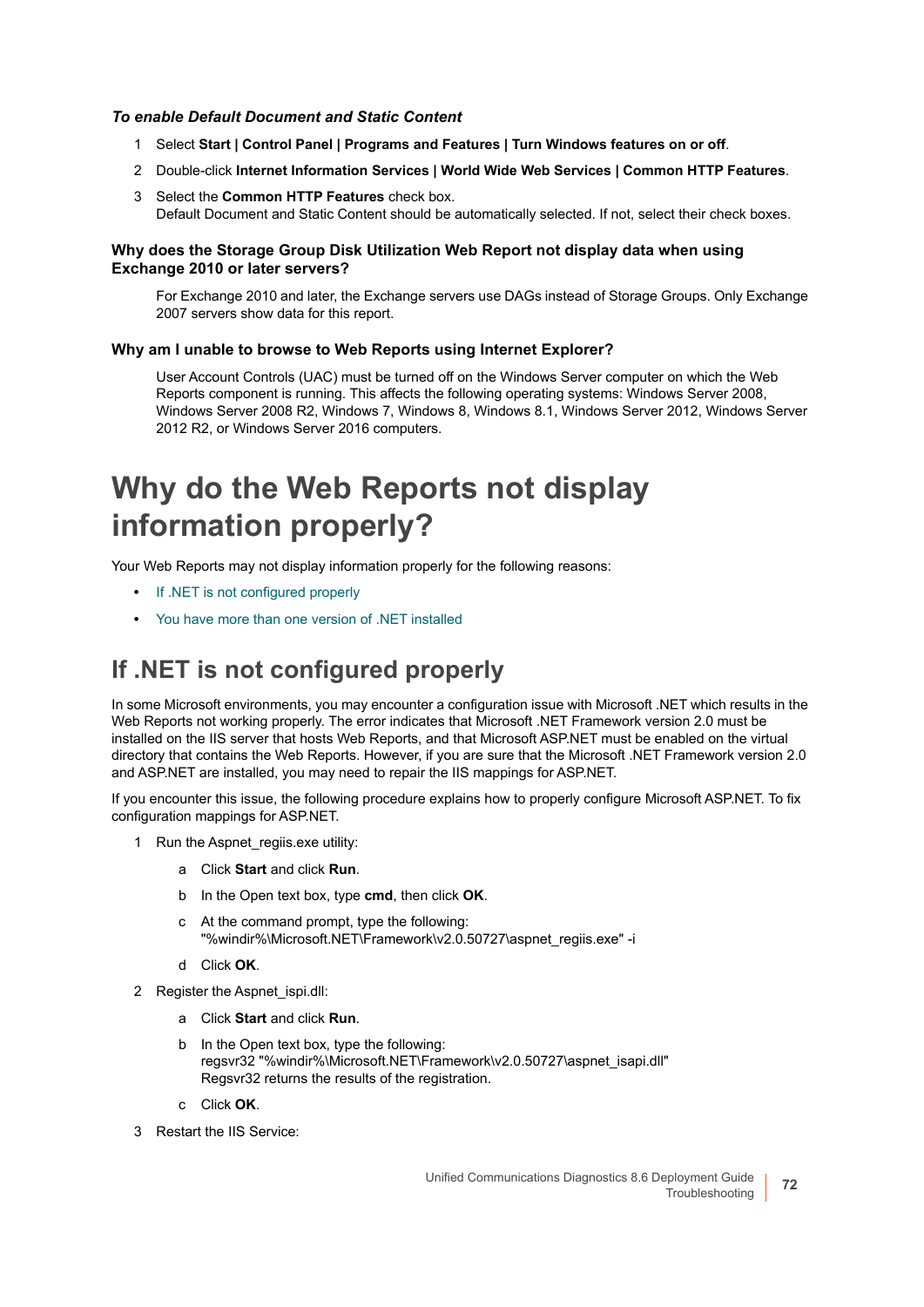***To enable Default Document and Static Content***

1. Select **Start | Control Panel | Programs and Features | Turn Windows features on or off**.
2. Double-click **Internet Information Services | World Wide Web Services | Common HTTP Features**.
3. Select the **Common HTTP Features** check box.
   Default Document and Static Content should be automatically selected. If not, select their check boxes.

### Why does the Storage Group Disk Utilization Web Report not display data when using Exchange 2010 or later servers?

For Exchange 2010 and later, the Exchange servers use DAGs instead of Storage Groups. Only Exchange 2007 servers show data for this report.

### Why am I unable to browse to Web Reports using Internet Explorer?

User Account Controls (UAC) must be turned off on the Windows Server computer on which the Web Reports component is running. This affects the following operating systems: Windows Server 2008, Windows Server 2008 R2, Windows 7, Windows 8, Windows 8.1, Windows Server 2012, Windows Server 2012 R2, or Windows Server 2016 computers.

# Why do the Web Reports not display information properly?

Your Web Reports may not display information properly for the following reasons:

- If .NET is not configured properly
- You have more than one version of .NET installed

## If .NET is not configured properly

In some Microsoft environments, you may encounter a configuration issue with Microsoft .NET which results in the Web Reports not working properly. The error indicates that Microsoft .NET Framework version 2.0 must be installed on the IIS server that hosts Web Reports, and that Microsoft ASP.NET must be enabled on the virtual directory that contains the Web Reports. However, if you are sure that the Microsoft .NET Framework version 2.0 and ASP.NET are installed, you may need to repair the IIS mappings for ASP.NET.

If you encounter this issue, the following procedure explains how to properly configure Microsoft ASP.NET. To fix configuration mappings for ASP.NET.

1. Run the Aspnet_regiis.exe utility:
   a. Click **Start** and click **Run**.
   b. In the Open text box, type **cmd**, then click **OK**.
   c. At the command prompt, type the following:
      "%windir%\Microsoft.NET\Framework\v2.0.50727\aspnet_regiis.exe" -i
   d. Click **OK**.
2. Register the Aspnet_ispi.dll:
   a. Click **Start** and click **Run**.
   b. In the Open text box, type the following:
      regsvr32 "%windir%\Microsoft.NET\Framework\v2.0.50727\aspnet_isapi.dll"
      Regsvr32 returns the results of the registration.
   c. Click **OK**.
3. Restart the IIS Service: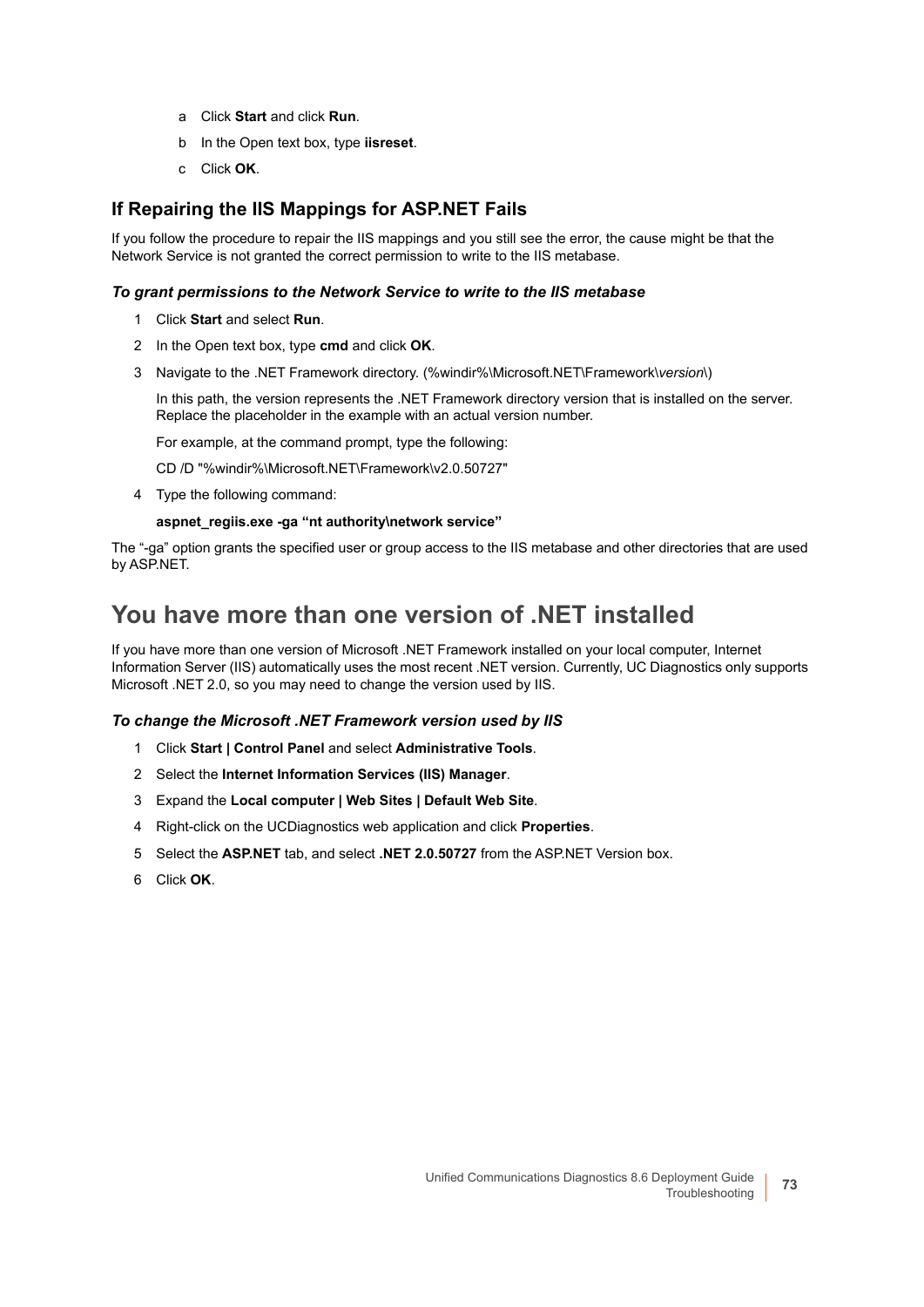a. Click **Start** and click **Run**.
b. In the Open text box, type **iisreset**.
c. Click **OK**.

### If Repairing the IIS Mappings for ASP.NET Fails

If you follow the procedure to repair the IIS mappings and you still see the error, the cause might be that the Network Service is not granted the correct permission to write to the IIS metabase.

#### *To grant permissions to the Network Service to write to the IIS metabase*

1. Click **Start** and select **Run**.
2. In the Open text box, type **cmd** and click **OK**.
3. Navigate to the .NET Framework directory. (%windir%\Microsoft.NET\Framework\*version*\)

   In this path, the version represents the .NET Framework directory version that is installed on the server. Replace the placeholder in the example with an actual version number.

   For example, at the command prompt, type the following:

   CD /D "%windir%\Microsoft.NET\Framework\v2.0.50727"
4. Type the following command:

   **aspnet_regiis.exe -ga “nt authority\network service”**

The “-ga” option grants the specified user or group access to the IIS metabase and other directories that are used by ASP.NET.

## You have more than one version of .NET installed

If you have more than one version of Microsoft .NET Framework installed on your local computer, Internet Information Server (IIS) automatically uses the most recent .NET version. Currently, UC Diagnostics only supports Microsoft .NET 2.0, so you may need to change the version used by IIS.

#### *To change the Microsoft .NET Framework version used by IIS*

1. Click **Start | Control Panel** and select **Administrative Tools**.
2. Select the **Internet Information Services (IIS) Manager**.
3. Expand the **Local computer | Web Sites | Default Web Site**.
4. Right-click on the UCDiagnostics web application and click **Properties**.
5. Select the **ASP.NET** tab, and select **.NET 2.0.50727** from the ASP.NET Version box.
6. Click **OK**.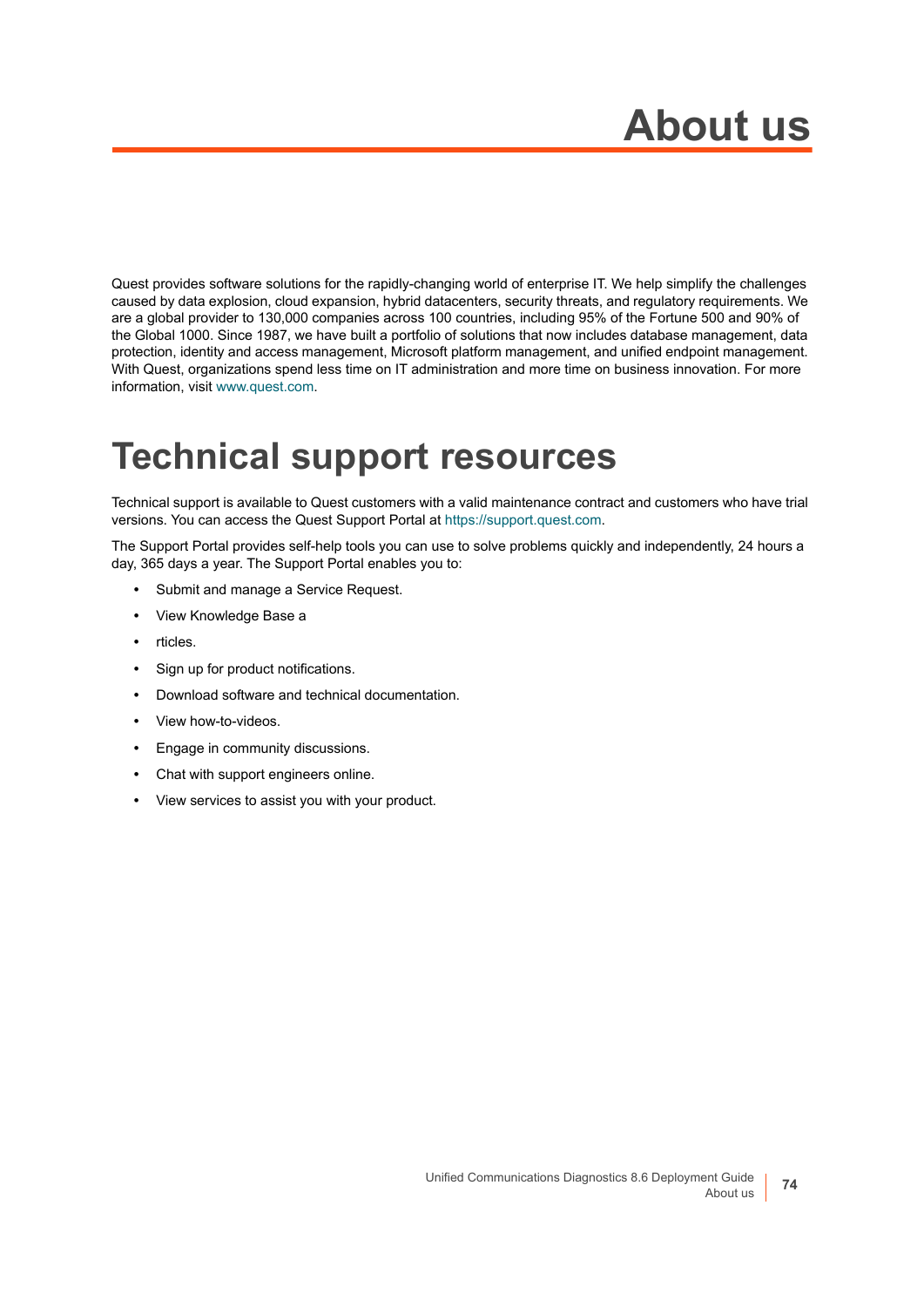# About us

Quest provides software solutions for the rapidly-changing world of enterprise IT. We help simplify the challenges caused by data explosion, cloud expansion, hybrid datacenters, security threats, and regulatory requirements. We are a global provider to 130,000 companies across 100 countries, including 95% of the Fortune 500 and 90% of the Global 1000. Since 1987, we have built a portfolio of solutions that now includes database management, data protection, identity and access management, Microsoft platform management, and unified endpoint management. With Quest, organizations spend less time on IT administration and more time on business innovation. For more information, visit www.quest.com.

# Technical support resources

Technical support is available to Quest customers with a valid maintenance contract and customers who have trial versions. You can access the Quest Support Portal at https://support.quest.com.

The Support Portal provides self-help tools you can use to solve problems quickly and independently, 24 hours a day, 365 days a year. The Support Portal enables you to:

- Submit and manage a Service Request.
- View Knowledge Base a
- rticles.
- Sign up for product notifications.
- Download software and technical documentation.
- View how-to-videos.
- Engage in community discussions.
- Chat with support engineers online.
- View services to assist you with your product.